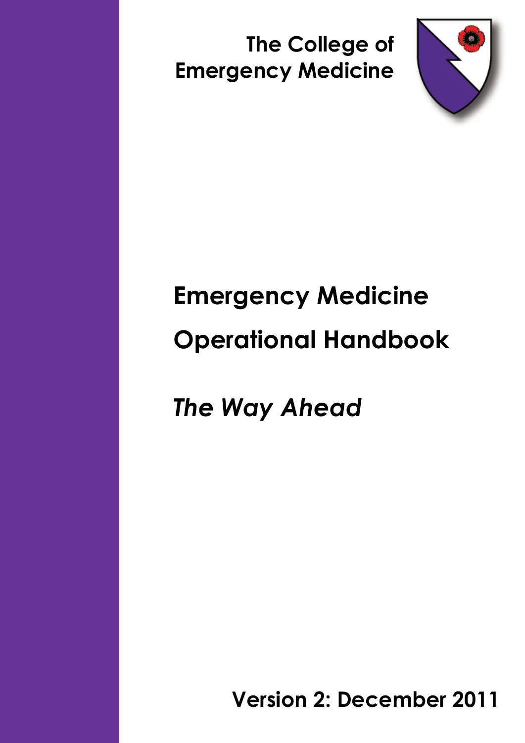The College of Emergency Medicine

# Emergency Medicine Operational Handbook

## *The Way Ahead*

**Version 2: December 2011**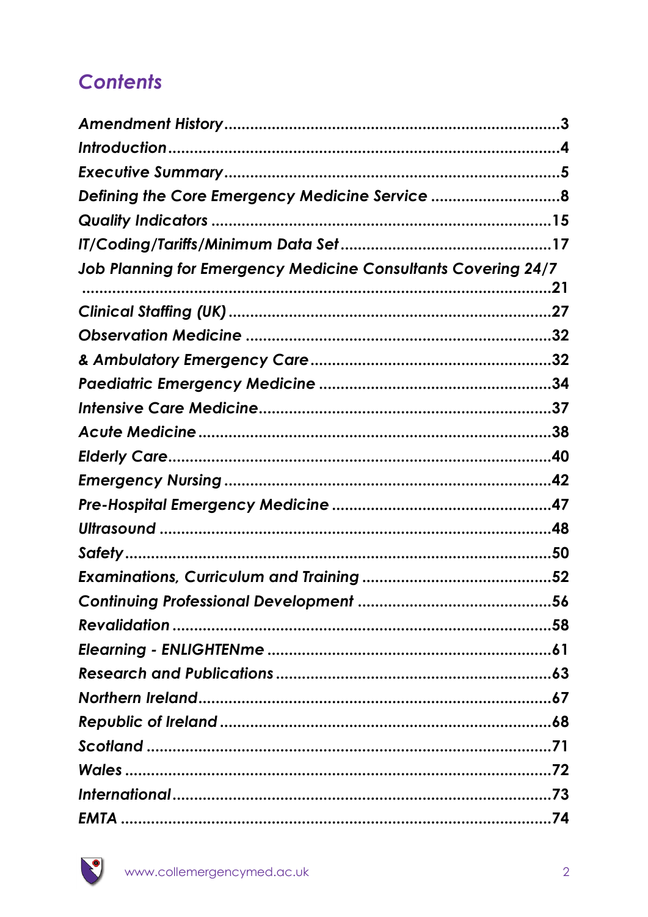## *Contents*

| | |
|---|---|
| *Amendment History* | 3 |
| *Introduction* | 4 |
| *Executive Summary* | 5 |
| *Defining the Core Emergency Medicine Service* | 8 |
| *Quality Indicators* | 15 |
| *IT/Coding/Tariffs/Minimum Data Set* | 17 |
| *Job Planning for Emergency Medicine Consultants Covering 24/7* | 21 |
| *Clinical Staffing (UK)* | 27 |
| *Observation Medicine* | 32 |
| *& Ambulatory Emergency Care* | 32 |
| *Paediatric Emergency Medicine* | 34 |
| *Intensive Care Medicine* | 37 |
| *Acute Medicine* | 38 |
| *Elderly Care* | 40 |
| *Emergency Nursing* | 42 |
| *Pre-Hospital Emergency Medicine* | 47 |
| *Ultrasound* | 48 |
| *Safety* | 50 |
| *Examinations, Curriculum and Training* | 52 |
| *Continuing Professional Development* | 56 |
| *Revalidation* | 58 |
| *Elearning - ENLIGHTENme* | 61 |
| *Research and Publications* | 63 |
| *Northern Ireland* | 67 |
| *Republic of Ireland* | 68 |
| *Scotland* | 71 |
| *Wales* | 72 |
| *International* | 73 |
| *EMTA* | 74 |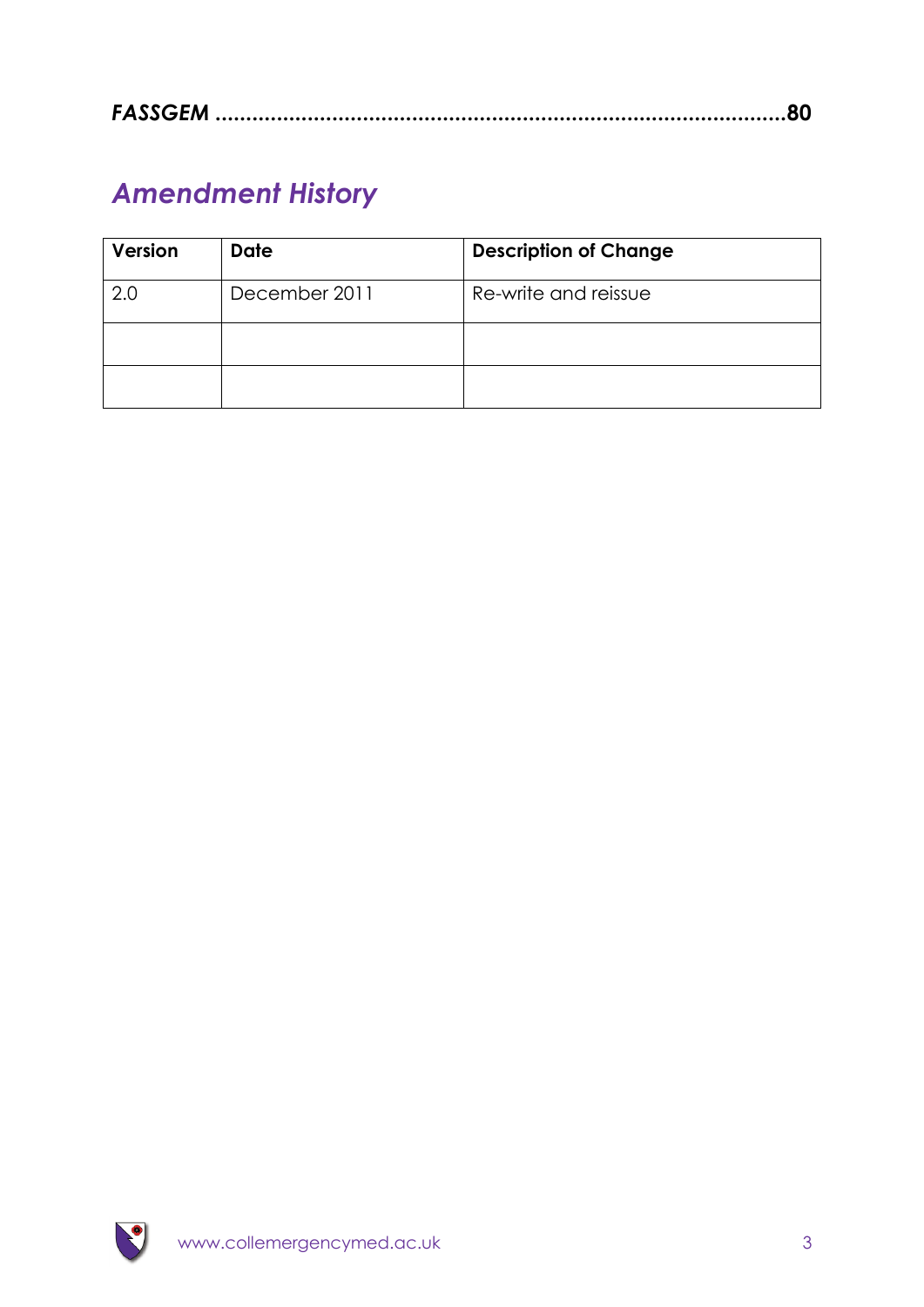***FASSGEM* ...........................................................................................80**

## *Amendment History*

| Version | Date | Description of Change |
|---|---|---|
| 2.0 | December 2011 | Re-write and reissue |
| | | |
| | | |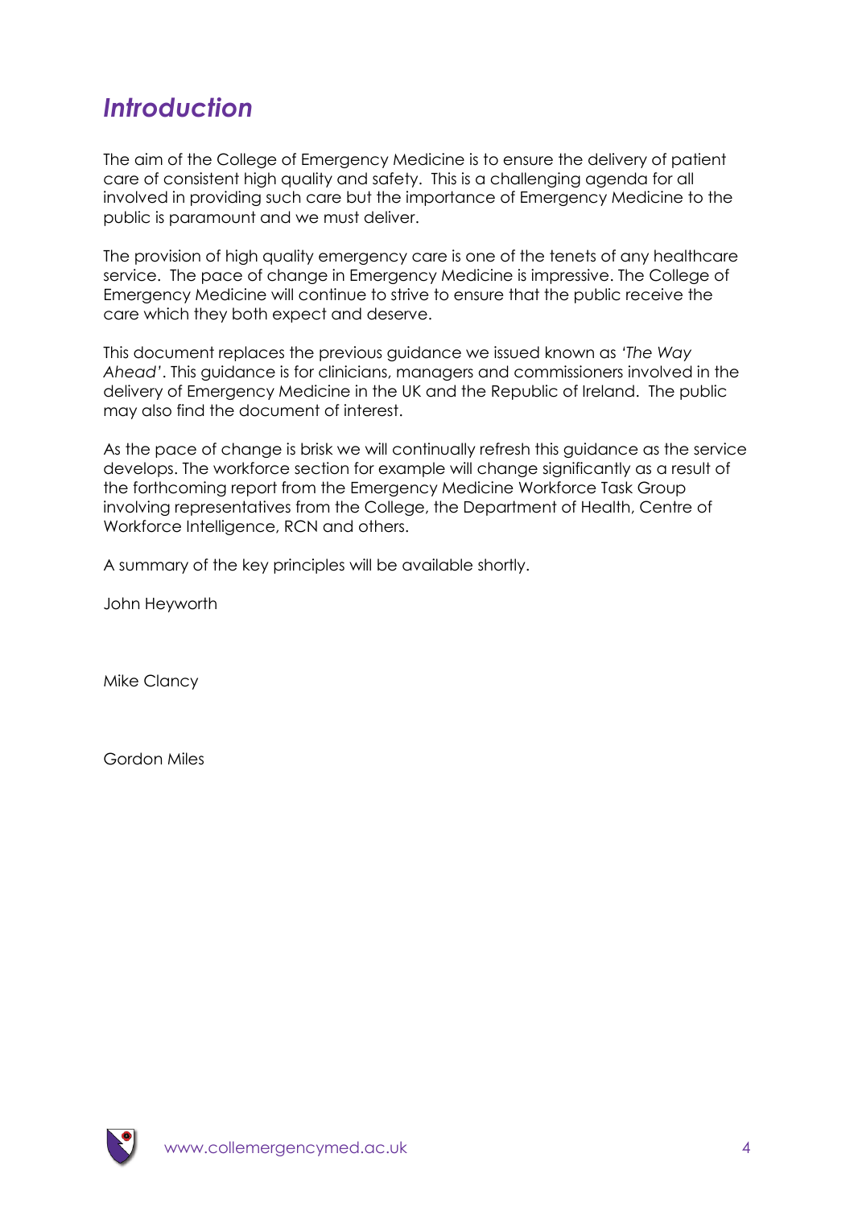# *Introduction*

The aim of the College of Emergency Medicine is to ensure the delivery of patient care of consistent high quality and safety. This is a challenging agenda for all involved in providing such care but the importance of Emergency Medicine to the public is paramount and we must deliver.

The provision of high quality emergency care is one of the tenets of any healthcare service. The pace of change in Emergency Medicine is impressive. The College of Emergency Medicine will continue to strive to ensure that the public receive the care which they both expect and deserve.

This document replaces the previous guidance we issued known as *'The Way Ahead'*. This guidance is for clinicians, managers and commissioners involved in the delivery of Emergency Medicine in the UK and the Republic of Ireland. The public may also find the document of interest.

As the pace of change is brisk we will continually refresh this guidance as the service develops. The workforce section for example will change significantly as a result of the forthcoming report from the Emergency Medicine Workforce Task Group involving representatives from the College, the Department of Health, Centre of Workforce Intelligence, RCN and others.

A summary of the key principles will be available shortly.

John Heyworth

Mike Clancy

Gordon Miles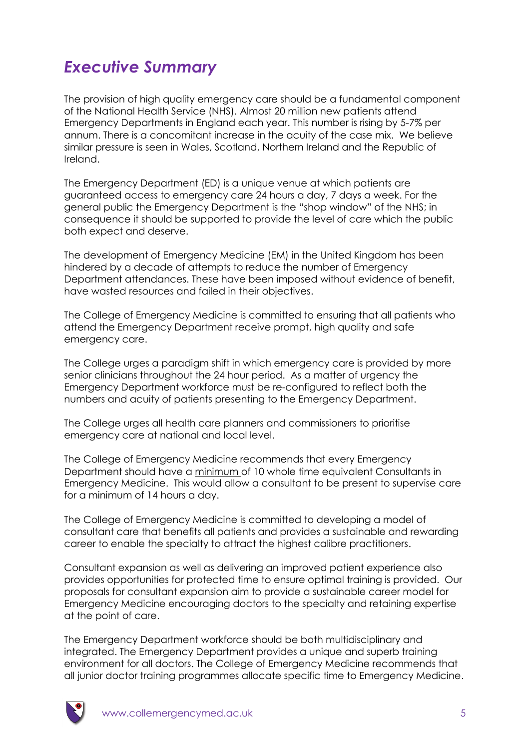# *Executive Summary*

The provision of high quality emergency care should be a fundamental component of the National Health Service (NHS). Almost 20 million new patients attend Emergency Departments in England each year. This number is rising by 5-7% per annum. There is a concomitant increase in the acuity of the case mix. We believe similar pressure is seen in Wales, Scotland, Northern Ireland and the Republic of Ireland.

The Emergency Department (ED) is a unique venue at which patients are guaranteed access to emergency care 24 hours a day, 7 days a week. For the general public the Emergency Department is the "shop window" of the NHS; in consequence it should be supported to provide the level of care which the public both expect and deserve.

The development of Emergency Medicine (EM) in the United Kingdom has been hindered by a decade of attempts to reduce the number of Emergency Department attendances. These have been imposed without evidence of benefit, have wasted resources and failed in their objectives.

The College of Emergency Medicine is committed to ensuring that all patients who attend the Emergency Department receive prompt, high quality and safe emergency care.

The College urges a paradigm shift in which emergency care is provided by more senior clinicians throughout the 24 hour period. As a matter of urgency the Emergency Department workforce must be re-configured to reflect both the numbers and acuity of patients presenting to the Emergency Department.

The College urges all health care planners and commissioners to prioritise emergency care at national and local level.

The College of Emergency Medicine recommends that every Emergency Department should have a <u>minimum</u> of 10 whole time equivalent Consultants in Emergency Medicine. This would allow a consultant to be present to supervise care for a minimum of 14 hours a day.

The College of Emergency Medicine is committed to developing a model of consultant care that benefits all patients and provides a sustainable and rewarding career to enable the specialty to attract the highest calibre practitioners.

Consultant expansion as well as delivering an improved patient experience also provides opportunities for protected time to ensure optimal training is provided. Our proposals for consultant expansion aim to provide a sustainable career model for Emergency Medicine encouraging doctors to the specialty and retaining expertise at the point of care.

The Emergency Department workforce should be both multidisciplinary and integrated. The Emergency Department provides a unique and superb training environment for all doctors. The College of Emergency Medicine recommends that all junior doctor training programmes allocate specific time to Emergency Medicine.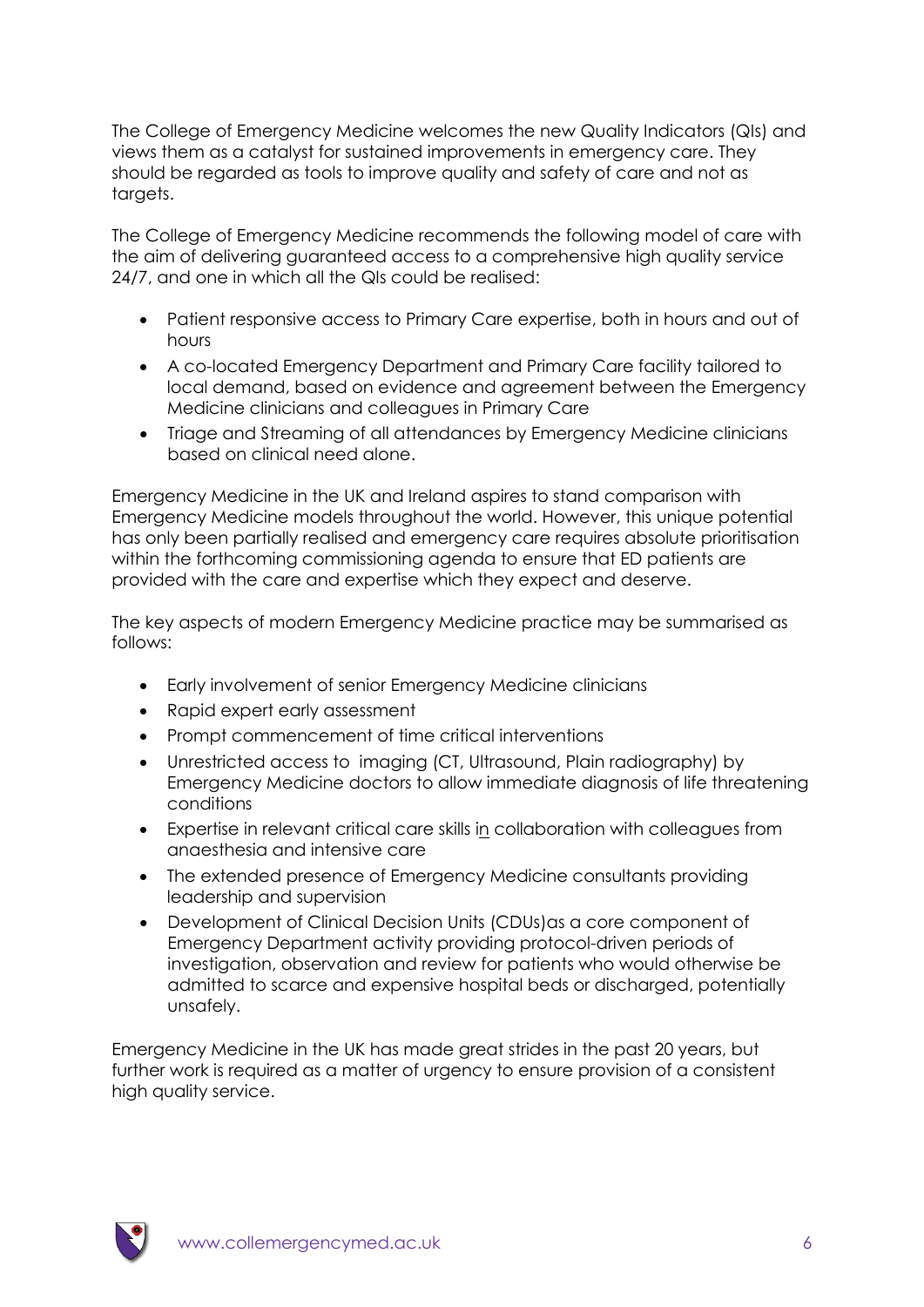The College of Emergency Medicine welcomes the new Quality Indicators (QIs) and views them as a catalyst for sustained improvements in emergency care. They should be regarded as tools to improve quality and safety of care and not as targets.

The College of Emergency Medicine recommends the following model of care with the aim of delivering guaranteed access to a comprehensive high quality service 24/7, and one in which all the QIs could be realised:

- Patient responsive access to Primary Care expertise, both in hours and out of hours
- A co-located Emergency Department and Primary Care facility tailored to local demand, based on evidence and agreement between the Emergency Medicine clinicians and colleagues in Primary Care
- Triage and Streaming of all attendances by Emergency Medicine clinicians based on clinical need alone.

Emergency Medicine in the UK and Ireland aspires to stand comparison with Emergency Medicine models throughout the world. However, this unique potential has only been partially realised and emergency care requires absolute prioritisation within the forthcoming commissioning agenda to ensure that ED patients are provided with the care and expertise which they expect and deserve.

The key aspects of modern Emergency Medicine practice may be summarised as follows:

- Early involvement of senior Emergency Medicine clinicians
- Rapid expert early assessment
- Prompt commencement of time critical interventions
- Unrestricted access to imaging (CT, Ultrasound, Plain radiography) by Emergency Medicine doctors to allow immediate diagnosis of life threatening conditions
- Expertise in relevant critical care skills in collaboration with colleagues from anaesthesia and intensive care
- The extended presence of Emergency Medicine consultants providing leadership and supervision
- Development of Clinical Decision Units (CDUs)as a core component of Emergency Department activity providing protocol-driven periods of investigation, observation and review for patients who would otherwise be admitted to scarce and expensive hospital beds or discharged, potentially unsafely.

Emergency Medicine in the UK has made great strides in the past 20 years, but further work is required as a matter of urgency to ensure provision of a consistent high quality service.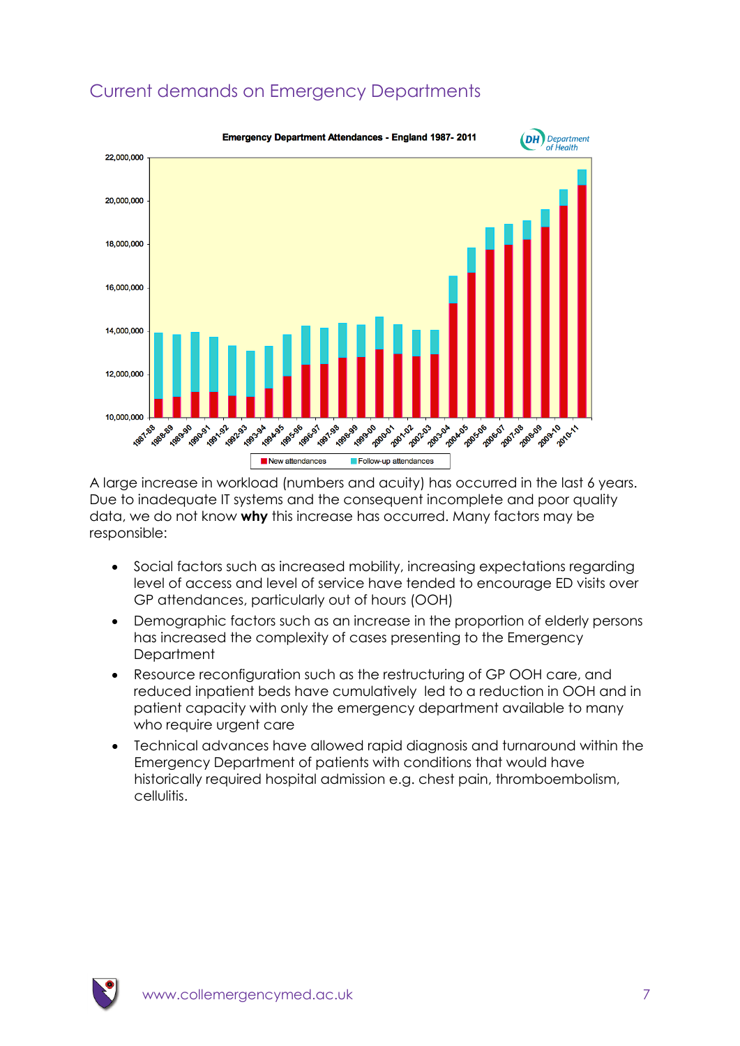## Current demands on Emergency Departments

A large increase in workload (numbers and acuity) has occurred in the last 6 years. Due to inadequate IT systems and the consequent incomplete and poor quality data, we do not know **why** this increase has occurred. Many factors may be responsible:

- Social factors such as increased mobility, increasing expectations regarding level of access and level of service have tended to encourage ED visits over GP attendances, particularly out of hours (OOH)
- Demographic factors such as an increase in the proportion of elderly persons has increased the complexity of cases presenting to the Emergency Department
- Resource reconfiguration such as the restructuring of GP OOH care, and reduced inpatient beds have cumulatively led to a reduction in OOH and in patient capacity with only the emergency department available to many who require urgent care
- Technical advances have allowed rapid diagnosis and turnaround within the Emergency Department of patients with conditions that would have historically required hospital admission e.g. chest pain, thromboembolism, cellulitis.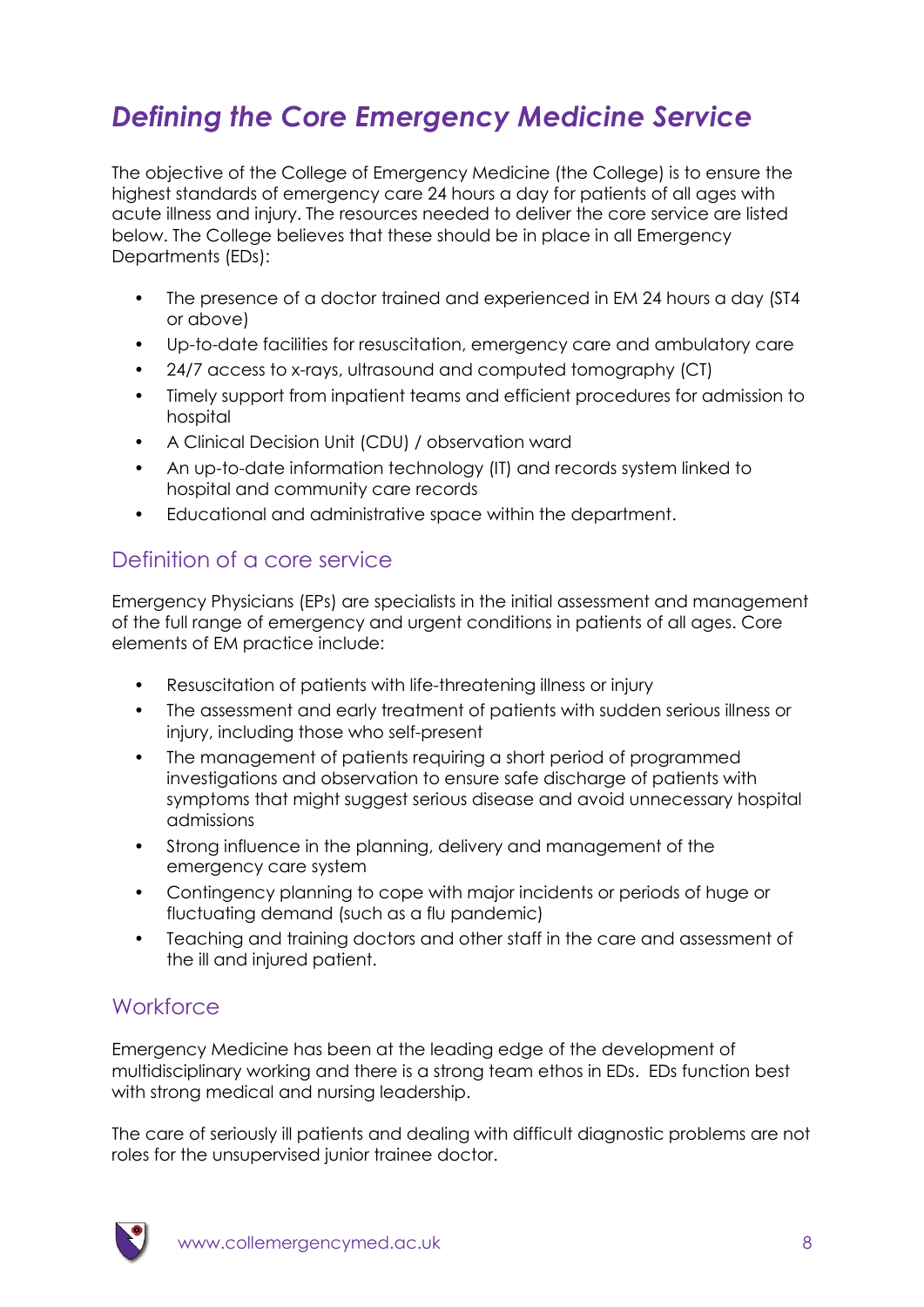# *Defining the Core Emergency Medicine Service*

The objective of the College of Emergency Medicine (the College) is to ensure the highest standards of emergency care 24 hours a day for patients of all ages with acute illness and injury. The resources needed to deliver the core service are listed below. The College believes that these should be in place in all Emergency Departments (EDs):

- The presence of a doctor trained and experienced in EM 24 hours a day (ST4 or above)
- Up-to-date facilities for resuscitation, emergency care and ambulatory care
- 24/7 access to x-rays, ultrasound and computed tomography (CT)
- Timely support from inpatient teams and efficient procedures for admission to hospital
- A Clinical Decision Unit (CDU) / observation ward
- An up-to-date information technology (IT) and records system linked to hospital and community care records
- Educational and administrative space within the department.

## Definition of a core service

Emergency Physicians (EPs) are specialists in the initial assessment and management of the full range of emergency and urgent conditions in patients of all ages. Core elements of EM practice include:

- Resuscitation of patients with life-threatening illness or injury
- The assessment and early treatment of patients with sudden serious illness or injury, including those who self-present
- The management of patients requiring a short period of programmed investigations and observation to ensure safe discharge of patients with symptoms that might suggest serious disease and avoid unnecessary hospital admissions
- Strong influence in the planning, delivery and management of the emergency care system
- Contingency planning to cope with major incidents or periods of huge or fluctuating demand (such as a flu pandemic)
- Teaching and training doctors and other staff in the care and assessment of the ill and injured patient.

## Workforce

Emergency Medicine has been at the leading edge of the development of multidisciplinary working and there is a strong team ethos in EDs. EDs function best with strong medical and nursing leadership.

The care of seriously ill patients and dealing with difficult diagnostic problems are not roles for the unsupervised junior trainee doctor.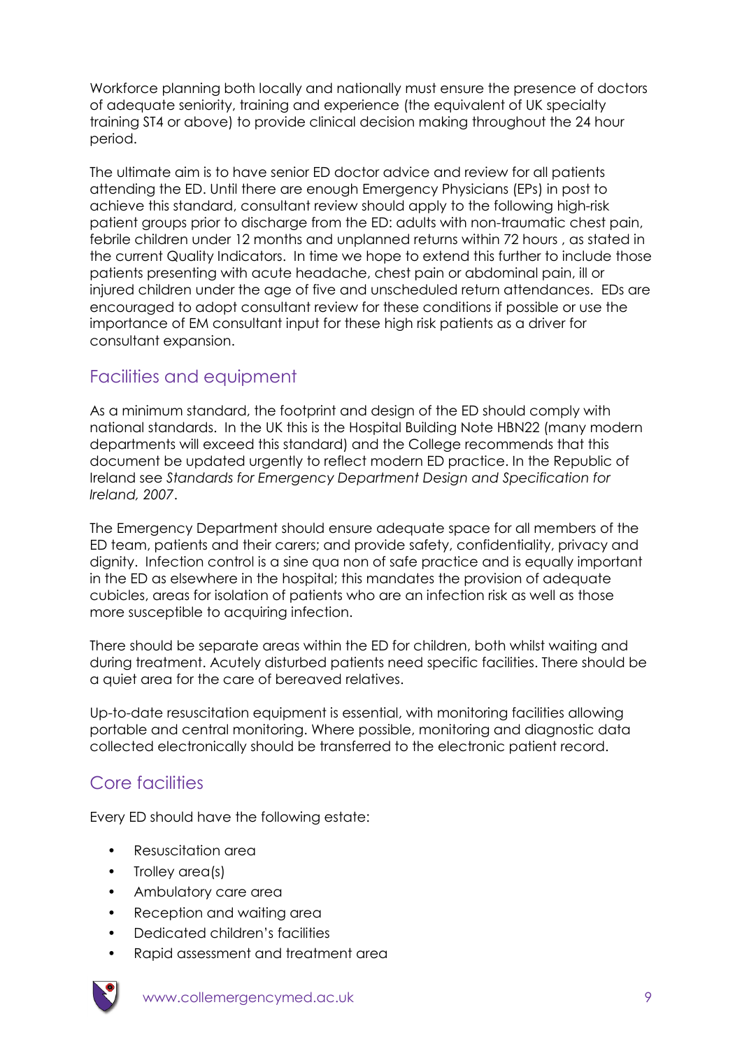Workforce planning both locally and nationally must ensure the presence of doctors of adequate seniority, training and experience (the equivalent of UK specialty training ST4 or above) to provide clinical decision making throughout the 24 hour period.

The ultimate aim is to have senior ED doctor advice and review for all patients attending the ED. Until there are enough Emergency Physicians (EPs) in post to achieve this standard, consultant review should apply to the following high-risk patient groups prior to discharge from the ED: adults with non-traumatic chest pain, febrile children under 12 months and unplanned returns within 72 hours , as stated in the current Quality Indicators. In time we hope to extend this further to include those patients presenting with acute headache, chest pain or abdominal pain, ill or injured children under the age of five and unscheduled return attendances. EDs are encouraged to adopt consultant review for these conditions if possible or use the importance of EM consultant input for these high risk patients as a driver for consultant expansion.

## Facilities and equipment

As a minimum standard, the footprint and design of the ED should comply with national standards. In the UK this is the Hospital Building Note HBN22 (many modern departments will exceed this standard) and the College recommends that this document be updated urgently to reflect modern ED practice. In the Republic of Ireland see *Standards for Emergency Department Design and Specification for Ireland, 2007*.

The Emergency Department should ensure adequate space for all members of the ED team, patients and their carers; and provide safety, confidentiality, privacy and dignity. Infection control is a sine qua non of safe practice and is equally important in the ED as elsewhere in the hospital; this mandates the provision of adequate cubicles, areas for isolation of patients who are an infection risk as well as those more susceptible to acquiring infection.

There should be separate areas within the ED for children, both whilst waiting and during treatment. Acutely disturbed patients need specific facilities. There should be a quiet area for the care of bereaved relatives.

Up-to-date resuscitation equipment is essential, with monitoring facilities allowing portable and central monitoring. Where possible, monitoring and diagnostic data collected electronically should be transferred to the electronic patient record.

## Core facilities

Every ED should have the following estate:

- Resuscitation area
- Trolley area(s)
- Ambulatory care area
- Reception and waiting area
- Dedicated children's facilities
- Rapid assessment and treatment area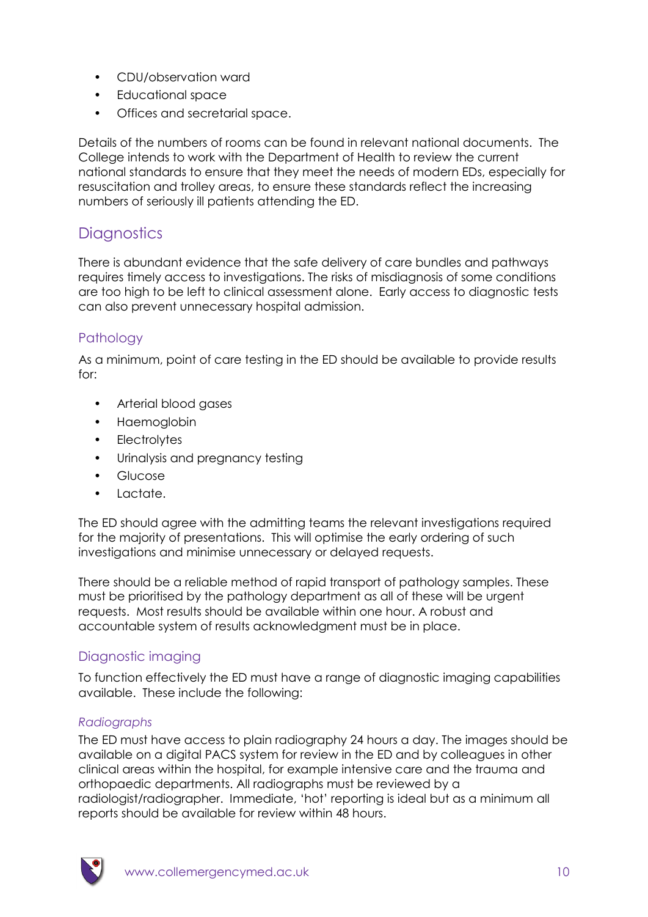- CDU/observation ward
- Educational space
- Offices and secretarial space.

Details of the numbers of rooms can be found in relevant national documents. The College intends to work with the Department of Health to review the current national standards to ensure that they meet the needs of modern EDs, especially for resuscitation and trolley areas, to ensure these standards reflect the increasing numbers of seriously ill patients attending the ED.

## Diagnostics

There is abundant evidence that the safe delivery of care bundles and pathways requires timely access to investigations. The risks of misdiagnosis of some conditions are too high to be left to clinical assessment alone. Early access to diagnostic tests can also prevent unnecessary hospital admission.

### Pathology

As a minimum, point of care testing in the ED should be available to provide results for:

- Arterial blood gases
- Haemoglobin
- Electrolytes
- Urinalysis and pregnancy testing
- Glucose
- Lactate.

The ED should agree with the admitting teams the relevant investigations required for the majority of presentations. This will optimise the early ordering of such investigations and minimise unnecessary or delayed requests.

There should be a reliable method of rapid transport of pathology samples. These must be prioritised by the pathology department as all of these will be urgent requests. Most results should be available within one hour. A robust and accountable system of results acknowledgment must be in place.

### Diagnostic imaging

To function effectively the ED must have a range of diagnostic imaging capabilities available. These include the following:

#### *Radiographs*

The ED must have access to plain radiography 24 hours a day. The images should be available on a digital PACS system for review in the ED and by colleagues in other clinical areas within the hospital, for example intensive care and the trauma and orthopaedic departments. All radiographs must be reviewed by a radiologist/radiographer. Immediate, 'hot' reporting is ideal but as a minimum all reports should be available for review within 48 hours.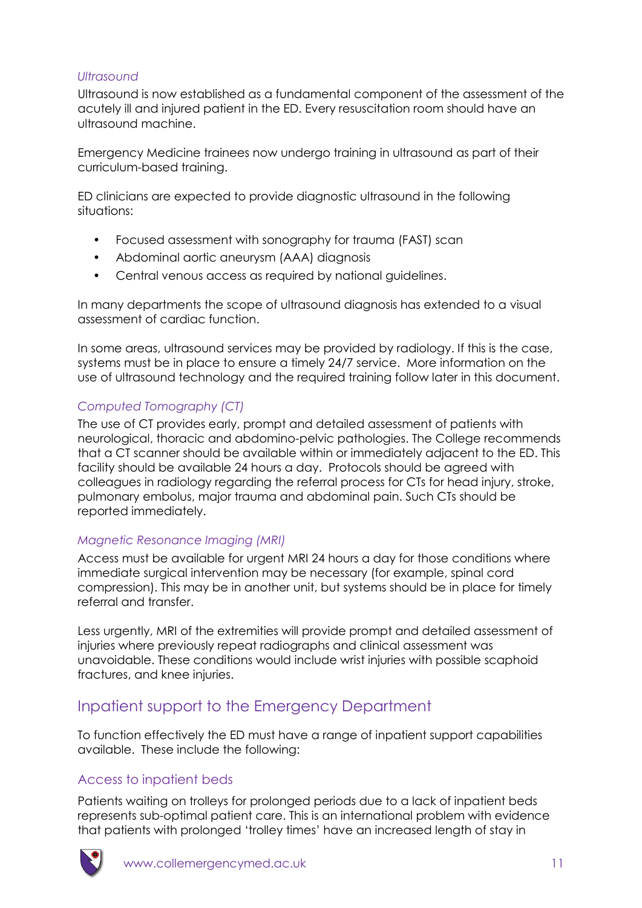### *Ultrasound*

Ultrasound is now established as a fundamental component of the assessment of the acutely ill and injured patient in the ED. Every resuscitation room should have an ultrasound machine.

Emergency Medicine trainees now undergo training in ultrasound as part of their curriculum-based training.

ED clinicians are expected to provide diagnostic ultrasound in the following situations:

- Focused assessment with sonography for trauma (FAST) scan
- Abdominal aortic aneurysm (AAA) diagnosis
- Central venous access as required by national guidelines.

In many departments the scope of ultrasound diagnosis has extended to a visual assessment of cardiac function.

In some areas, ultrasound services may be provided by radiology. If this is the case, systems must be in place to ensure a timely 24/7 service. More information on the use of ultrasound technology and the required training follow later in this document.

### *Computed Tomography (CT)*

The use of CT provides early, prompt and detailed assessment of patients with neurological, thoracic and abdomino-pelvic pathologies. The College recommends that a CT scanner should be available within or immediately adjacent to the ED. This facility should be available 24 hours a day. Protocols should be agreed with colleagues in radiology regarding the referral process for CTs for head injury, stroke, pulmonary embolus, major trauma and abdominal pain. Such CTs should be reported immediately.

### *Magnetic Resonance Imaging (MRI)*

Access must be available for urgent MRI 24 hours a day for those conditions where immediate surgical intervention may be necessary (for example, spinal cord compression). This may be in another unit, but systems should be in place for timely referral and transfer.

Less urgently, MRI of the extremities will provide prompt and detailed assessment of injuries where previously repeat radiographs and clinical assessment was unavoidable. These conditions would include wrist injuries with possible scaphoid fractures, and knee injuries.

## Inpatient support to the Emergency Department

To function effectively the ED must have a range of inpatient support capabilities available. These include the following:

### Access to inpatient beds

Patients waiting on trolleys for prolonged periods due to a lack of inpatient beds represents sub-optimal patient care. This is an international problem with evidence that patients with prolonged 'trolley times' have an increased length of stay in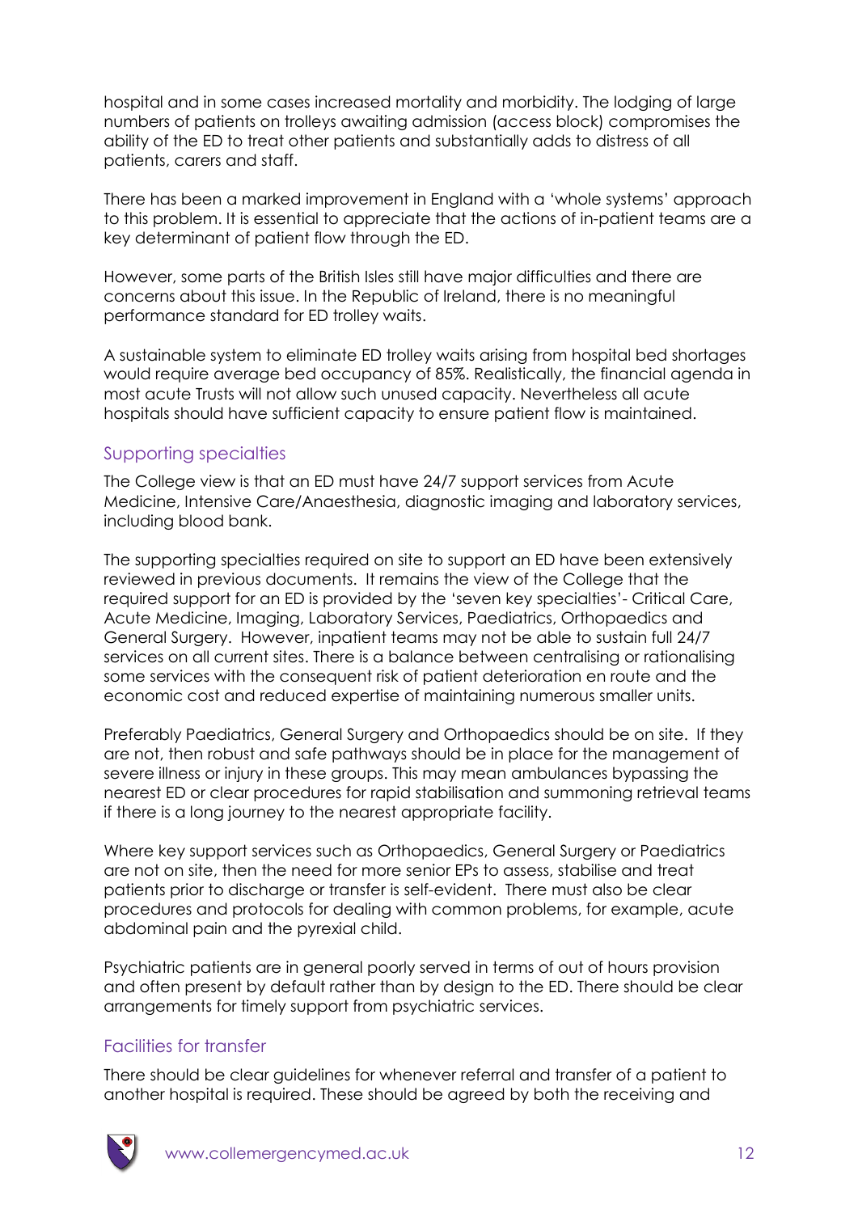hospital and in some cases increased mortality and morbidity. The lodging of large numbers of patients on trolleys awaiting admission (access block) compromises the ability of the ED to treat other patients and substantially adds to distress of all patients, carers and staff.

There has been a marked improvement in England with a 'whole systems' approach to this problem. It is essential to appreciate that the actions of in-patient teams are a key determinant of patient flow through the ED.

However, some parts of the British Isles still have major difficulties and there are concerns about this issue. In the Republic of Ireland, there is no meaningful performance standard for ED trolley waits.

A sustainable system to eliminate ED trolley waits arising from hospital bed shortages would require average bed occupancy of 85%. Realistically, the financial agenda in most acute Trusts will not allow such unused capacity. Nevertheless all acute hospitals should have sufficient capacity to ensure patient flow is maintained.

## Supporting specialties

The College view is that an ED must have 24/7 support services from Acute Medicine, Intensive Care/Anaesthesia, diagnostic imaging and laboratory services, including blood bank.

The supporting specialties required on site to support an ED have been extensively reviewed in previous documents. It remains the view of the College that the required support for an ED is provided by the 'seven key specialties'- Critical Care, Acute Medicine, Imaging, Laboratory Services, Paediatrics, Orthopaedics and General Surgery. However, inpatient teams may not be able to sustain full 24/7 services on all current sites. There is a balance between centralising or rationalising some services with the consequent risk of patient deterioration en route and the economic cost and reduced expertise of maintaining numerous smaller units.

Preferably Paediatrics, General Surgery and Orthopaedics should be on site. If they are not, then robust and safe pathways should be in place for the management of severe illness or injury in these groups. This may mean ambulances bypassing the nearest ED or clear procedures for rapid stabilisation and summoning retrieval teams if there is a long journey to the nearest appropriate facility.

Where key support services such as Orthopaedics, General Surgery or Paediatrics are not on site, then the need for more senior EPs to assess, stabilise and treat patients prior to discharge or transfer is self-evident. There must also be clear procedures and protocols for dealing with common problems, for example, acute abdominal pain and the pyrexial child.

Psychiatric patients are in general poorly served in terms of out of hours provision and often present by default rather than by design to the ED. There should be clear arrangements for timely support from psychiatric services.

## Facilities for transfer

There should be clear guidelines for whenever referral and transfer of a patient to another hospital is required. These should be agreed by both the receiving and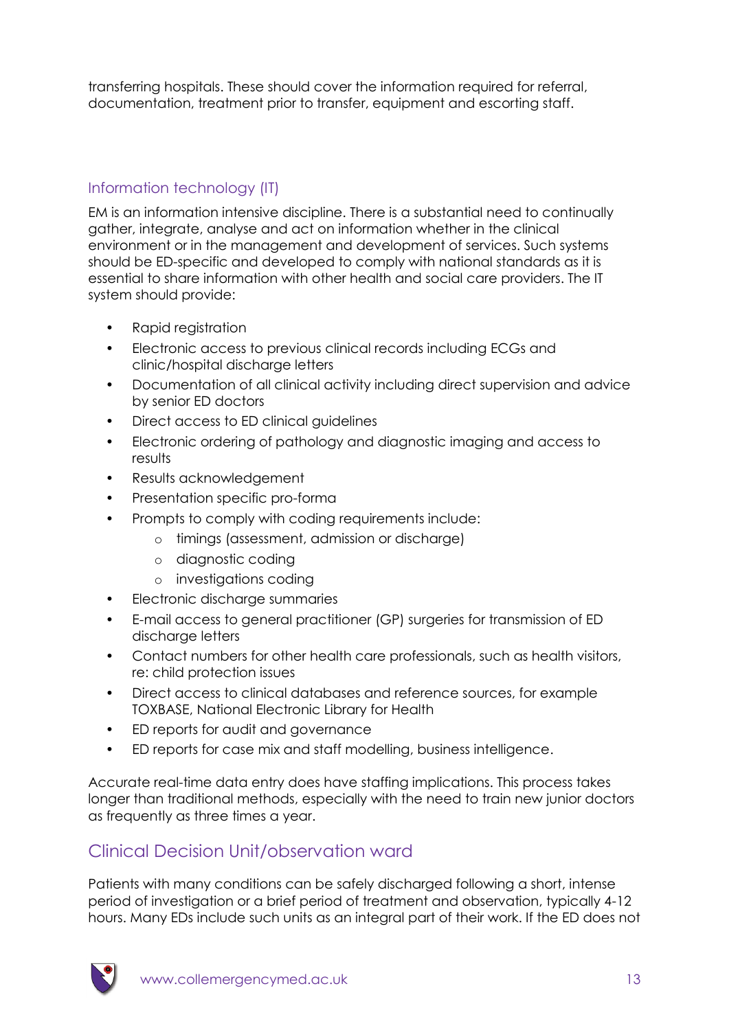transferring hospitals. These should cover the information required for referral, documentation, treatment prior to transfer, equipment and escorting staff.

### Information technology (IT)

EM is an information intensive discipline. There is a substantial need to continually gather, integrate, analyse and act on information whether in the clinical environment or in the management and development of services. Such systems should be ED-specific and developed to comply with national standards as it is essential to share information with other health and social care providers. The IT system should provide:

- Rapid registration
- Electronic access to previous clinical records including ECGs and clinic/hospital discharge letters
- Documentation of all clinical activity including direct supervision and advice by senior ED doctors
- Direct access to ED clinical guidelines
- Electronic ordering of pathology and diagnostic imaging and access to results
- Results acknowledgement
- Presentation specific pro-forma
- Prompts to comply with coding requirements include:
    - timings (assessment, admission or discharge)
    - diagnostic coding
    - investigations coding
- Electronic discharge summaries
- E-mail access to general practitioner (GP) surgeries for transmission of ED discharge letters
- Contact numbers for other health care professionals, such as health visitors, re: child protection issues
- Direct access to clinical databases and reference sources, for example TOXBASE, National Electronic Library for Health
- ED reports for audit and governance
- ED reports for case mix and staff modelling, business intelligence.

Accurate real-time data entry does have staffing implications. This process takes longer than traditional methods, especially with the need to train new junior doctors as frequently as three times a year.

## Clinical Decision Unit/observation ward

Patients with many conditions can be safely discharged following a short, intense period of investigation or a brief period of treatment and observation, typically 4-12 hours. Many EDs include such units as an integral part of their work. If the ED does not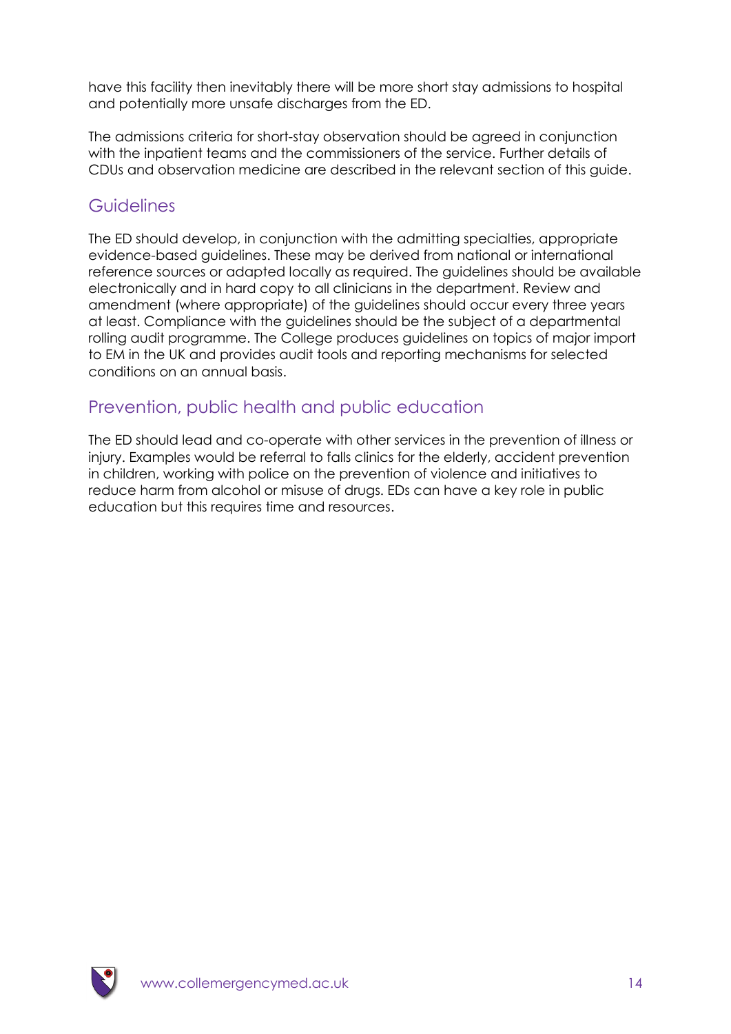have this facility then inevitably there will be more short stay admissions to hospital and potentially more unsafe discharges from the ED.

The admissions criteria for short-stay observation should be agreed in conjunction with the inpatient teams and the commissioners of the service. Further details of CDUs and observation medicine are described in the relevant section of this guide.

## Guidelines

The ED should develop, in conjunction with the admitting specialties, appropriate evidence-based guidelines. These may be derived from national or international reference sources or adapted locally as required. The guidelines should be available electronically and in hard copy to all clinicians in the department. Review and amendment (where appropriate) of the guidelines should occur every three years at least. Compliance with the guidelines should be the subject of a departmental rolling audit programme. The College produces guidelines on topics of major import to EM in the UK and provides audit tools and reporting mechanisms for selected conditions on an annual basis.

## Prevention, public health and public education

The ED should lead and co-operate with other services in the prevention of illness or injury. Examples would be referral to falls clinics for the elderly, accident prevention in children, working with police on the prevention of violence and initiatives to reduce harm from alcohol or misuse of drugs. EDs can have a key role in public education but this requires time and resources.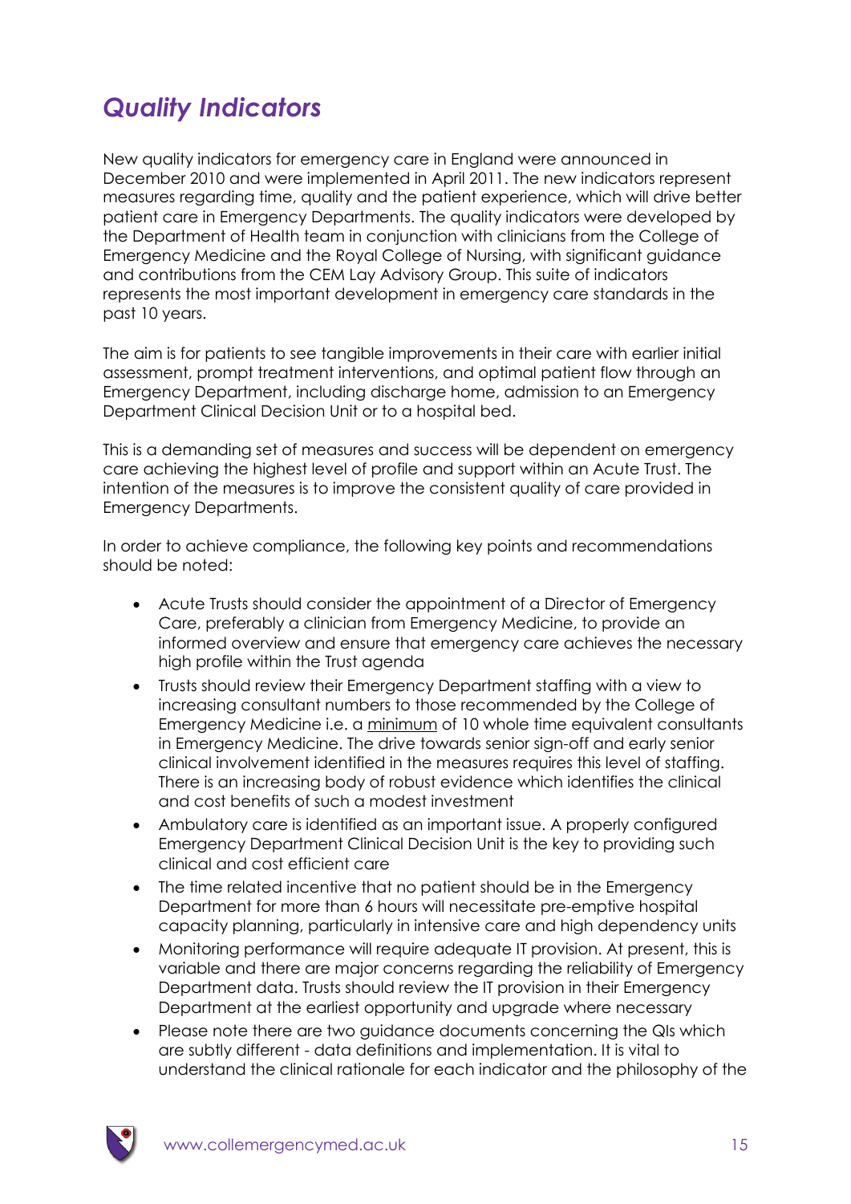## *Quality Indicators*

New quality indicators for emergency care in England were announced in December 2010 and were implemented in April 2011. The new indicators represent measures regarding time, quality and the patient experience, which will drive better patient care in Emergency Departments. The quality indicators were developed by the Department of Health team in conjunction with clinicians from the College of Emergency Medicine and the Royal College of Nursing, with significant guidance and contributions from the CEM Lay Advisory Group. This suite of indicators represents the most important development in emergency care standards in the past 10 years.

The aim is for patients to see tangible improvements in their care with earlier initial assessment, prompt treatment interventions, and optimal patient flow through an Emergency Department, including discharge home, admission to an Emergency Department Clinical Decision Unit or to a hospital bed.

This is a demanding set of measures and success will be dependent on emergency care achieving the highest level of profile and support within an Acute Trust. The intention of the measures is to improve the consistent quality of care provided in Emergency Departments.

In order to achieve compliance, the following key points and recommendations should be noted:

- Acute Trusts should consider the appointment of a Director of Emergency Care, preferably a clinician from Emergency Medicine, to provide an informed overview and ensure that emergency care achieves the necessary high profile within the Trust agenda
- Trusts should review their Emergency Department staffing with a view to increasing consultant numbers to those recommended by the College of Emergency Medicine i.e. a <u>minimum</u> of 10 whole time equivalent consultants in Emergency Medicine. The drive towards senior sign-off and early senior clinical involvement identified in the measures requires this level of staffing. There is an increasing body of robust evidence which identifies the clinical and cost benefits of such a modest investment
- Ambulatory care is identified as an important issue. A properly configured Emergency Department Clinical Decision Unit is the key to providing such clinical and cost efficient care
- The time related incentive that no patient should be in the Emergency Department for more than 6 hours will necessitate pre-emptive hospital capacity planning, particularly in intensive care and high dependency units
- Monitoring performance will require adequate IT provision. At present, this is variable and there are major concerns regarding the reliability of Emergency Department data. Trusts should review the IT provision in their Emergency Department at the earliest opportunity and upgrade where necessary
- Please note there are two guidance documents concerning the QIs which are subtly different - data definitions and implementation. It is vital to understand the clinical rationale for each indicator and the philosophy of the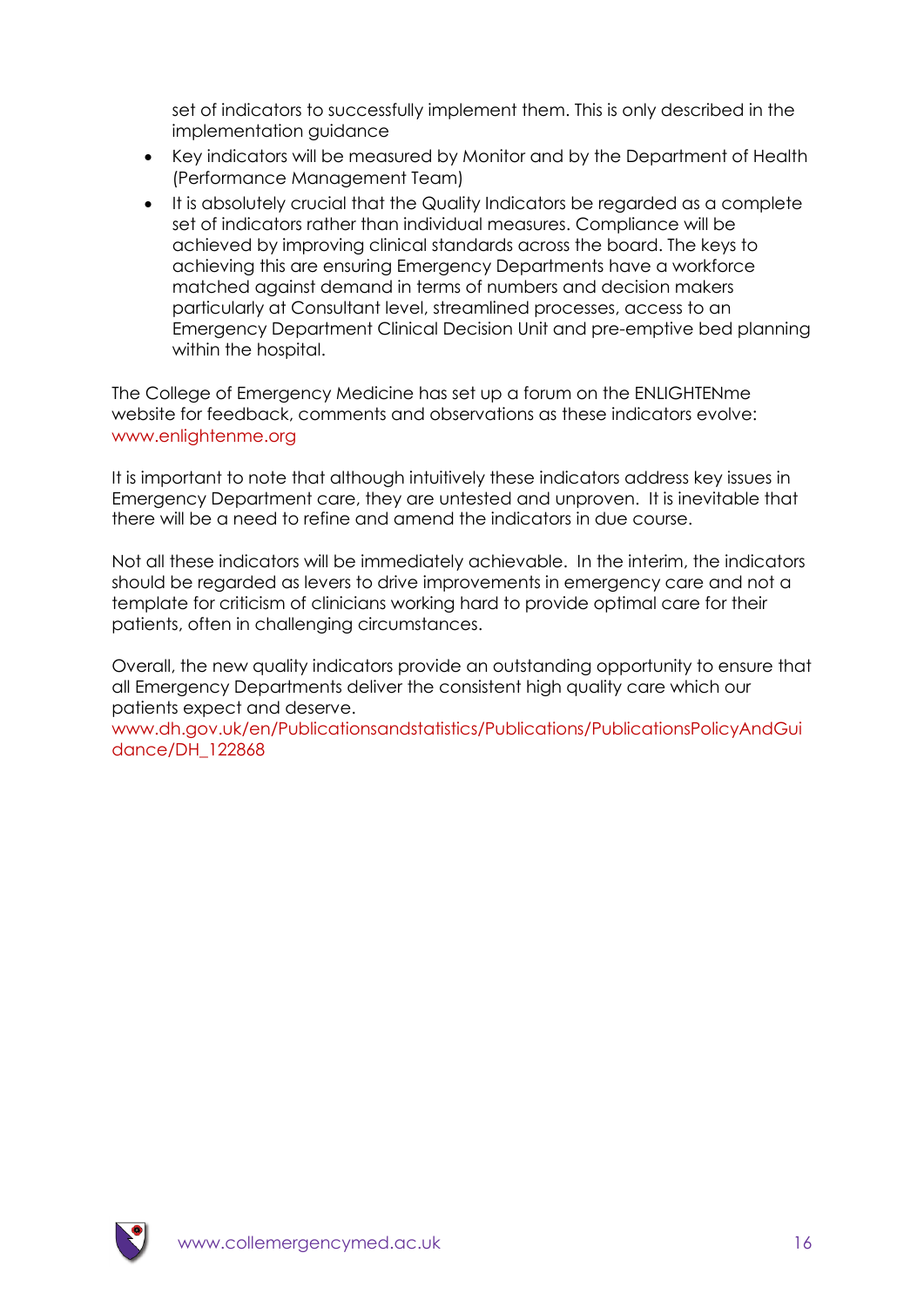set of indicators to successfully implement them. This is only described in the implementation guidance

- Key indicators will be measured by Monitor and by the Department of Health (Performance Management Team)
- It is absolutely crucial that the Quality Indicators be regarded as a complete set of indicators rather than individual measures. Compliance will be achieved by improving clinical standards across the board. The keys to achieving this are ensuring Emergency Departments have a workforce matched against demand in terms of numbers and decision makers particularly at Consultant level, streamlined processes, access to an Emergency Department Clinical Decision Unit and pre-emptive bed planning within the hospital.

The College of Emergency Medicine has set up a forum on the ENLIGHTENme website for feedback, comments and observations as these indicators evolve: www.enlightenme.org

It is important to note that although intuitively these indicators address key issues in Emergency Department care, they are untested and unproven. It is inevitable that there will be a need to refine and amend the indicators in due course.

Not all these indicators will be immediately achievable. In the interim, the indicators should be regarded as levers to drive improvements in emergency care and not a template for criticism of clinicians working hard to provide optimal care for their patients, often in challenging circumstances.

Overall, the new quality indicators provide an outstanding opportunity to ensure that all Emergency Departments deliver the consistent high quality care which our patients expect and deserve.
www.dh.gov.uk/en/Publicationsandstatistics/Publications/PublicationsPolicyAndGuidance/DH_122868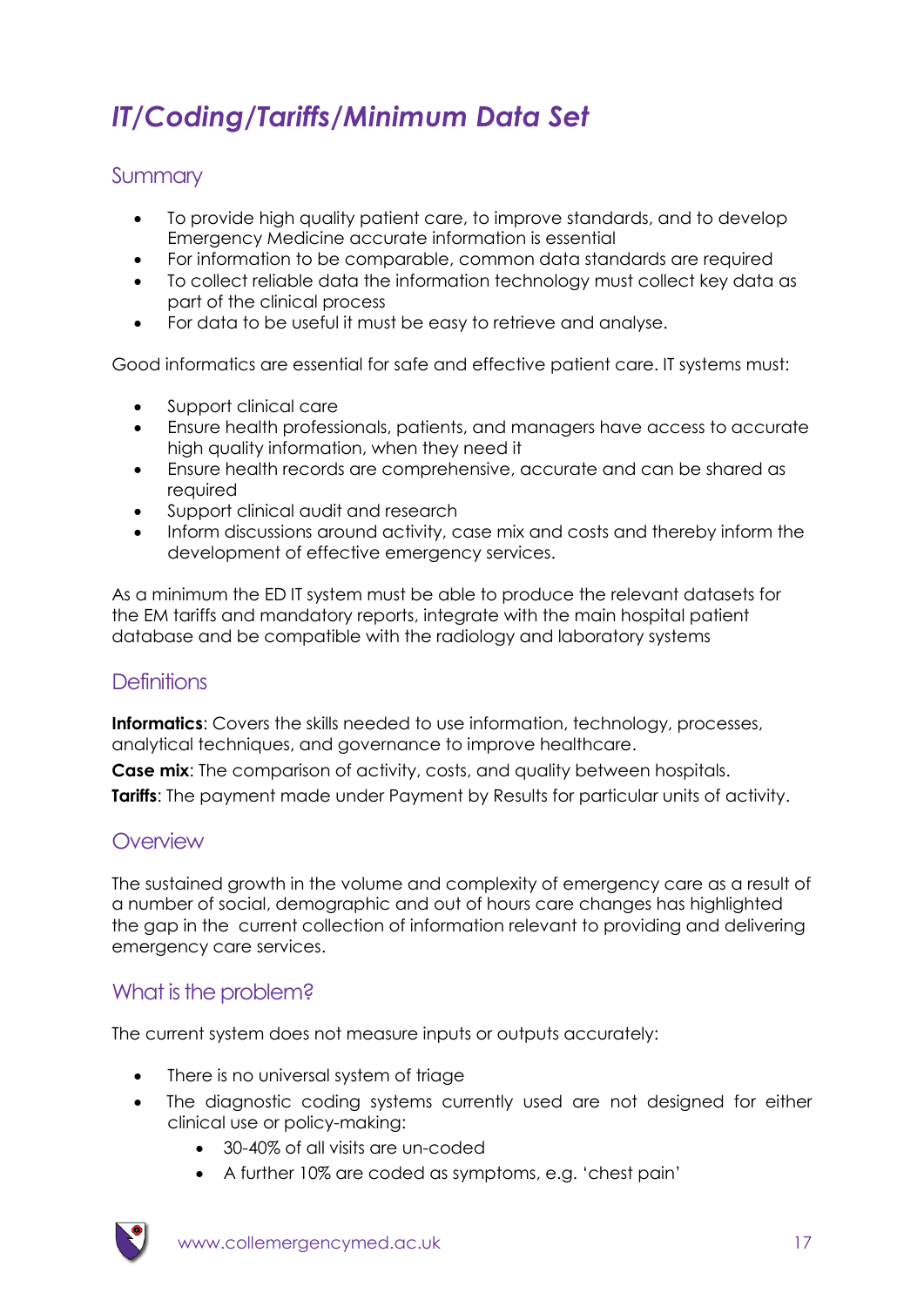# *IT/Coding/Tariffs/Minimum Data Set*

## Summary

- To provide high quality patient care, to improve standards, and to develop Emergency Medicine accurate information is essential
- For information to be comparable, common data standards are required
- To collect reliable data the information technology must collect key data as part of the clinical process
- For data to be useful it must be easy to retrieve and analyse.

Good informatics are essential for safe and effective patient care. IT systems must:

- Support clinical care
- Ensure health professionals, patients, and managers have access to accurate high quality information, when they need it
- Ensure health records are comprehensive, accurate and can be shared as required
- Support clinical audit and research
- Inform discussions around activity, case mix and costs and thereby inform the development of effective emergency services.

As a minimum the ED IT system must be able to produce the relevant datasets for the EM tariffs and mandatory reports, integrate with the main hospital patient database and be compatible with the radiology and laboratory systems

## Definitions

**Informatics**: Covers the skills needed to use information, technology, processes, analytical techniques, and governance to improve healthcare.

**Case mix**: The comparison of activity, costs, and quality between hospitals.

**Tariffs**: The payment made under Payment by Results for particular units of activity.

## Overview

The sustained growth in the volume and complexity of emergency care as a result of a number of social, demographic and out of hours care changes has highlighted the gap in the current collection of information relevant to providing and delivering emergency care services.

## What is the problem?

The current system does not measure inputs or outputs accurately:

- There is no universal system of triage
- The diagnostic coding systems currently used are not designed for either clinical use or policy-making:
  - 30-40% of all visits are un-coded
  - A further 10% are coded as symptoms, e.g. 'chest pain'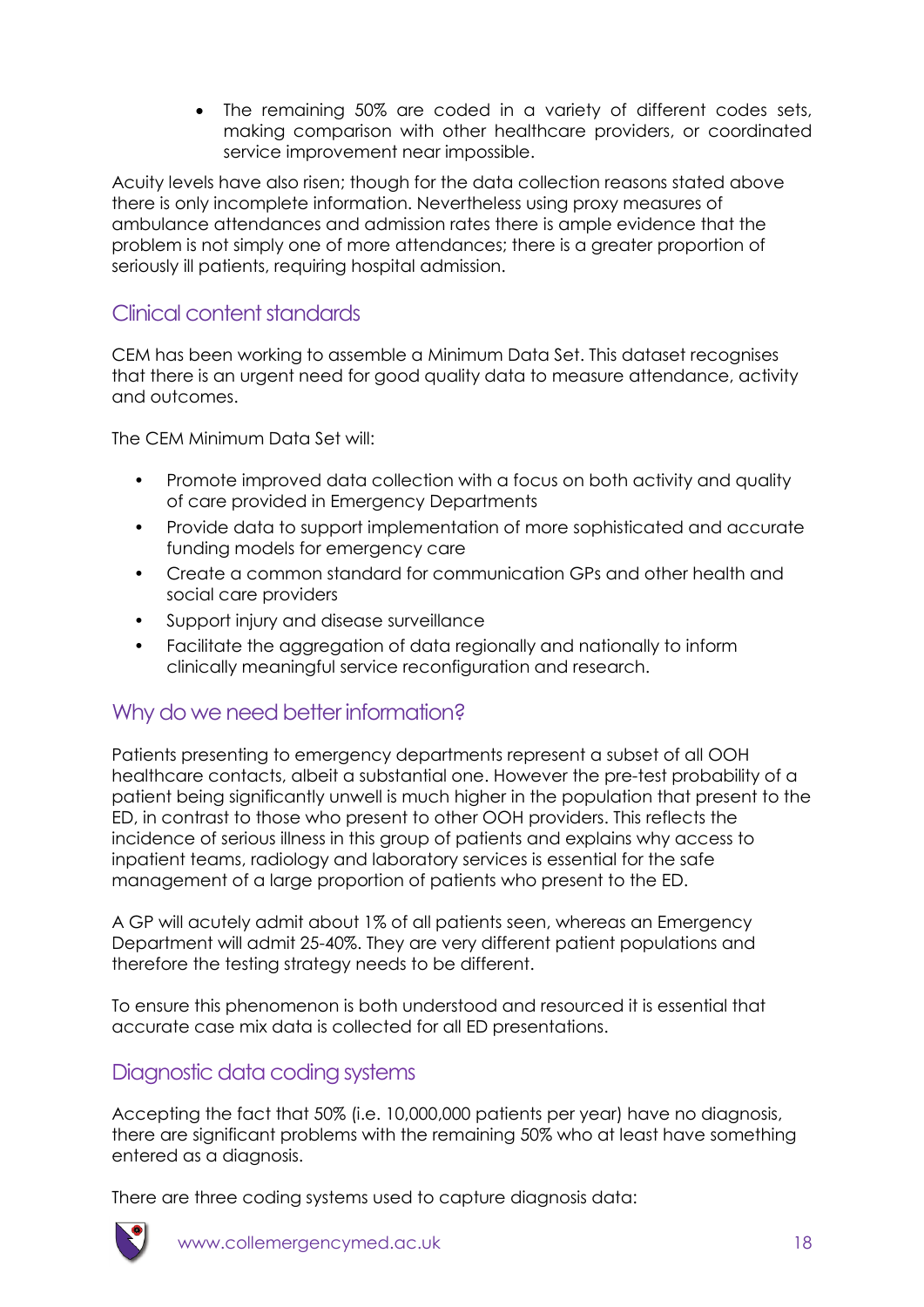- The remaining 50% are coded in a variety of different codes sets, making comparison with other healthcare providers, or coordinated service improvement near impossible.

Acuity levels have also risen; though for the data collection reasons stated above there is only incomplete information. Nevertheless using proxy measures of ambulance attendances and admission rates there is ample evidence that the problem is not simply one of more attendances; there is a greater proportion of seriously ill patients, requiring hospital admission.

## Clinical content standards

CEM has been working to assemble a Minimum Data Set. This dataset recognises that there is an urgent need for good quality data to measure attendance, activity and outcomes.

The CEM Minimum Data Set will:

- Promote improved data collection with a focus on both activity and quality of care provided in Emergency Departments
- Provide data to support implementation of more sophisticated and accurate funding models for emergency care
- Create a common standard for communication GPs and other health and social care providers
- Support injury and disease surveillance
- Facilitate the aggregation of data regionally and nationally to inform clinically meaningful service reconfiguration and research.

## Why do we need better information?

Patients presenting to emergency departments represent a subset of all OOH healthcare contacts, albeit a substantial one. However the pre-test probability of a patient being significantly unwell is much higher in the population that present to the ED, in contrast to those who present to other OOH providers. This reflects the incidence of serious illness in this group of patients and explains why access to inpatient teams, radiology and laboratory services is essential for the safe management of a large proportion of patients who present to the ED.

A GP will acutely admit about 1% of all patients seen, whereas an Emergency Department will admit 25-40%. They are very different patient populations and therefore the testing strategy needs to be different.

To ensure this phenomenon is both understood and resourced it is essential that accurate case mix data is collected for all ED presentations.

## Diagnostic data coding systems

Accepting the fact that 50% (i.e. 10,000,000 patients per year) have no diagnosis, there are significant problems with the remaining 50% who at least have something entered as a diagnosis.

There are three coding systems used to capture diagnosis data: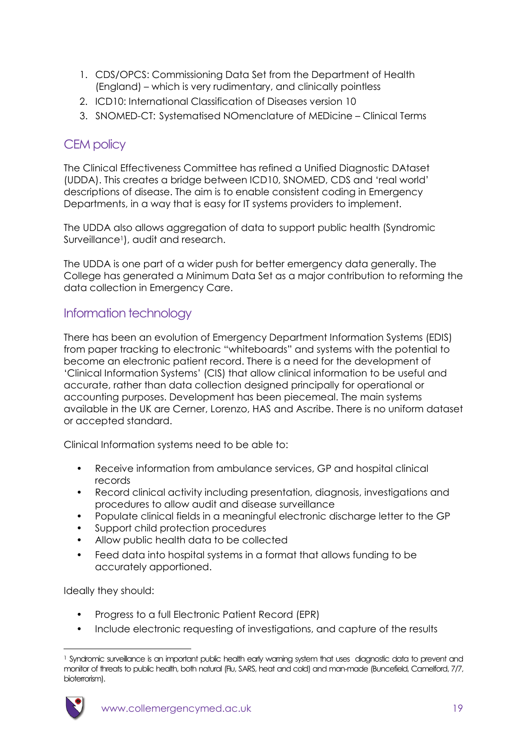1. CDS/OPCS: Commissioning Data Set from the Department of Health (England) – which is very rudimentary, and clinically pointless
2. ICD10: International Classification of Diseases version 10
3. SNOMED-CT: Systematised NOmenclature of MEDicine – Clinical Terms

## CEM policy

The Clinical Effectiveness Committee has refined a Unified Diagnostic DAtaset (UDDA). This creates a bridge between ICD10, SNOMED, CDS and 'real world' descriptions of disease. The aim is to enable consistent coding in Emergency Departments, in a way that is easy for IT systems providers to implement.

The UDDA also allows aggregation of data to support public health (Syndromic Surveillance[1]), audit and research.

The UDDA is one part of a wider push for better emergency data generally. The College has generated a Minimum Data Set as a major contribution to reforming the data collection in Emergency Care.

## Information technology

There has been an evolution of Emergency Department Information Systems (EDIS) from paper tracking to electronic "whiteboards" and systems with the potential to become an electronic patient record. There is a need for the development of 'Clinical Information Systems' (CIS) that allow clinical information to be useful and accurate, rather than data collection designed principally for operational or accounting purposes. Development has been piecemeal. The main systems available in the UK are Cerner, Lorenzo, HAS and Ascribe. There is no uniform dataset or accepted standard.

Clinical Information systems need to be able to:

- Receive information from ambulance services, GP and hospital clinical records
- Record clinical activity including presentation, diagnosis, investigations and procedures to allow audit and disease surveillance
- Populate clinical fields in a meaningful electronic discharge letter to the GP
- Support child protection procedures
- Allow public health data to be collected
- Feed data into hospital systems in a format that allows funding to be accurately apportioned.

Ideally they should:

- Progress to a full Electronic Patient Record (EPR)
- Include electronic requesting of investigations, and capture of the results

[1] Syndromic surveillance is an important public health early warning system that uses diagnostic data to prevent and monitor of threats to public health, both natural (Flu, SARS, heat and cold) and man-made (Buncefield, Camelford, 7/7, bioterrorism).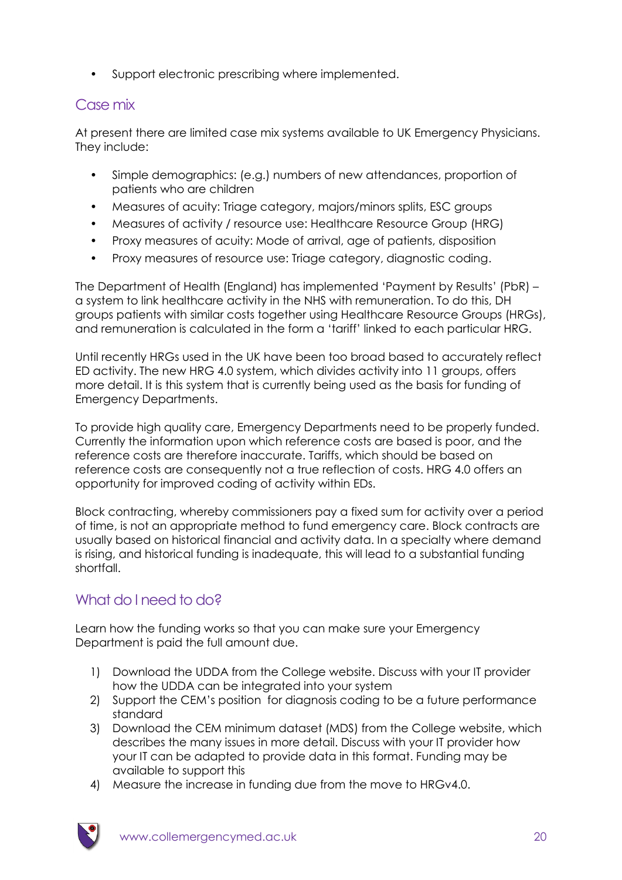- Support electronic prescribing where implemented.

## Case mix

At present there are limited case mix systems available to UK Emergency Physicians. They include:

- Simple demographics: (e.g.) numbers of new attendances, proportion of patients who are children
- Measures of acuity: Triage category, majors/minors splits, ESC groups
- Measures of activity / resource use: Healthcare Resource Group (HRG)
- Proxy measures of acuity: Mode of arrival, age of patients, disposition
- Proxy measures of resource use: Triage category, diagnostic coding.

The Department of Health (England) has implemented 'Payment by Results' (PbR) – a system to link healthcare activity in the NHS with remuneration. To do this, DH groups patients with similar costs together using Healthcare Resource Groups (HRGs), and remuneration is calculated in the form a 'tariff' linked to each particular HRG.

Until recently HRGs used in the UK have been too broad based to accurately reflect ED activity. The new HRG 4.0 system, which divides activity into 11 groups, offers more detail. It is this system that is currently being used as the basis for funding of Emergency Departments.

To provide high quality care, Emergency Departments need to be properly funded. Currently the information upon which reference costs are based is poor, and the reference costs are therefore inaccurate. Tariffs, which should be based on reference costs are consequently not a true reflection of costs. HRG 4.0 offers an opportunity for improved coding of activity within EDs.

Block contracting, whereby commissioners pay a fixed sum for activity over a period of time, is not an appropriate method to fund emergency care. Block contracts are usually based on historical financial and activity data. In a specialty where demand is rising, and historical funding is inadequate, this will lead to a substantial funding shortfall.

## What do I need to do?

Learn how the funding works so that you can make sure your Emergency Department is paid the full amount due.

1) Download the UDDA from the College website. Discuss with your IT provider how the UDDA can be integrated into your system
2) Support the CEM's position for diagnosis coding to be a future performance standard
3) Download the CEM minimum dataset (MDS) from the College website, which describes the many issues in more detail. Discuss with your IT provider how your IT can be adapted to provide data in this format. Funding may be available to support this
4) Measure the increase in funding due from the move to HRGv4.0.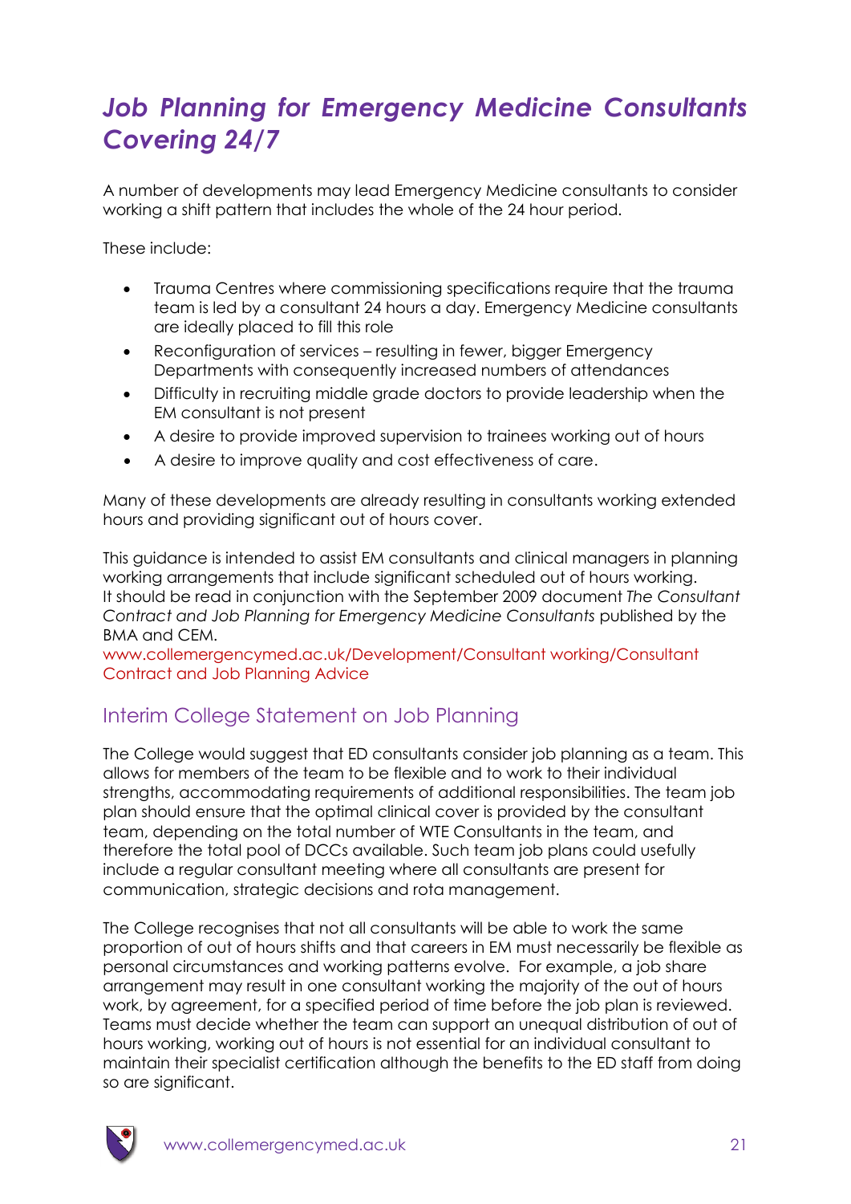# *Job Planning for Emergency Medicine Consultants Covering 24/7*

A number of developments may lead Emergency Medicine consultants to consider working a shift pattern that includes the whole of the 24 hour period.

These include:

- Trauma Centres where commissioning specifications require that the trauma team is led by a consultant 24 hours a day. Emergency Medicine consultants are ideally placed to fill this role
- Reconfiguration of services – resulting in fewer, bigger Emergency Departments with consequently increased numbers of attendances
- Difficulty in recruiting middle grade doctors to provide leadership when the EM consultant is not present
- A desire to provide improved supervision to trainees working out of hours
- A desire to improve quality and cost effectiveness of care.

Many of these developments are already resulting in consultants working extended hours and providing significant out of hours cover.

This guidance is intended to assist EM consultants and clinical managers in planning working arrangements that include significant scheduled out of hours working. It should be read in conjunction with the September 2009 document *The Consultant Contract and Job Planning for Emergency Medicine Consultants* published by the BMA and CEM.
www.collemergencymed.ac.uk/Development/Consultant working/Consultant Contract and Job Planning Advice

## Interim College Statement on Job Planning

The College would suggest that ED consultants consider job planning as a team. This allows for members of the team to be flexible and to work to their individual strengths, accommodating requirements of additional responsibilities. The team job plan should ensure that the optimal clinical cover is provided by the consultant team, depending on the total number of WTE Consultants in the team, and therefore the total pool of DCCs available. Such team job plans could usefully include a regular consultant meeting where all consultants are present for communication, strategic decisions and rota management.

The College recognises that not all consultants will be able to work the same proportion of out of hours shifts and that careers in EM must necessarily be flexible as personal circumstances and working patterns evolve. For example, a job share arrangement may result in one consultant working the majority of the out of hours work, by agreement, for a specified period of time before the job plan is reviewed. Teams must decide whether the team can support an unequal distribution of out of hours working, working out of hours is not essential for an individual consultant to maintain their specialist certification although the benefits to the ED staff from doing so are significant.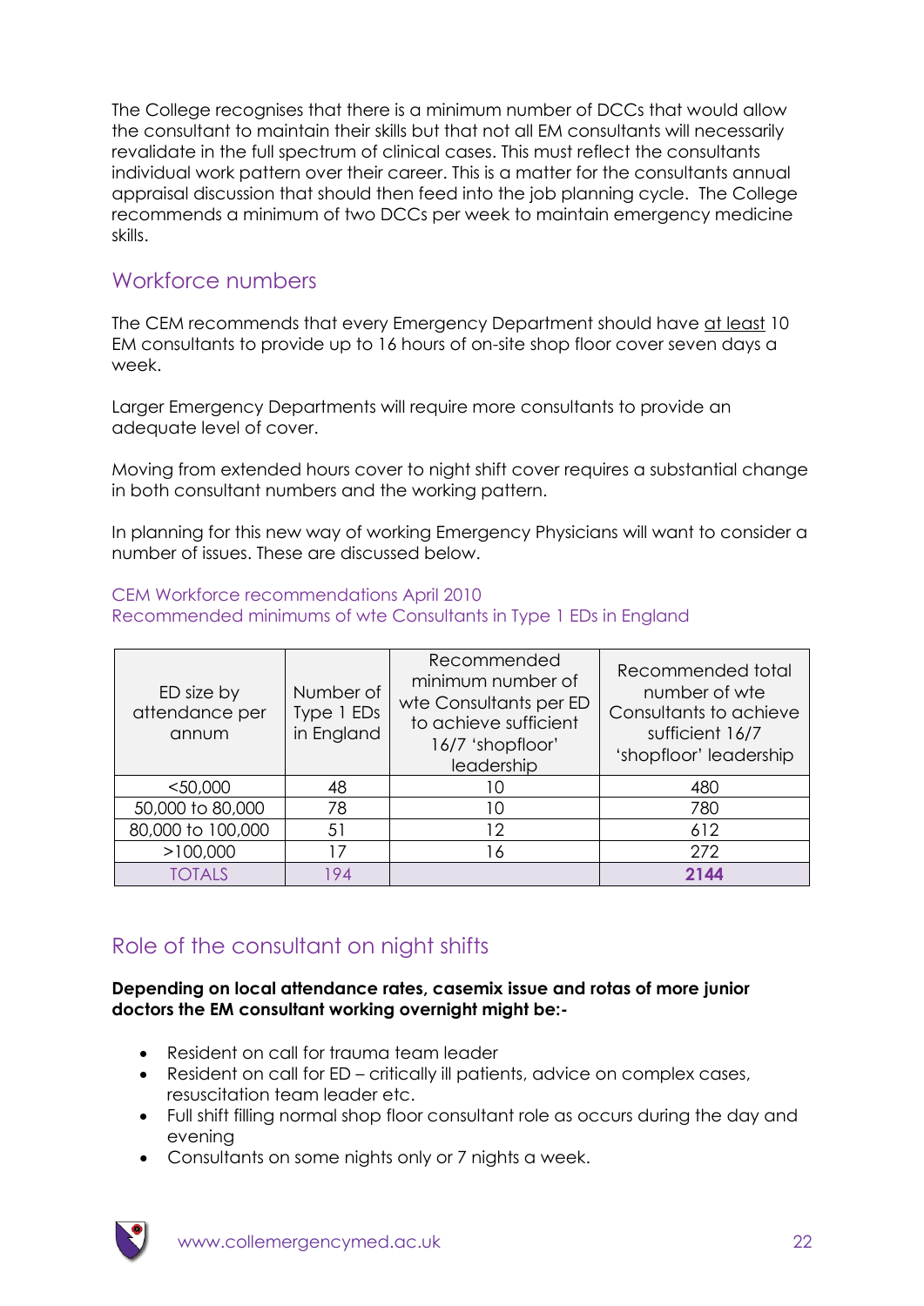The College recognises that there is a minimum number of DCCs that would allow the consultant to maintain their skills but that not all EM consultants will necessarily revalidate in the full spectrum of clinical cases. This must reflect the consultants individual work pattern over their career. This is a matter for the consultants annual appraisal discussion that should then feed into the job planning cycle. The College recommends a minimum of two DCCs per week to maintain emergency medicine skills.

## Workforce numbers

The CEM recommends that every Emergency Department should have at least 10 EM consultants to provide up to 16 hours of on-site shop floor cover seven days a week.

Larger Emergency Departments will require more consultants to provide an adequate level of cover.

Moving from extended hours cover to night shift cover requires a substantial change in both consultant numbers and the working pattern.

In planning for this new way of working Emergency Physicians will want to consider a number of issues. These are discussed below.

CEM Workforce recommendations April 2010
Recommended minimums of wte Consultants in Type 1 EDs in England

| ED size by attendance per annum | Number of Type 1 EDs in England | Recommended minimum number of wte Consultants per ED to achieve sufficient 16/7 'shopfloor' leadership | Recommended total number of wte Consultants to achieve sufficient 16/7 'shopfloor' leadership |
|---|---|---|---|
| <50,000 | 48 | 10 | 480 |
| 50,000 to 80,000 | 78 | 10 | 780 |
| 80,000 to 100,000 | 51 | 12 | 612 |
| >100,000 | 17 | 16 | 272 |
| TOTALS | 194 | | **2144** |

## Role of the consultant on night shifts

**Depending on local attendance rates, casemix issue and rotas of more junior doctors the EM consultant working overnight might be:-**

- Resident on call for trauma team leader
- Resident on call for ED – critically ill patients, advice on complex cases, resuscitation team leader etc.
- Full shift filling normal shop floor consultant role as occurs during the day and evening
- Consultants on some nights only or 7 nights a week.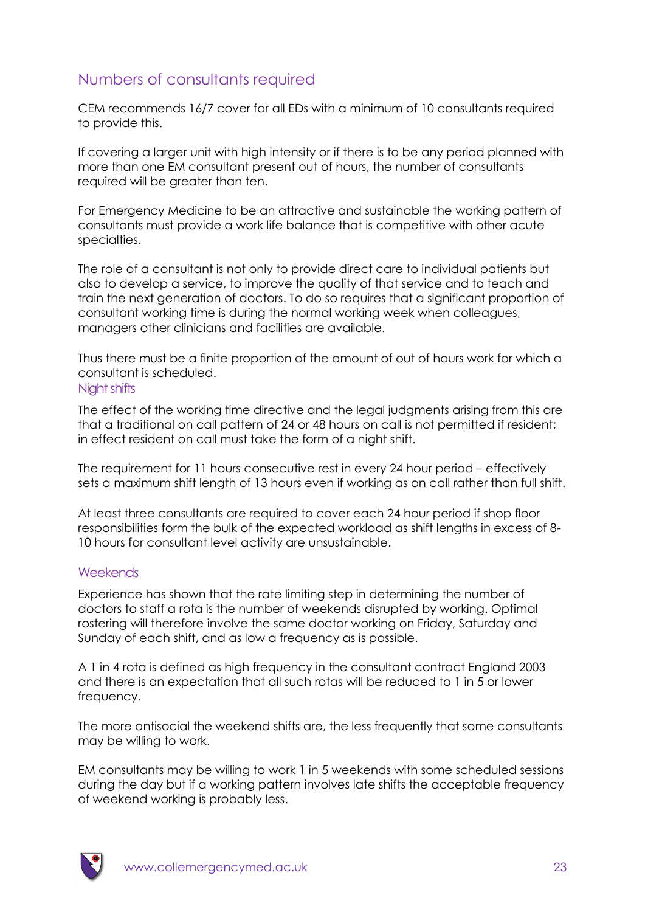## Numbers of consultants required

CEM recommends 16/7 cover for all EDs with a minimum of 10 consultants required to provide this.

If covering a larger unit with high intensity or if there is to be any period planned with more than one EM consultant present out of hours, the number of consultants required will be greater than ten.

For Emergency Medicine to be an attractive and sustainable the working pattern of consultants must provide a work life balance that is competitive with other acute specialties.

The role of a consultant is not only to provide direct care to individual patients but also to develop a service, to improve the quality of that service and to teach and train the next generation of doctors. To do so requires that a significant proportion of consultant working time is during the normal working week when colleagues, managers other clinicians and facilities are available.

Thus there must be a finite proportion of the amount of out of hours work for which a consultant is scheduled.

### Night shifts

The effect of the working time directive and the legal judgments arising from this are that a traditional on call pattern of 24 or 48 hours on call is not permitted if resident; in effect resident on call must take the form of a night shift.

The requirement for 11 hours consecutive rest in every 24 hour period – effectively sets a maximum shift length of 13 hours even if working as on call rather than full shift.

At least three consultants are required to cover each 24 hour period if shop floor responsibilities form the bulk of the expected workload as shift lengths in excess of 8-10 hours for consultant level activity are unsustainable.

### Weekends

Experience has shown that the rate limiting step in determining the number of doctors to staff a rota is the number of weekends disrupted by working. Optimal rostering will therefore involve the same doctor working on Friday, Saturday and Sunday of each shift, and as low a frequency as is possible.

A 1 in 4 rota is defined as high frequency in the consultant contract England 2003 and there is an expectation that all such rotas will be reduced to 1 in 5 or lower frequency.

The more antisocial the weekend shifts are, the less frequently that some consultants may be willing to work.

EM consultants may be willing to work 1 in 5 weekends with some scheduled sessions during the day but if a working pattern involves late shifts the acceptable frequency of weekend working is probably less.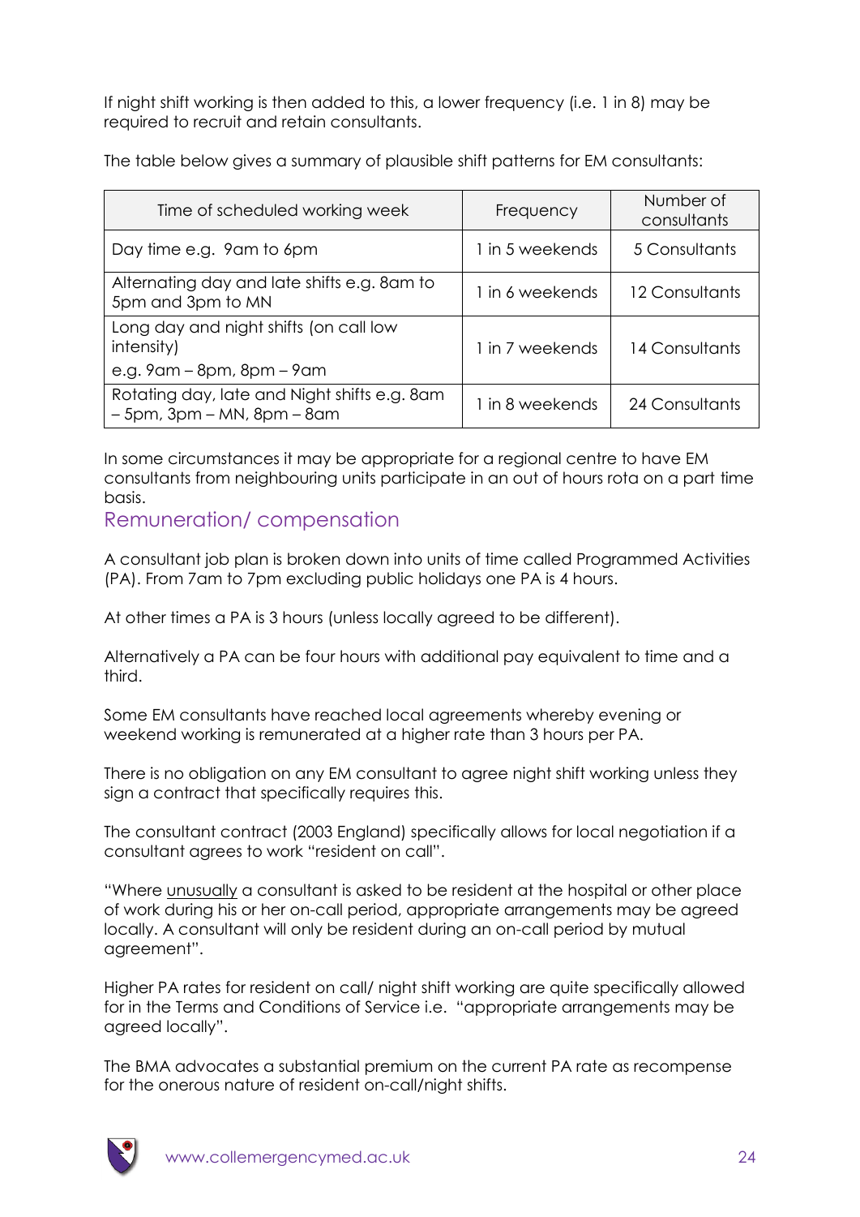If night shift working is then added to this, a lower frequency (i.e. 1 in 8) may be required to recruit and retain consultants.

The table below gives a summary of plausible shift patterns for EM consultants:

| Time of scheduled working week | Frequency | Number of consultants |
|---|---|---|
| Day time e.g. 9am to 6pm | 1 in 5 weekends | 5 Consultants |
| Alternating day and late shifts e.g. 8am to 5pm and 3pm to MN | 1 in 6 weekends | 12 Consultants |
| Long day and night shifts (on call low intensity) e.g. 9am – 8pm, 8pm – 9am | 1 in 7 weekends | 14 Consultants |
| Rotating day, late and Night shifts e.g. 8am – 5pm, 3pm – MN, 8pm – 8am | 1 in 8 weekends | 24 Consultants |

In some circumstances it may be appropriate for a regional centre to have EM consultants from neighbouring units participate in an out of hours rota on a part time basis.

## Remuneration/ compensation

A consultant job plan is broken down into units of time called Programmed Activities (PA). From 7am to 7pm excluding public holidays one PA is 4 hours.

At other times a PA is 3 hours (unless locally agreed to be different).

Alternatively a PA can be four hours with additional pay equivalent to time and a third.

Some EM consultants have reached local agreements whereby evening or weekend working is remunerated at a higher rate than 3 hours per PA.

There is no obligation on any EM consultant to agree night shift working unless they sign a contract that specifically requires this.

The consultant contract (2003 England) specifically allows for local negotiation if a consultant agrees to work "resident on call".

"Where unusually a consultant is asked to be resident at the hospital or other place of work during his or her on-call period, appropriate arrangements may be agreed locally. A consultant will only be resident during an on-call period by mutual agreement".

Higher PA rates for resident on call/ night shift working are quite specifically allowed for in the Terms and Conditions of Service i.e. "appropriate arrangements may be agreed locally".

The BMA advocates a substantial premium on the current PA rate as recompense for the onerous nature of resident on-call/night shifts.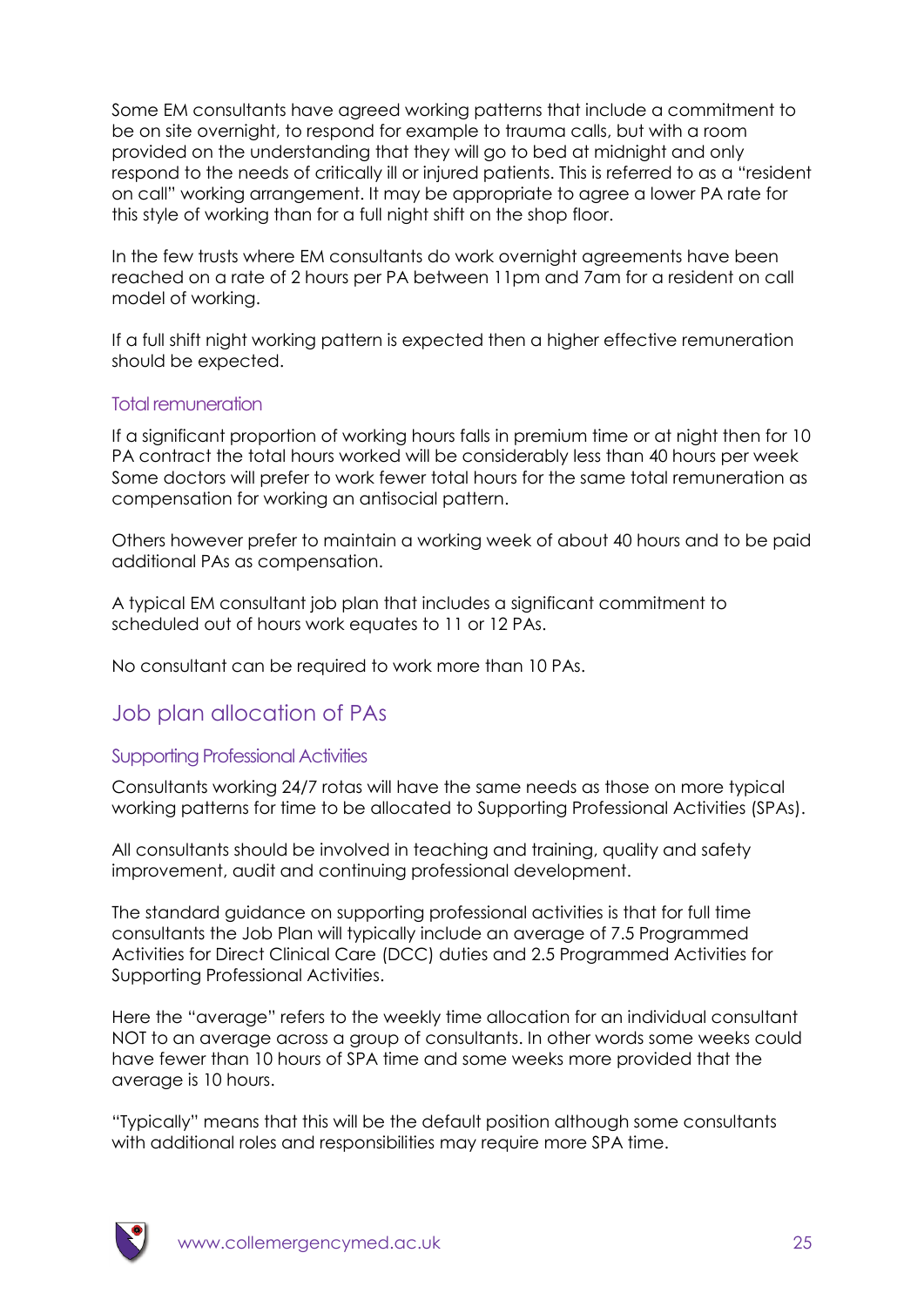Some EM consultants have agreed working patterns that include a commitment to be on site overnight, to respond for example to trauma calls, but with a room provided on the understanding that they will go to bed at midnight and only respond to the needs of critically ill or injured patients. This is referred to as a "resident on call" working arrangement. It may be appropriate to agree a lower PA rate for this style of working than for a full night shift on the shop floor.

In the few trusts where EM consultants do work overnight agreements have been reached on a rate of 2 hours per PA between 11pm and 7am for a resident on call model of working.

If a full shift night working pattern is expected then a higher effective remuneration should be expected.

### Total remuneration

If a significant proportion of working hours falls in premium time or at night then for 10 PA contract the total hours worked will be considerably less than 40 hours per week Some doctors will prefer to work fewer total hours for the same total remuneration as compensation for working an antisocial pattern.

Others however prefer to maintain a working week of about 40 hours and to be paid additional PAs as compensation.

A typical EM consultant job plan that includes a significant commitment to scheduled out of hours work equates to 11 or 12 PAs.

No consultant can be required to work more than 10 PAs.

## Job plan allocation of PAs

### Supporting Professional Activities

Consultants working 24/7 rotas will have the same needs as those on more typical working patterns for time to be allocated to Supporting Professional Activities (SPAs).

All consultants should be involved in teaching and training, quality and safety improvement, audit and continuing professional development.

The standard guidance on supporting professional activities is that for full time consultants the Job Plan will typically include an average of 7.5 Programmed Activities for Direct Clinical Care (DCC) duties and 2.5 Programmed Activities for Supporting Professional Activities.

Here the "average" refers to the weekly time allocation for an individual consultant NOT to an average across a group of consultants. In other words some weeks could have fewer than 10 hours of SPA time and some weeks more provided that the average is 10 hours.

"Typically" means that this will be the default position although some consultants with additional roles and responsibilities may require more SPA time.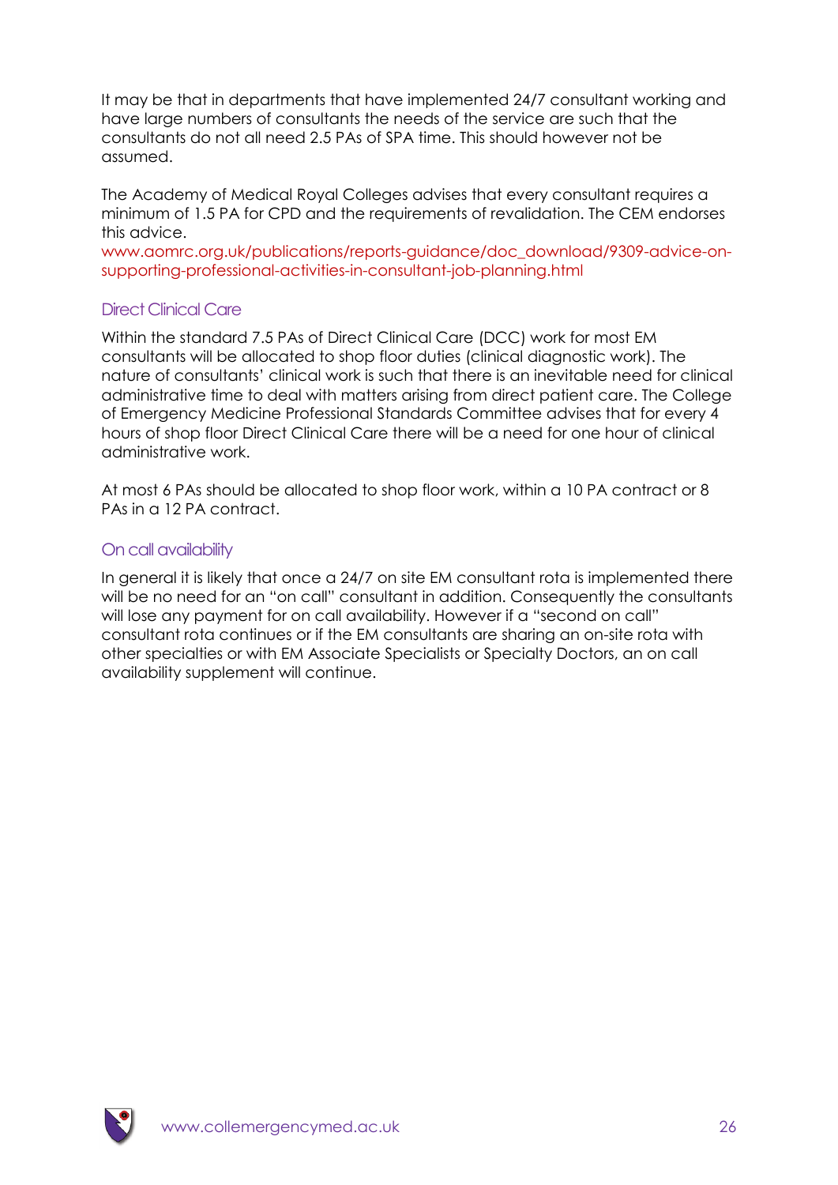It may be that in departments that have implemented 24/7 consultant working and have large numbers of consultants the needs of the service are such that the consultants do not all need 2.5 PAs of SPA time. This should however not be assumed.

The Academy of Medical Royal Colleges advises that every consultant requires a minimum of 1.5 PA for CPD and the requirements of revalidation. The CEM endorses this advice.
www.aomrc.org.uk/publications/reports-guidance/doc_download/9309-advice-on-supporting-professional-activities-in-consultant-job-planning.html

### Direct Clinical Care

Within the standard 7.5 PAs of Direct Clinical Care (DCC) work for most EM consultants will be allocated to shop floor duties (clinical diagnostic work). The nature of consultants' clinical work is such that there is an inevitable need for clinical administrative time to deal with matters arising from direct patient care. The College of Emergency Medicine Professional Standards Committee advises that for every 4 hours of shop floor Direct Clinical Care there will be a need for one hour of clinical administrative work.

At most 6 PAs should be allocated to shop floor work, within a 10 PA contract or 8 PAs in a 12 PA contract.

### On call availability

In general it is likely that once a 24/7 on site EM consultant rota is implemented there will be no need for an "on call" consultant in addition. Consequently the consultants will lose any payment for on call availability. However if a "second on call" consultant rota continues or if the EM consultants are sharing an on-site rota with other specialties or with EM Associate Specialists or Specialty Doctors, an on call availability supplement will continue.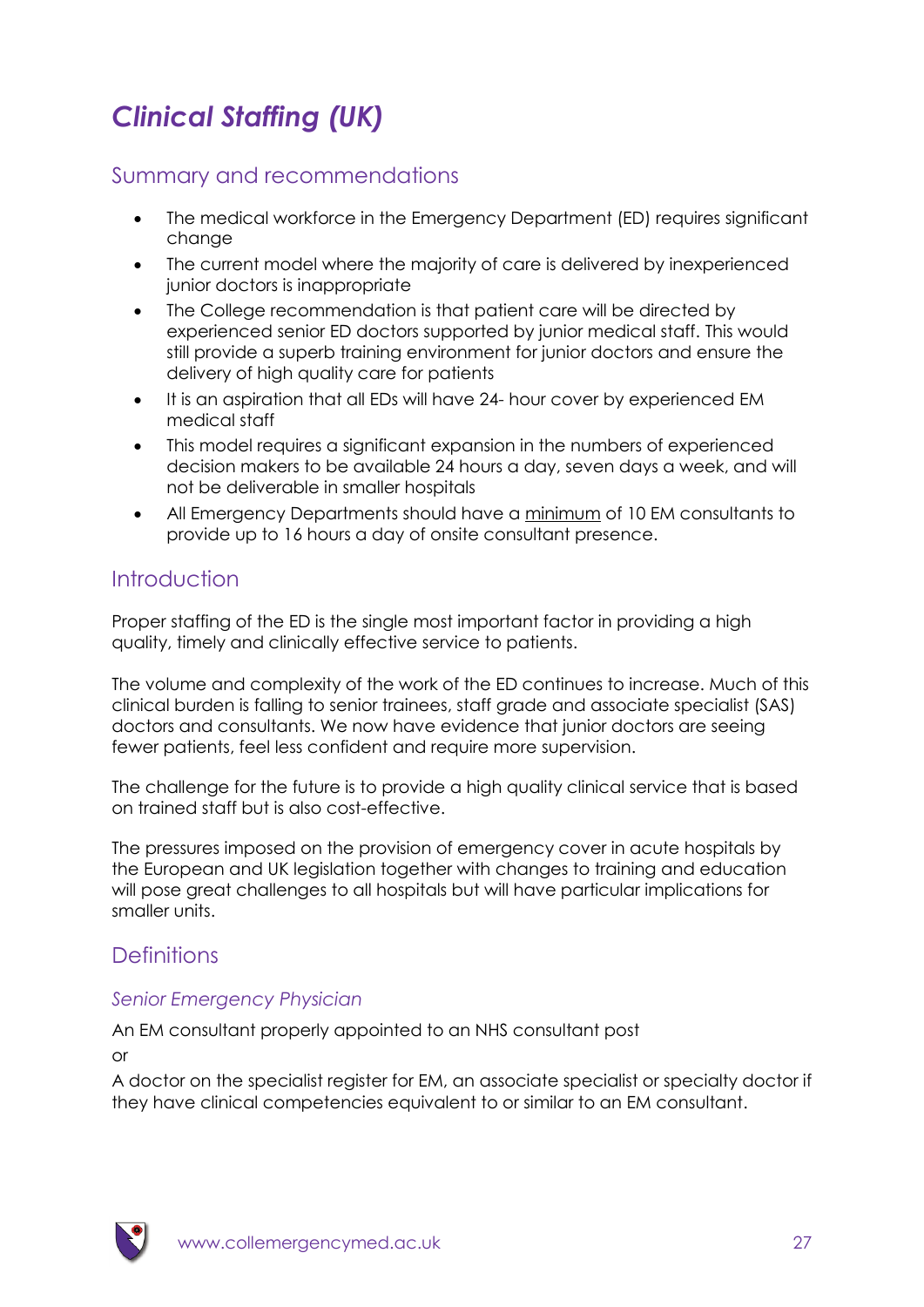# *Clinical Staffing (UK)*

## Summary and recommendations

- The medical workforce in the Emergency Department (ED) requires significant change
- The current model where the majority of care is delivered by inexperienced junior doctors is inappropriate
- The College recommendation is that patient care will be directed by experienced senior ED doctors supported by junior medical staff. This would still provide a superb training environment for junior doctors and ensure the delivery of high quality care for patients
- It is an aspiration that all EDs will have 24- hour cover by experienced EM medical staff
- This model requires a significant expansion in the numbers of experienced decision makers to be available 24 hours a day, seven days a week, and will not be deliverable in smaller hospitals
- All Emergency Departments should have a <u>minimum</u> of 10 EM consultants to provide up to 16 hours a day of onsite consultant presence.

## Introduction

Proper staffing of the ED is the single most important factor in providing a high quality, timely and clinically effective service to patients.

The volume and complexity of the work of the ED continues to increase. Much of this clinical burden is falling to senior trainees, staff grade and associate specialist (SAS) doctors and consultants. We now have evidence that junior doctors are seeing fewer patients, feel less confident and require more supervision.

The challenge for the future is to provide a high quality clinical service that is based on trained staff but is also cost-effective.

The pressures imposed on the provision of emergency cover in acute hospitals by the European and UK legislation together with changes to training and education will pose great challenges to all hospitals but will have particular implications for smaller units.

## Definitions

### *Senior Emergency Physician*

An EM consultant properly appointed to an NHS consultant post

or

A doctor on the specialist register for EM, an associate specialist or specialty doctor if they have clinical competencies equivalent to or similar to an EM consultant.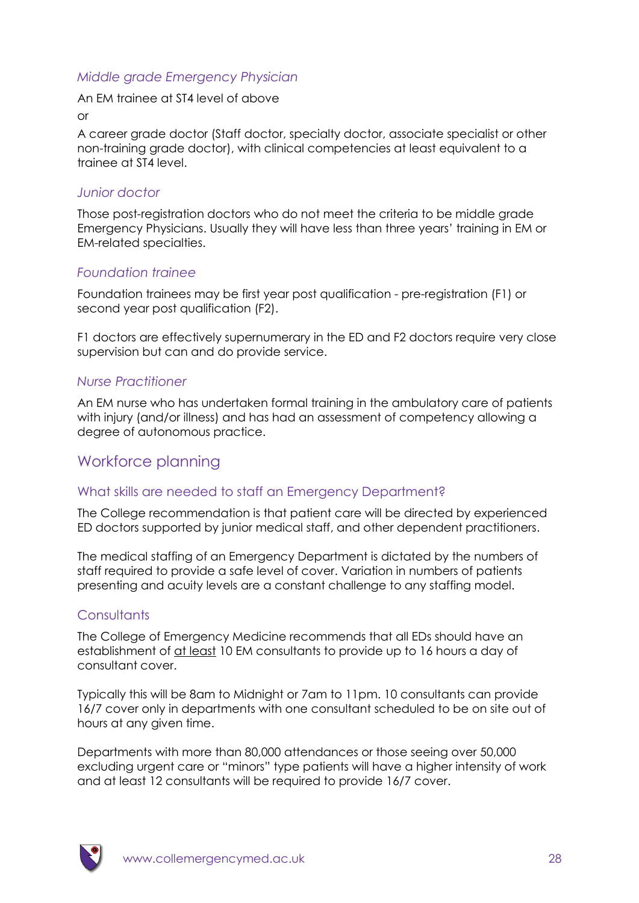### *Middle grade Emergency Physician*

An EM trainee at ST4 level of above

or

A career grade doctor (Staff doctor, specialty doctor, associate specialist or other non-training grade doctor), with clinical competencies at least equivalent to a trainee at ST4 level.

### *Junior doctor*

Those post-registration doctors who do not meet the criteria to be middle grade Emergency Physicians. Usually they will have less than three years' training in EM or EM-related specialties.

### *Foundation trainee*

Foundation trainees may be first year post qualification - pre-registration (F1) or second year post qualification (F2).

F1 doctors are effectively supernumerary in the ED and F2 doctors require very close supervision but can and do provide service.

### *Nurse Practitioner*

An EM nurse who has undertaken formal training in the ambulatory care of patients with injury (and/or illness) and has had an assessment of competency allowing a degree of autonomous practice.

## Workforce planning

### What skills are needed to staff an Emergency Department?

The College recommendation is that patient care will be directed by experienced ED doctors supported by junior medical staff, and other dependent practitioners.

The medical staffing of an Emergency Department is dictated by the numbers of staff required to provide a safe level of cover. Variation in numbers of patients presenting and acuity levels are a constant challenge to any staffing model.

### Consultants

The College of Emergency Medicine recommends that all EDs should have an establishment of <u>at least</u> 10 EM consultants to provide up to 16 hours a day of consultant cover.

Typically this will be 8am to Midnight or 7am to 11pm. 10 consultants can provide 16/7 cover only in departments with one consultant scheduled to be on site out of hours at any given time.

Departments with more than 80,000 attendances or those seeing over 50,000 excluding urgent care or "minors" type patients will have a higher intensity of work and at least 12 consultants will be required to provide 16/7 cover.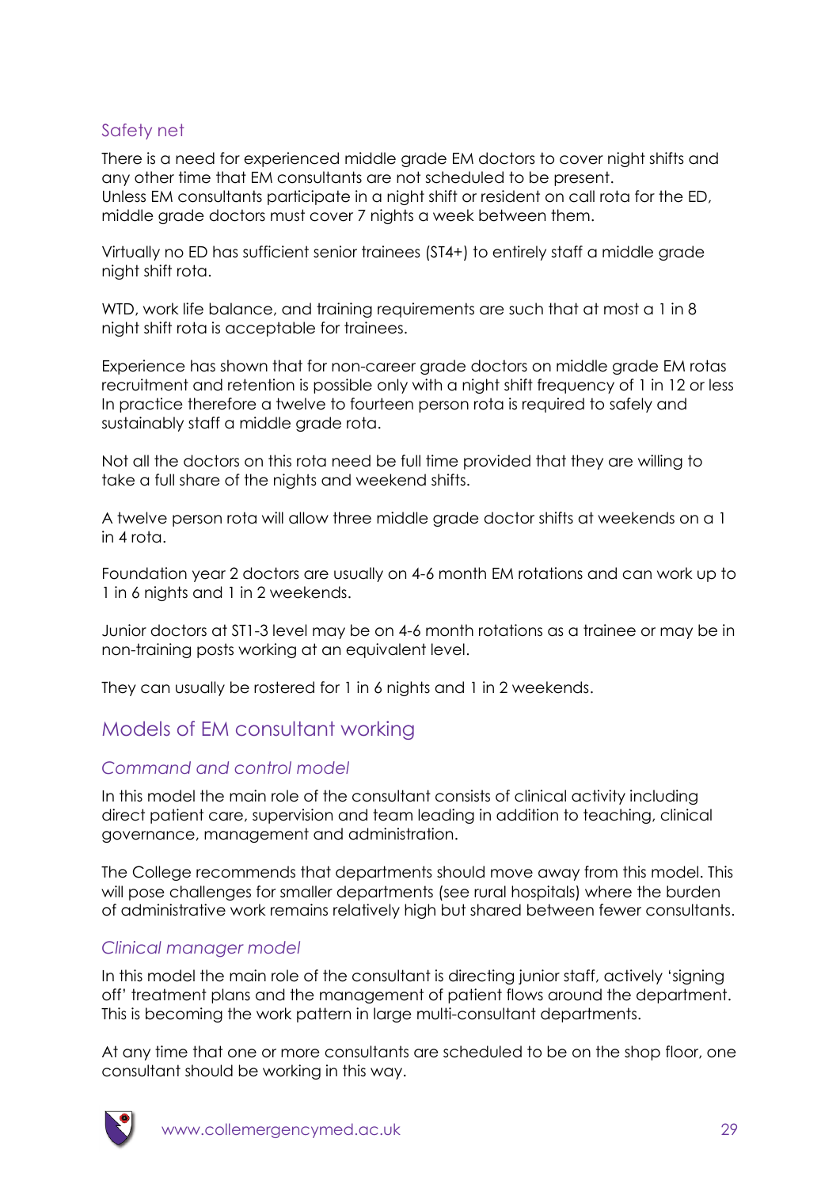### Safety net

There is a need for experienced middle grade EM doctors to cover night shifts and any other time that EM consultants are not scheduled to be present.
Unless EM consultants participate in a night shift or resident on call rota for the ED, middle grade doctors must cover 7 nights a week between them.

Virtually no ED has sufficient senior trainees (ST4+) to entirely staff a middle grade night shift rota.

WTD, work life balance, and training requirements are such that at most a 1 in 8 night shift rota is acceptable for trainees.

Experience has shown that for non-career grade doctors on middle grade EM rotas recruitment and retention is possible only with a night shift frequency of 1 in 12 or less In practice therefore a twelve to fourteen person rota is required to safely and sustainably staff a middle grade rota.

Not all the doctors on this rota need be full time provided that they are willing to take a full share of the nights and weekend shifts.

A twelve person rota will allow three middle grade doctor shifts at weekends on a 1 in 4 rota.

Foundation year 2 doctors are usually on 4-6 month EM rotations and can work up to 1 in 6 nights and 1 in 2 weekends.

Junior doctors at ST1-3 level may be on 4-6 month rotations as a trainee or may be in non-training posts working at an equivalent level.

They can usually be rostered for 1 in 6 nights and 1 in 2 weekends.

## Models of EM consultant working

### *Command and control model*

In this model the main role of the consultant consists of clinical activity including direct patient care, supervision and team leading in addition to teaching, clinical governance, management and administration.

The College recommends that departments should move away from this model. This will pose challenges for smaller departments (see rural hospitals) where the burden of administrative work remains relatively high but shared between fewer consultants.

### *Clinical manager model*

In this model the main role of the consultant is directing junior staff, actively 'signing off' treatment plans and the management of patient flows around the department. This is becoming the work pattern in large multi-consultant departments.

At any time that one or more consultants are scheduled to be on the shop floor, one consultant should be working in this way.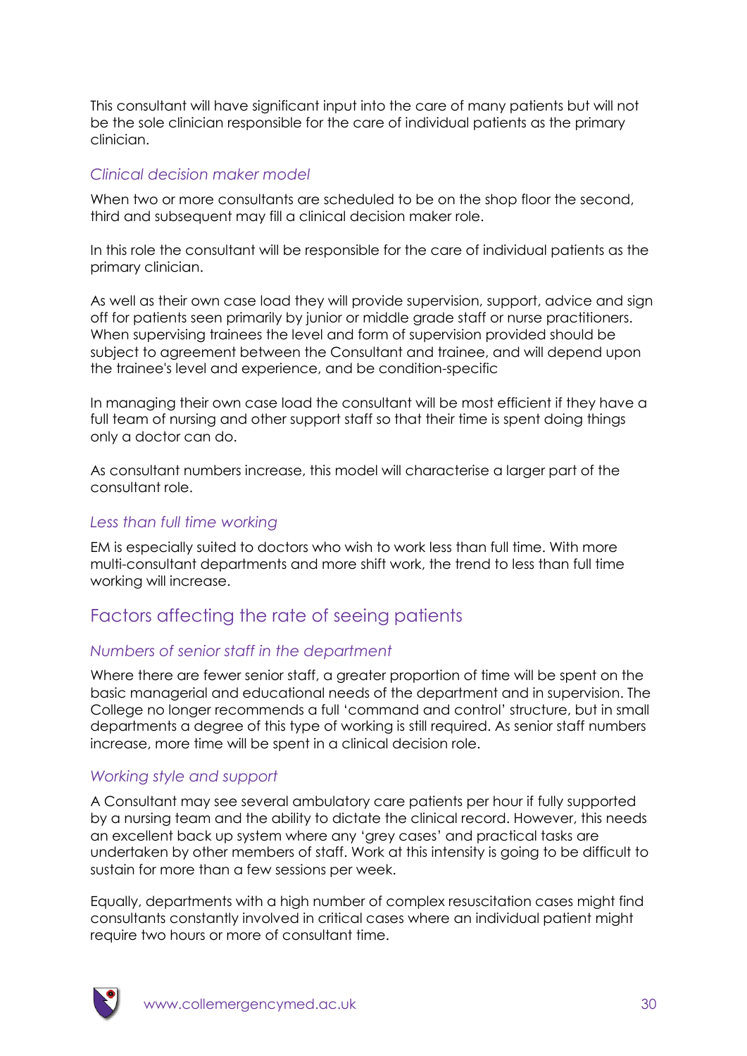This consultant will have significant input into the care of many patients but will not be the sole clinician responsible for the care of individual patients as the primary clinician.

### *Clinical decision maker model*

When two or more consultants are scheduled to be on the shop floor the second, third and subsequent may fill a clinical decision maker role.

In this role the consultant will be responsible for the care of individual patients as the primary clinician.

As well as their own case load they will provide supervision, support, advice and sign off for patients seen primarily by junior or middle grade staff or nurse practitioners. When supervising trainees the level and form of supervision provided should be subject to agreement between the Consultant and trainee, and will depend upon the trainee's level and experience, and be condition-specific

In managing their own case load the consultant will be most efficient if they have a full team of nursing and other support staff so that their time is spent doing things only a doctor can do.

As consultant numbers increase, this model will characterise a larger part of the consultant role.

### *Less than full time working*

EM is especially suited to doctors who wish to work less than full time. With more multi-consultant departments and more shift work, the trend to less than full time working will increase.

## Factors affecting the rate of seeing patients

### *Numbers of senior staff in the department*

Where there are fewer senior staff, a greater proportion of time will be spent on the basic managerial and educational needs of the department and in supervision. The College no longer recommends a full 'command and control' structure, but in small departments a degree of this type of working is still required. As senior staff numbers increase, more time will be spent in a clinical decision role.

### *Working style and support*

A Consultant may see several ambulatory care patients per hour if fully supported by a nursing team and the ability to dictate the clinical record. However, this needs an excellent back up system where any 'grey cases' and practical tasks are undertaken by other members of staff. Work at this intensity is going to be difficult to sustain for more than a few sessions per week.

Equally, departments with a high number of complex resuscitation cases might find consultants constantly involved in critical cases where an individual patient might require two hours or more of consultant time.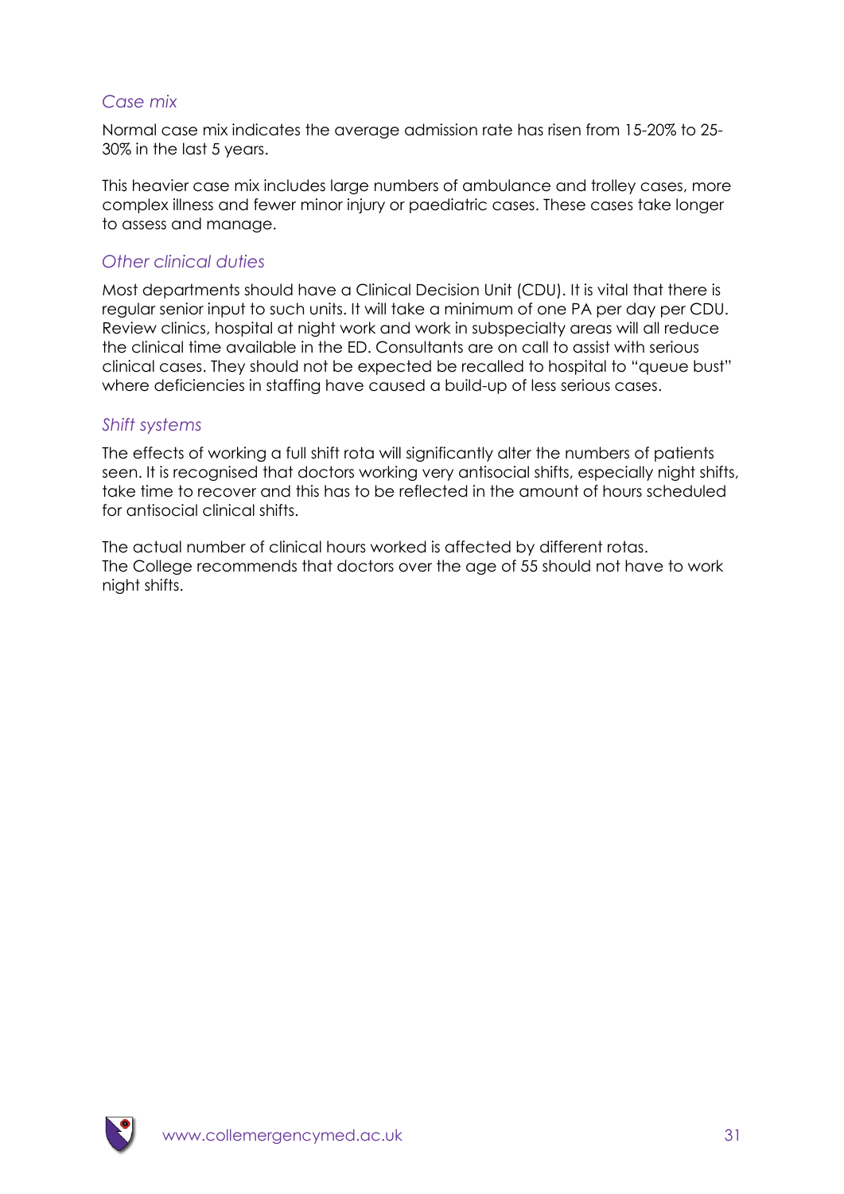*Case mix*

Normal case mix indicates the average admission rate has risen from 15-20% to 25-30% in the last 5 years.

This heavier case mix includes large numbers of ambulance and trolley cases, more complex illness and fewer minor injury or paediatric cases. These cases take longer to assess and manage.

*Other clinical duties*

Most departments should have a Clinical Decision Unit (CDU). It is vital that there is regular senior input to such units. It will take a minimum of one PA per day per CDU. Review clinics, hospital at night work and work in subspecialty areas will all reduce the clinical time available in the ED. Consultants are on call to assist with serious clinical cases. They should not be expected be recalled to hospital to "queue bust" where deficiencies in staffing have caused a build-up of less serious cases.

*Shift systems*

The effects of working a full shift rota will significantly alter the numbers of patients seen. It is recognised that doctors working very antisocial shifts, especially night shifts, take time to recover and this has to be reflected in the amount of hours scheduled for antisocial clinical shifts.

The actual number of clinical hours worked is affected by different rotas.
The College recommends that doctors over the age of 55 should not have to work night shifts.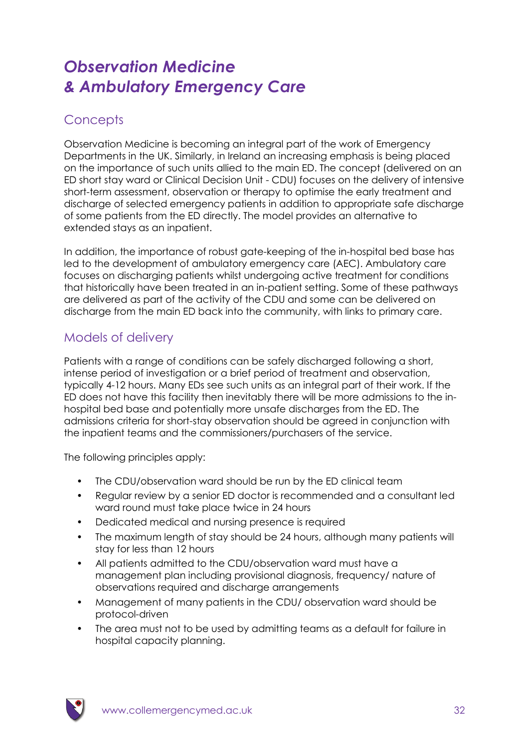# *Observation Medicine & Ambulatory Emergency Care*

## Concepts

Observation Medicine is becoming an integral part of the work of Emergency Departments in the UK. Similarly, in Ireland an increasing emphasis is being placed on the importance of such units allied to the main ED. The concept (delivered on an ED short stay ward or Clinical Decision Unit - CDU) focuses on the delivery of intensive short-term assessment, observation or therapy to optimise the early treatment and discharge of selected emergency patients in addition to appropriate safe discharge of some patients from the ED directly. The model provides an alternative to extended stays as an inpatient.

In addition, the importance of robust gate-keeping of the in-hospital bed base has led to the development of ambulatory emergency care (AEC). Ambulatory care focuses on discharging patients whilst undergoing active treatment for conditions that historically have been treated in an in-patient setting. Some of these pathways are delivered as part of the activity of the CDU and some can be delivered on discharge from the main ED back into the community, with links to primary care.

## Models of delivery

Patients with a range of conditions can be safely discharged following a short, intense period of investigation or a brief period of treatment and observation, typically 4-12 hours. Many EDs see such units as an integral part of their work. If the ED does not have this facility then inevitably there will be more admissions to the in-hospital bed base and potentially more unsafe discharges from the ED. The admissions criteria for short-stay observation should be agreed in conjunction with the inpatient teams and the commissioners/purchasers of the service.

The following principles apply:

- The CDU/observation ward should be run by the ED clinical team
- Regular review by a senior ED doctor is recommended and a consultant led ward round must take place twice in 24 hours
- Dedicated medical and nursing presence is required
- The maximum length of stay should be 24 hours, although many patients will stay for less than 12 hours
- All patients admitted to the CDU/observation ward must have a management plan including provisional diagnosis, frequency/ nature of observations required and discharge arrangements
- Management of many patients in the CDU/ observation ward should be protocol-driven
- The area must not to be used by admitting teams as a default for failure in hospital capacity planning.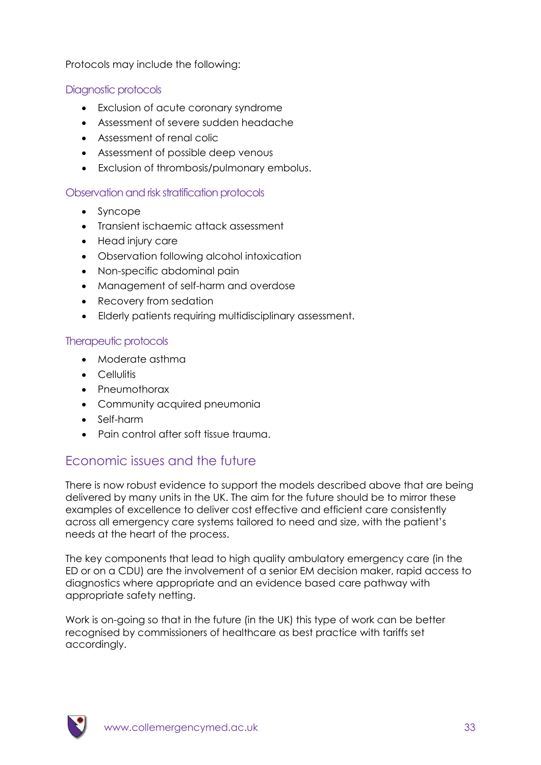Protocols may include the following:

### Diagnostic protocols

- Exclusion of acute coronary syndrome
- Assessment of severe sudden headache
- Assessment of renal colic
- Assessment of possible deep venous
- Exclusion of thrombosis/pulmonary embolus.

### Observation and risk stratification protocols

- Syncope
- Transient ischaemic attack assessment
- Head injury care
- Observation following alcohol intoxication
- Non-specific abdominal pain
- Management of self-harm and overdose
- Recovery from sedation
- Elderly patients requiring multidisciplinary assessment.

### Therapeutic protocols

- Moderate asthma
- Cellulitis
- Pneumothorax
- Community acquired pneumonia
- Self-harm
- Pain control after soft tissue trauma.

## Economic issues and the future

There is now robust evidence to support the models described above that are being delivered by many units in the UK. The aim for the future should be to mirror these examples of excellence to deliver cost effective and efficient care consistently across all emergency care systems tailored to need and size, with the patient's needs at the heart of the process.

The key components that lead to high quality ambulatory emergency care (in the ED or on a CDU) are the involvement of a senior EM decision maker, rapid access to diagnostics where appropriate and an evidence based care pathway with appropriate safety netting.

Work is on-going so that in the future (in the UK) this type of work can be better recognised by commissioners of healthcare as best practice with tariffs set accordingly.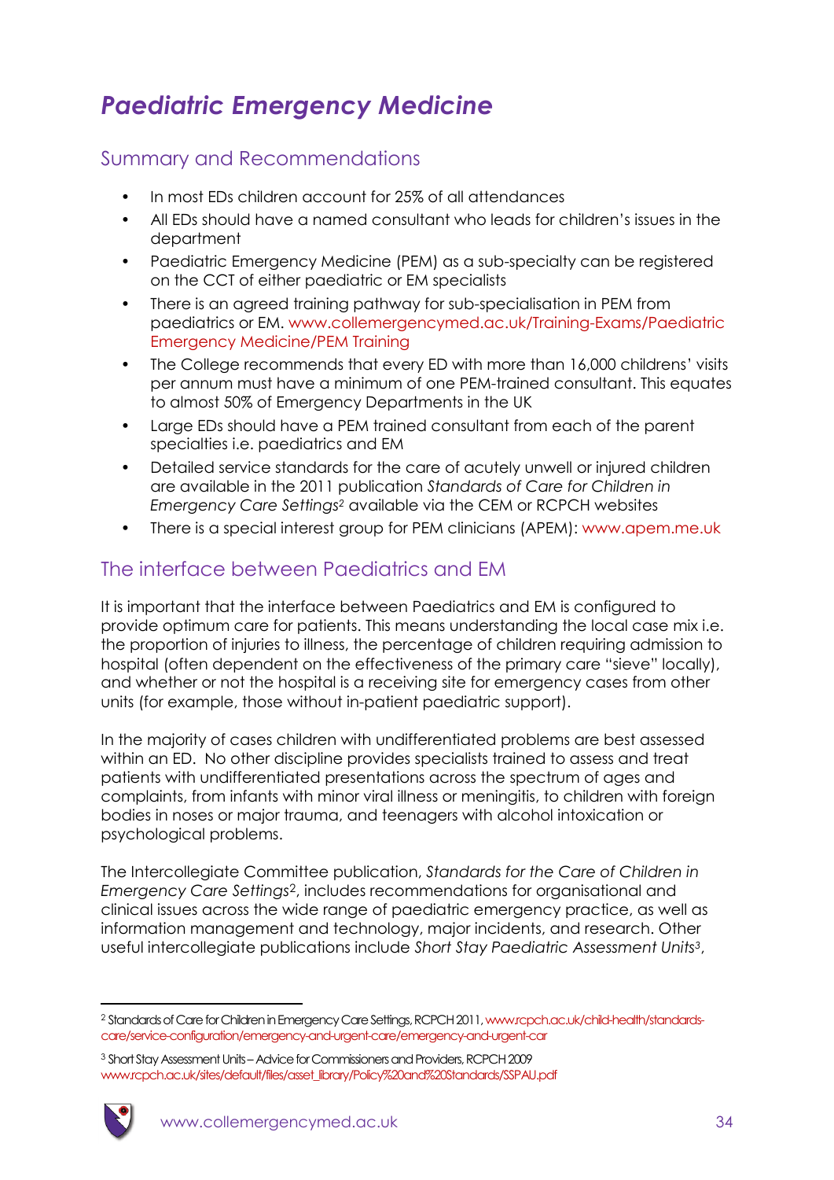# *Paediatric Emergency Medicine*

## Summary and Recommendations

- In most EDs children account for 25% of all attendances
- All EDs should have a named consultant who leads for children's issues in the department
- Paediatric Emergency Medicine (PEM) as a sub-specialty can be registered on the CCT of either paediatric or EM specialists
- There is an agreed training pathway for sub-specialisation in PEM from paediatrics or EM. www.collemergencymed.ac.uk/Training-Exams/Paediatric Emergency Medicine/PEM Training
- The College recommends that every ED with more than 16,000 childrens' visits per annum must have a minimum of one PEM-trained consultant. This equates to almost 50% of Emergency Departments in the UK
- Large EDs should have a PEM trained consultant from each of the parent specialties i.e. paediatrics and EM
- Detailed service standards for the care of acutely unwell or injured children are available in the 2011 publication *Standards of Care for Children in Emergency Care Settings*[2] available via the CEM or RCPCH websites
- There is a special interest group for PEM clinicians (APEM): www.apem.me.uk

## The interface between Paediatrics and EM

It is important that the interface between Paediatrics and EM is configured to provide optimum care for patients. This means understanding the local case mix i.e. the proportion of injuries to illness, the percentage of children requiring admission to hospital (often dependent on the effectiveness of the primary care "sieve" locally), and whether or not the hospital is a receiving site for emergency cases from other units (for example, those without in-patient paediatric support).

In the majority of cases children with undifferentiated problems are best assessed within an ED. No other discipline provides specialists trained to assess and treat patients with undifferentiated presentations across the spectrum of ages and complaints, from infants with minor viral illness or meningitis, to children with foreign bodies in noses or major trauma, and teenagers with alcohol intoxication or psychological problems.

The Intercollegiate Committee publication, *Standards for the Care of Children in Emergency Care Settings*[2], includes recommendations for organisational and clinical issues across the wide range of paediatric emergency practice, as well as information management and technology, major incidents, and research. Other useful intercollegiate publications include *Short Stay Paediatric Assessment Units*[3],

---

[2] Standards of Care for Children in Emergency Care Settings, RCPCH 2011, www.rcpch.ac.uk/child-health/standards-care/service-configuration/emergency-and-urgent-care/emergency-and-urgent-car

[3] Short Stay Assessment Units – Advice for Commissioners and Providers, RCPCH 2009 www.rcpch.ac.uk/sites/default/files/asset_library/Policy%20and%20Standards/SSPAU.pdf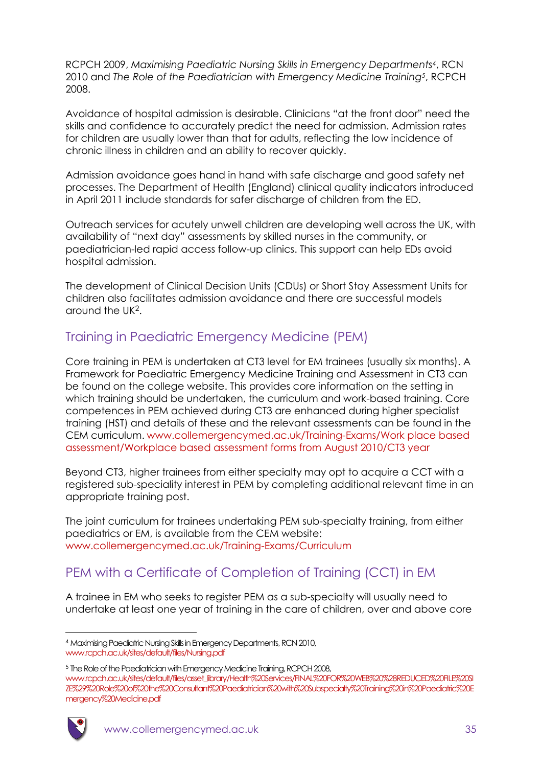RCPCH 2009, *Maximising Paediatric Nursing Skills in Emergency Departments*[4], RCN 2010 and *The Role of the Paediatrician with Emergency Medicine Training*[5], RCPCH 2008.

Avoidance of hospital admission is desirable. Clinicians "at the front door" need the skills and confidence to accurately predict the need for admission. Admission rates for children are usually lower than that for adults, reflecting the low incidence of chronic illness in children and an ability to recover quickly.

Admission avoidance goes hand in hand with safe discharge and good safety net processes. The Department of Health (England) clinical quality indicators introduced in April 2011 include standards for safer discharge of children from the ED.

Outreach services for acutely unwell children are developing well across the UK, with availability of "next day" assessments by skilled nurses in the community, or paediatrician-led rapid access follow-up clinics. This support can help EDs avoid hospital admission.

The development of Clinical Decision Units (CDUs) or Short Stay Assessment Units for children also facilitates admission avoidance and there are successful models around the UK[2].

## Training in Paediatric Emergency Medicine (PEM)

Core training in PEM is undertaken at CT3 level for EM trainees (usually six months). A Framework for Paediatric Emergency Medicine Training and Assessment in CT3 can be found on the college website. This provides core information on the setting in which training should be undertaken, the curriculum and work-based training. Core competences in PEM achieved during CT3 are enhanced during higher specialist training (HST) and details of these and the relevant assessments can be found in the CEM curriculum. www.collemergencymed.ac.uk/Training-Exams/Work place based assessment/Workplace based assessment forms from August 2010/CT3 year

Beyond CT3, higher trainees from either specialty may opt to acquire a CCT with a registered sub-speciality interest in PEM by completing additional relevant time in an appropriate training post.

The joint curriculum for trainees undertaking PEM sub-specialty training, from either paediatrics or EM, is available from the CEM website: www.collemergencymed.ac.uk/Training-Exams/Curriculum

## PEM with a Certificate of Completion of Training (CCT) in EM

A trainee in EM who seeks to register PEM as a sub-specialty will usually need to undertake at least one year of training in the care of children, over and above core

---

[4] Maximising Paediatric Nursing Skills in Emergency Departments, RCN 2010, www.rcpch.ac.uk/sites/default/files/Nursing.pdf

[5] The Role of the Paediatrician with Emergency Medicine Training, RCPCH 2008, www.rcpch.ac.uk/sites/default/files/asset_library/Health%20Services/FINAL%20FOR%20WEB%20%28REDUCED%20FILE%20SIZE%29%20Role%20of%20the%20Consultant%20Paediatrician%20with%20Subspecialty%20Training%20in%20Paediatric%20Emergency%20Medicine.pdf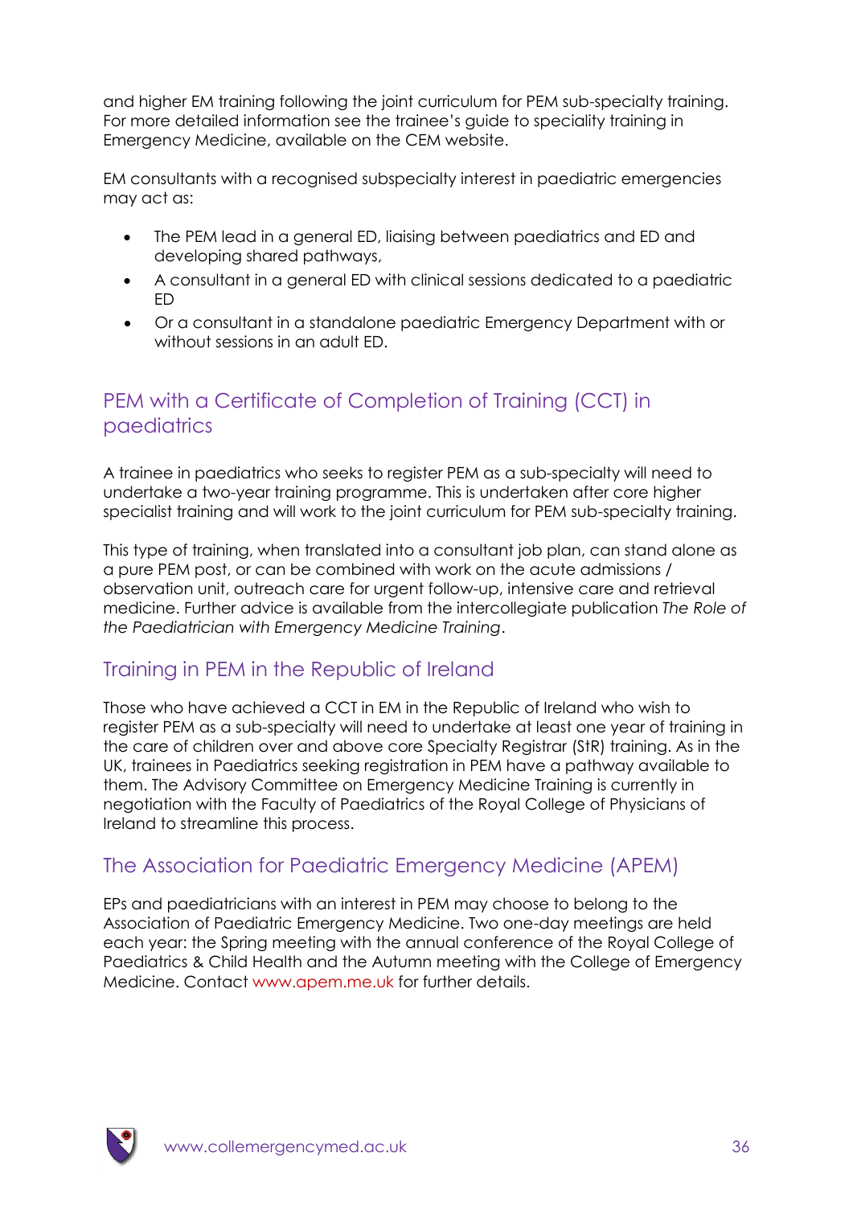and higher EM training following the joint curriculum for PEM sub-specialty training. For more detailed information see the trainee's guide to speciality training in Emergency Medicine, available on the CEM website.

EM consultants with a recognised subspecialty interest in paediatric emergencies may act as:

- The PEM lead in a general ED, liaising between paediatrics and ED and developing shared pathways,
- A consultant in a general ED with clinical sessions dedicated to a paediatric ED
- Or a consultant in a standalone paediatric Emergency Department with or without sessions in an adult ED.

## PEM with a Certificate of Completion of Training (CCT) in paediatrics

A trainee in paediatrics who seeks to register PEM as a sub-specialty will need to undertake a two-year training programme. This is undertaken after core higher specialist training and will work to the joint curriculum for PEM sub-specialty training.

This type of training, when translated into a consultant job plan, can stand alone as a pure PEM post, or can be combined with work on the acute admissions / observation unit, outreach care for urgent follow-up, intensive care and retrieval medicine. Further advice is available from the intercollegiate publication *The Role of the Paediatrician with Emergency Medicine Training*.

## Training in PEM in the Republic of Ireland

Those who have achieved a CCT in EM in the Republic of Ireland who wish to register PEM as a sub-specialty will need to undertake at least one year of training in the care of children over and above core Specialty Registrar (StR) training. As in the UK, trainees in Paediatrics seeking registration in PEM have a pathway available to them. The Advisory Committee on Emergency Medicine Training is currently in negotiation with the Faculty of Paediatrics of the Royal College of Physicians of Ireland to streamline this process.

## The Association for Paediatric Emergency Medicine (APEM)

EPs and paediatricians with an interest in PEM may choose to belong to the Association of Paediatric Emergency Medicine. Two one-day meetings are held each year: the Spring meeting with the annual conference of the Royal College of Paediatrics & Child Health and the Autumn meeting with the College of Emergency Medicine. Contact www.apem.me.uk for further details.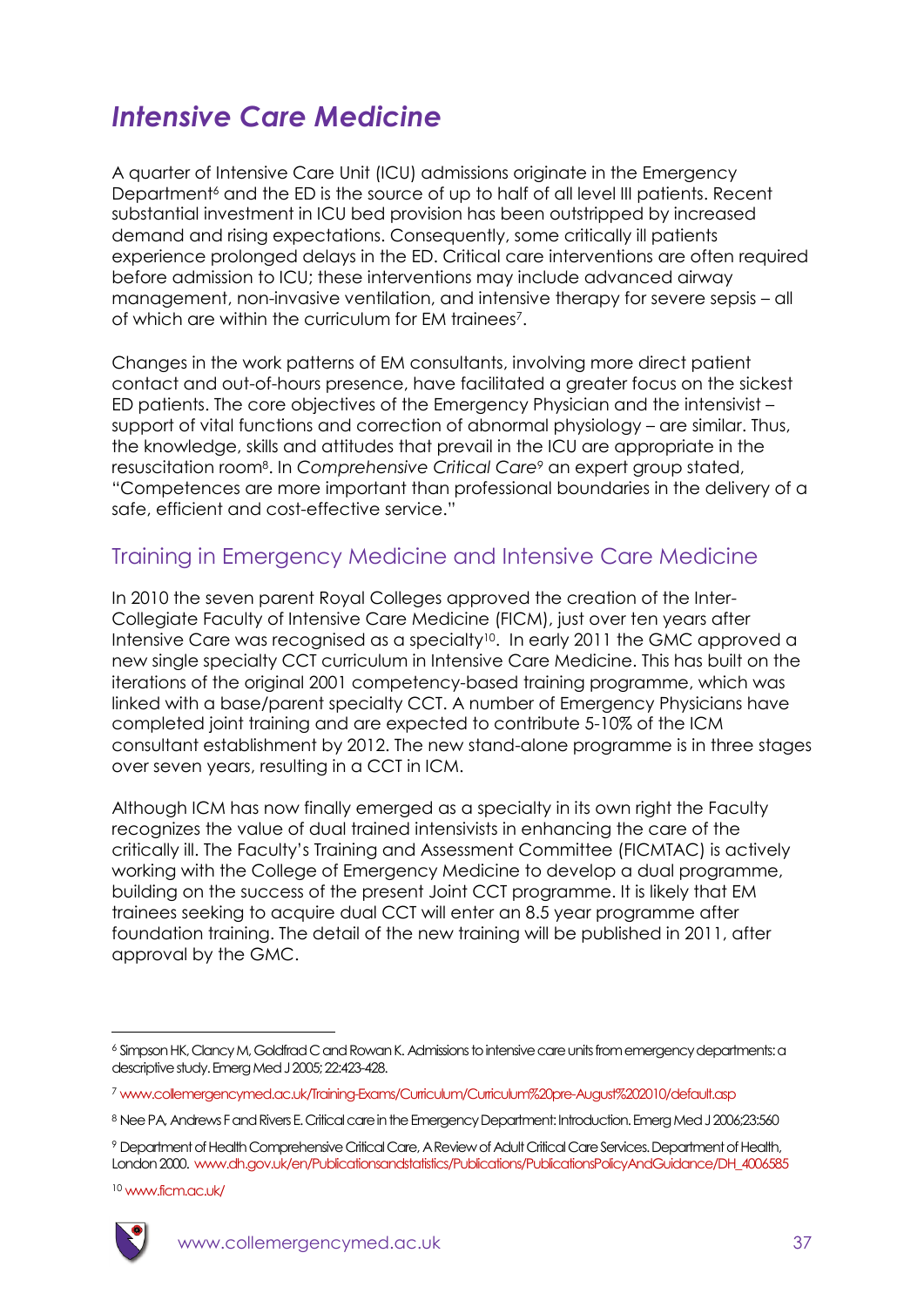# *Intensive Care Medicine*

A quarter of Intensive Care Unit (ICU) admissions originate in the Emergency Department[6] and the ED is the source of up to half of all level III patients. Recent substantial investment in ICU bed provision has been outstripped by increased demand and rising expectations. Consequently, some critically ill patients experience prolonged delays in the ED. Critical care interventions are often required before admission to ICU; these interventions may include advanced airway management, non-invasive ventilation, and intensive therapy for severe sepsis – all of which are within the curriculum for EM trainees[7].

Changes in the work patterns of EM consultants, involving more direct patient contact and out-of-hours presence, have facilitated a greater focus on the sickest ED patients. The core objectives of the Emergency Physician and the intensivist – support of vital functions and correction of abnormal physiology – are similar. Thus, the knowledge, skills and attitudes that prevail in the ICU are appropriate in the resuscitation room[8]. In *Comprehensive Critical Care*[9] an expert group stated, "Competences are more important than professional boundaries in the delivery of a safe, efficient and cost-effective service."

## Training in Emergency Medicine and Intensive Care Medicine

In 2010 the seven parent Royal Colleges approved the creation of the Inter-Collegiate Faculty of Intensive Care Medicine (FICM), just over ten years after Intensive Care was recognised as a specialty[10]. In early 2011 the GMC approved a new single specialty CCT curriculum in Intensive Care Medicine. This has built on the iterations of the original 2001 competency-based training programme, which was linked with a base/parent specialty CCT. A number of Emergency Physicians have completed joint training and are expected to contribute 5-10% of the ICM consultant establishment by 2012. The new stand-alone programme is in three stages over seven years, resulting in a CCT in ICM.

Although ICM has now finally emerged as a specialty in its own right the Faculty recognizes the value of dual trained intensivists in enhancing the care of the critically ill. The Faculty's Training and Assessment Committee (FICMTAC) is actively working with the College of Emergency Medicine to develop a dual programme, building on the success of the present Joint CCT programme. It is likely that EM trainees seeking to acquire dual CCT will enter an 8.5 year programme after foundation training. The detail of the new training will be published in 2011, after approval by the GMC.

---

[6] Simpson HK, Clancy M, Goldfrad C and Rowan K. Admissions to intensive care units from emergency departments: a descriptive study. Emerg Med J 2005; 22:423-428.

[7] www.collemergencymed.ac.uk/Training-Exams/Curriculum/Curriculum%20pre-August%202010/default.asp

[8] Nee PA, Andrews F and Rivers E. Critical care in the Emergency Department: Introduction. Emerg Med J 2006;23:560

[9] Department of Health Comprehensive Critical Care, A Review of Adult Critical Care Services. Department of Health, London 2000. www.dh.gov.uk/en/Publicationsandstatistics/Publications/PublicationsPolicyAndGuidance/DH_4006585

[10] www.ficm.ac.uk/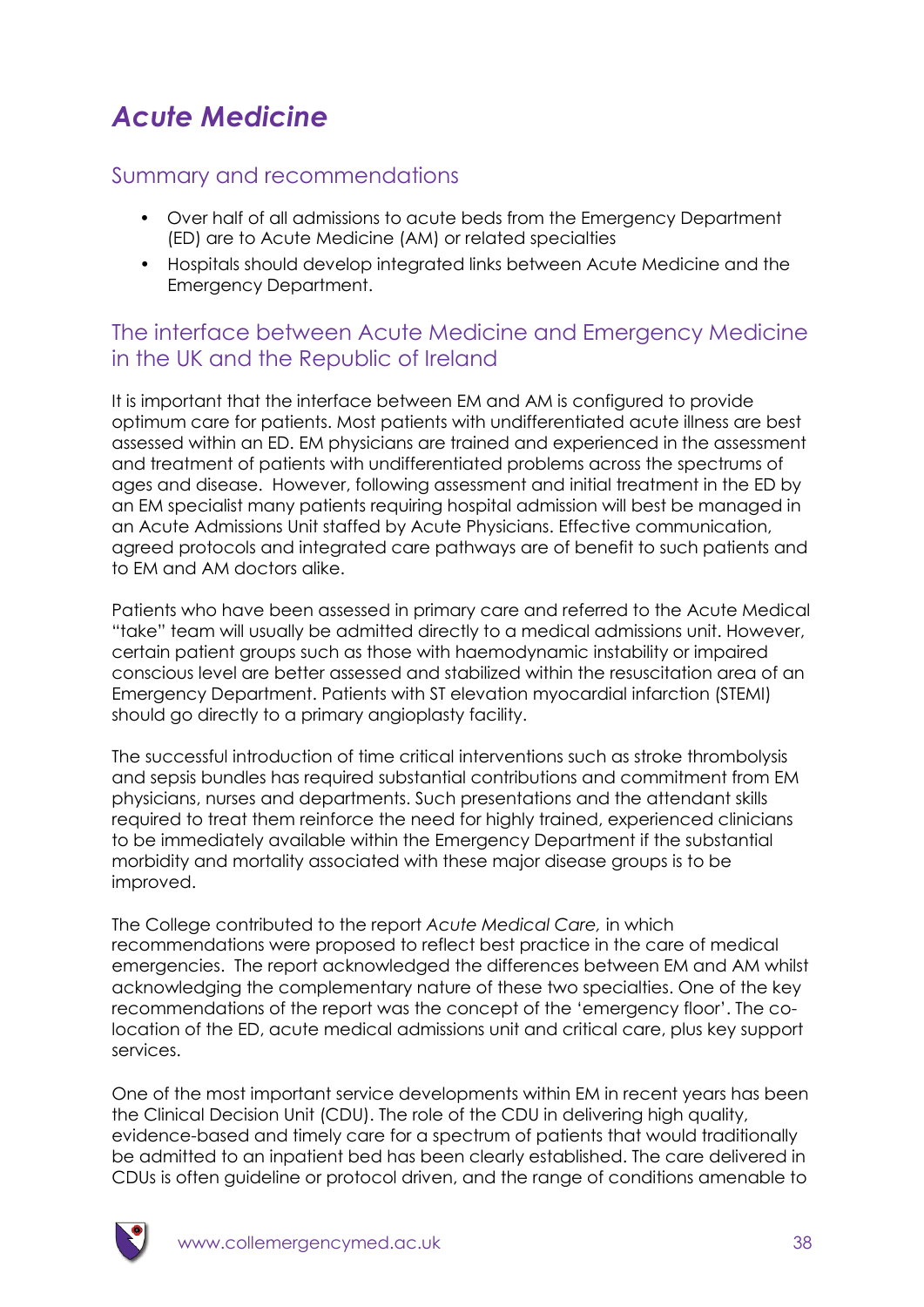# *Acute Medicine*

## Summary and recommendations

- Over half of all admissions to acute beds from the Emergency Department (ED) are to Acute Medicine (AM) or related specialties
- Hospitals should develop integrated links between Acute Medicine and the Emergency Department.

## The interface between Acute Medicine and Emergency Medicine in the UK and the Republic of Ireland

It is important that the interface between EM and AM is configured to provide optimum care for patients. Most patients with undifferentiated acute illness are best assessed within an ED. EM physicians are trained and experienced in the assessment and treatment of patients with undifferentiated problems across the spectrums of ages and disease. However, following assessment and initial treatment in the ED by an EM specialist many patients requiring hospital admission will best be managed in an Acute Admissions Unit staffed by Acute Physicians. Effective communication, agreed protocols and integrated care pathways are of benefit to such patients and to EM and AM doctors alike.

Patients who have been assessed in primary care and referred to the Acute Medical "take" team will usually be admitted directly to a medical admissions unit. However, certain patient groups such as those with haemodynamic instability or impaired conscious level are better assessed and stabilized within the resuscitation area of an Emergency Department. Patients with ST elevation myocardial infarction (STEMI) should go directly to a primary angioplasty facility.

The successful introduction of time critical interventions such as stroke thrombolysis and sepsis bundles has required substantial contributions and commitment from EM physicians, nurses and departments. Such presentations and the attendant skills required to treat them reinforce the need for highly trained, experienced clinicians to be immediately available within the Emergency Department if the substantial morbidity and mortality associated with these major disease groups is to be improved.

The College contributed to the report *Acute Medical Care,* in which recommendations were proposed to reflect best practice in the care of medical emergencies. The report acknowledged the differences between EM and AM whilst acknowledging the complementary nature of these two specialties. One of the key recommendations of the report was the concept of the 'emergency floor'. The co-location of the ED, acute medical admissions unit and critical care, plus key support services.

One of the most important service developments within EM in recent years has been the Clinical Decision Unit (CDU). The role of the CDU in delivering high quality, evidence-based and timely care for a spectrum of patients that would traditionally be admitted to an inpatient bed has been clearly established. The care delivered in CDUs is often guideline or protocol driven, and the range of conditions amenable to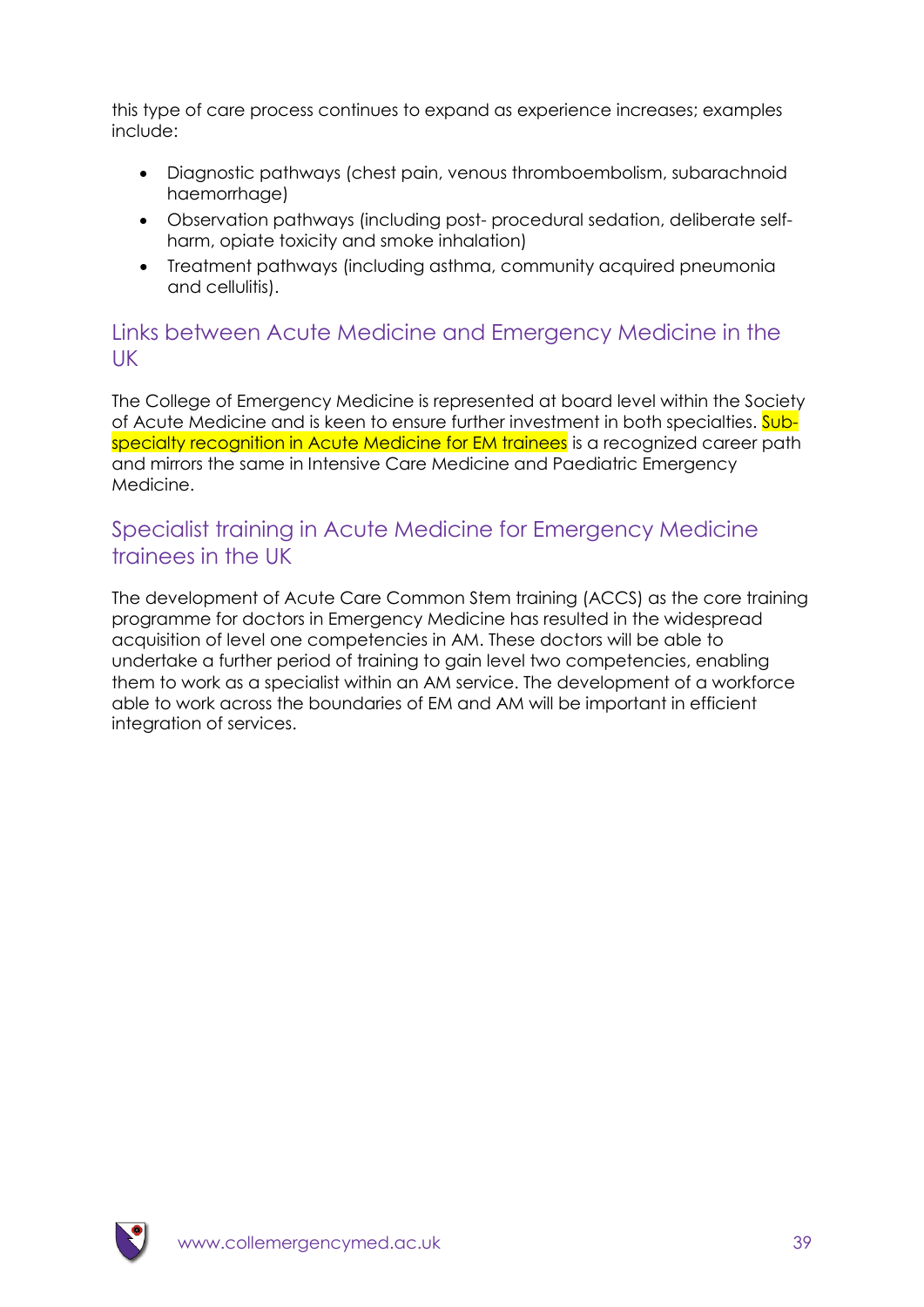this type of care process continues to expand as experience increases; examples include:

- Diagnostic pathways (chest pain, venous thromboembolism, subarachnoid haemorrhage)
- Observation pathways (including post- procedural sedation, deliberate self-harm, opiate toxicity and smoke inhalation)
- Treatment pathways (including asthma, community acquired pneumonia and cellulitis).

## Links between Acute Medicine and Emergency Medicine in the UK

The College of Emergency Medicine is represented at board level within the Society of Acute Medicine and is keen to ensure further investment in both specialties. Sub-specialty recognition in Acute Medicine for EM trainees is a recognized career path and mirrors the same in Intensive Care Medicine and Paediatric Emergency Medicine.

## Specialist training in Acute Medicine for Emergency Medicine trainees in the UK

The development of Acute Care Common Stem training (ACCS) as the core training programme for doctors in Emergency Medicine has resulted in the widespread acquisition of level one competencies in AM. These doctors will be able to undertake a further period of training to gain level two competencies, enabling them to work as a specialist within an AM service. The development of a workforce able to work across the boundaries of EM and AM will be important in efficient integration of services.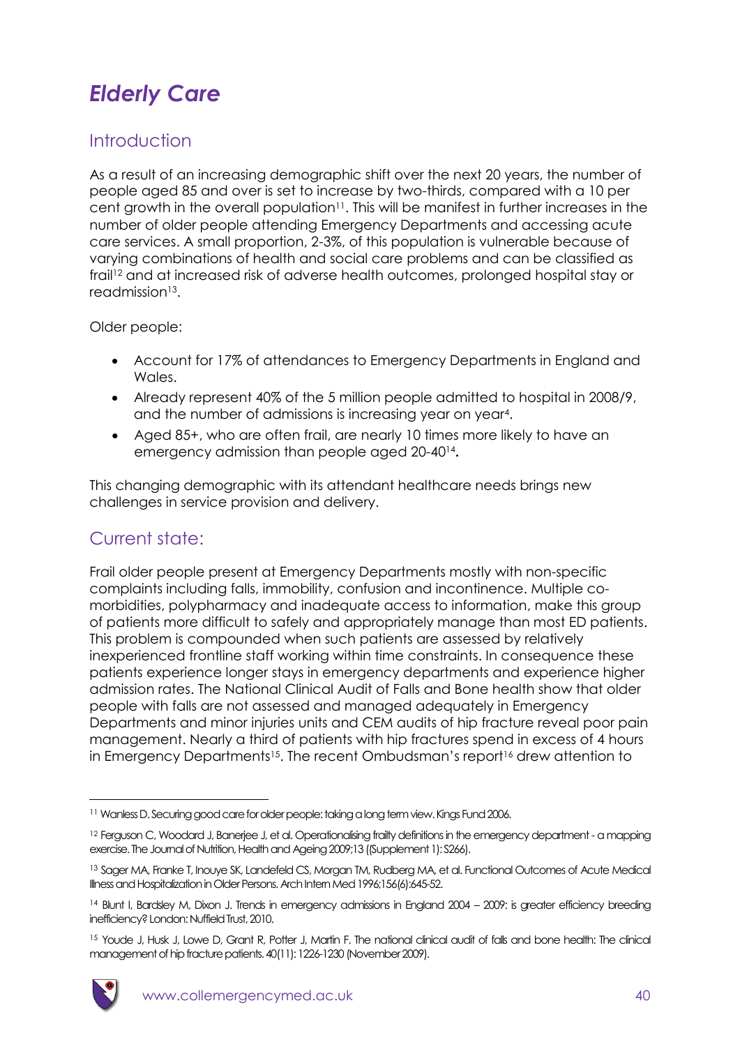# *Elderly Care*

## Introduction

As a result of an increasing demographic shift over the next 20 years, the number of people aged 85 and over is set to increase by two-thirds, compared with a 10 per cent growth in the overall population[11]. This will be manifest in further increases in the number of older people attending Emergency Departments and accessing acute care services. A small proportion, 2-3%, of this population is vulnerable because of varying combinations of health and social care problems and can be classified as frail[12] and at increased risk of adverse health outcomes, prolonged hospital stay or readmission[13].

Older people:

- Account for 17% of attendances to Emergency Departments in England and Wales.
- Already represent 40% of the 5 million people admitted to hospital in 2008/9, and the number of admissions is increasing year on year[4].
- Aged 85+, who are often frail, are nearly 10 times more likely to have an emergency admission than people aged 20-40[14].

This changing demographic with its attendant healthcare needs brings new challenges in service provision and delivery.

## Current state:

Frail older people present at Emergency Departments mostly with non-specific complaints including falls, immobility, confusion and incontinence. Multiple co-morbidities, polypharmacy and inadequate access to information, make this group of patients more difficult to safely and appropriately manage than most ED patients. This problem is compounded when such patients are assessed by relatively inexperienced frontline staff working within time constraints. In consequence these patients experience longer stays in emergency departments and experience higher admission rates. The National Clinical Audit of Falls and Bone health show that older people with falls are not assessed and managed adequately in Emergency Departments and minor injuries units and CEM audits of hip fracture reveal poor pain management. Nearly a third of patients with hip fractures spend in excess of 4 hours in Emergency Departments[15]. The recent Ombudsman's report[16] drew attention to

---

[11] Wanless D. Securing good care for older people: taking a long term view. Kings Fund 2006.

[12] Ferguson C, Woodard J, Banerjee J, et al. Operationalising frailty definitions in the emergency department - a mapping exercise. The Journal of Nutrition, Health and Ageing 2009;13 ((Supplement 1): S266).

[13] Sager MA, Franke T, Inouye SK, Landefeld CS, Morgan TM, Rudberg MA, et al. Functional Outcomes of Acute Medical Illness and Hospitalization in Older Persons. Arch Intern Med 1996;156(6):645-52.

[14] Blunt I, Bardsley M, Dixon J. Trends in emergency admissions in England 2004 – 2009: is greater efficiency breeding inefficiency? London: Nuffield Trust, 2010.

[15] Youde J, Husk J, Lowe D, Grant R, Potter J, Martin F. The national clinical audit of falls and bone health: The clinical management of hip fracture patients. 40(11): 1226-1230 (November 2009).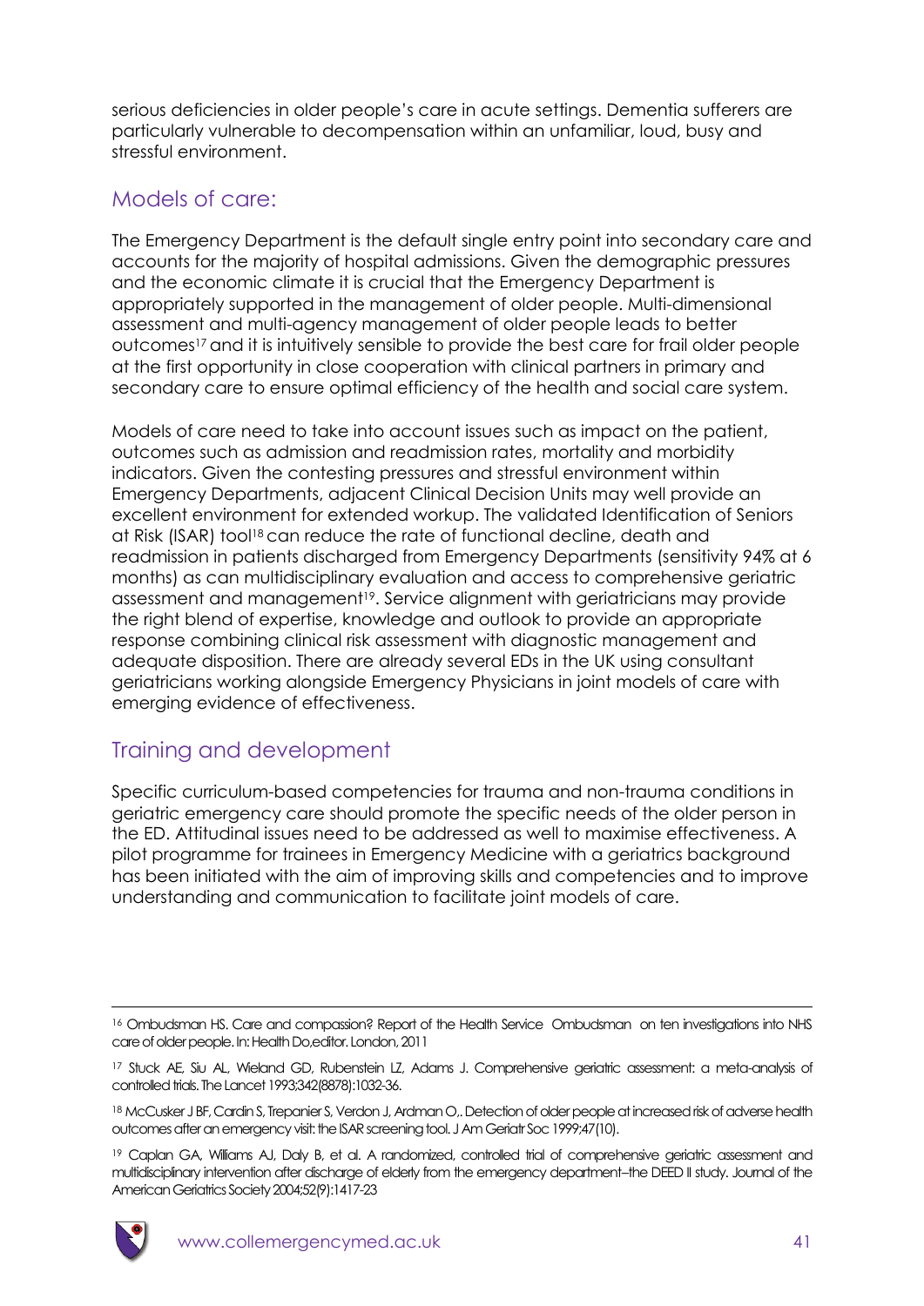serious deficiencies in older people's care in acute settings. Dementia sufferers are particularly vulnerable to decompensation within an unfamiliar, loud, busy and stressful environment.

## Models of care:

The Emergency Department is the default single entry point into secondary care and accounts for the majority of hospital admissions. Given the demographic pressures and the economic climate it is crucial that the Emergency Department is appropriately supported in the management of older people. Multi-dimensional assessment and multi-agency management of older people leads to better outcomes[17] and it is intuitively sensible to provide the best care for frail older people at the first opportunity in close cooperation with clinical partners in primary and secondary care to ensure optimal efficiency of the health and social care system.

Models of care need to take into account issues such as impact on the patient, outcomes such as admission and readmission rates, mortality and morbidity indicators. Given the contesting pressures and stressful environment within Emergency Departments, adjacent Clinical Decision Units may well provide an excellent environment for extended workup. The validated Identification of Seniors at Risk (ISAR) tool[18] can reduce the rate of functional decline, death and readmission in patients discharged from Emergency Departments (sensitivity 94% at 6 months) as can multidisciplinary evaluation and access to comprehensive geriatric assessment and management[19]. Service alignment with geriatricians may provide the right blend of expertise, knowledge and outlook to provide an appropriate response combining clinical risk assessment with diagnostic management and adequate disposition. There are already several EDs in the UK using consultant geriatricians working alongside Emergency Physicians in joint models of care with emerging evidence of effectiveness.

## Training and development

Specific curriculum-based competencies for trauma and non-trauma conditions in geriatric emergency care should promote the specific needs of the older person in the ED. Attitudinal issues need to be addressed as well to maximise effectiveness. A pilot programme for trainees in Emergency Medicine with a geriatrics background has been initiated with the aim of improving skills and competencies and to improve understanding and communication to facilitate joint models of care.

---

[16] Ombudsman HS. Care and compassion? Report of the Health Service Ombudsman on ten investigations into NHS care of older people. In: Health Do,editor. London, 2011

[17] Stuck AE, Siu AL, Wieland GD, Rubenstein LZ, Adams J. Comprehensive geriatric assessment: a meta-analysis of controlled trials. The Lancet 1993;342(8878):1032-36.

[18] McCusker J BF, Cardin S, Trepanier S, Verdon J, Ardman O,. Detection of older people at increased risk of adverse health outcomes after an emergency visit: the ISAR screening tool. J Am Geriatr Soc 1999;47(10).

[19] Caplan GA, Williams AJ, Daly B, et al. A randomized, controlled trial of comprehensive geriatric assessment and multidisciplinary intervention after discharge of elderly from the emergency department–the DEED II study. Journal of the American Geriatrics Society 2004;52(9):1417-23

www.collemergencymed.ac.uk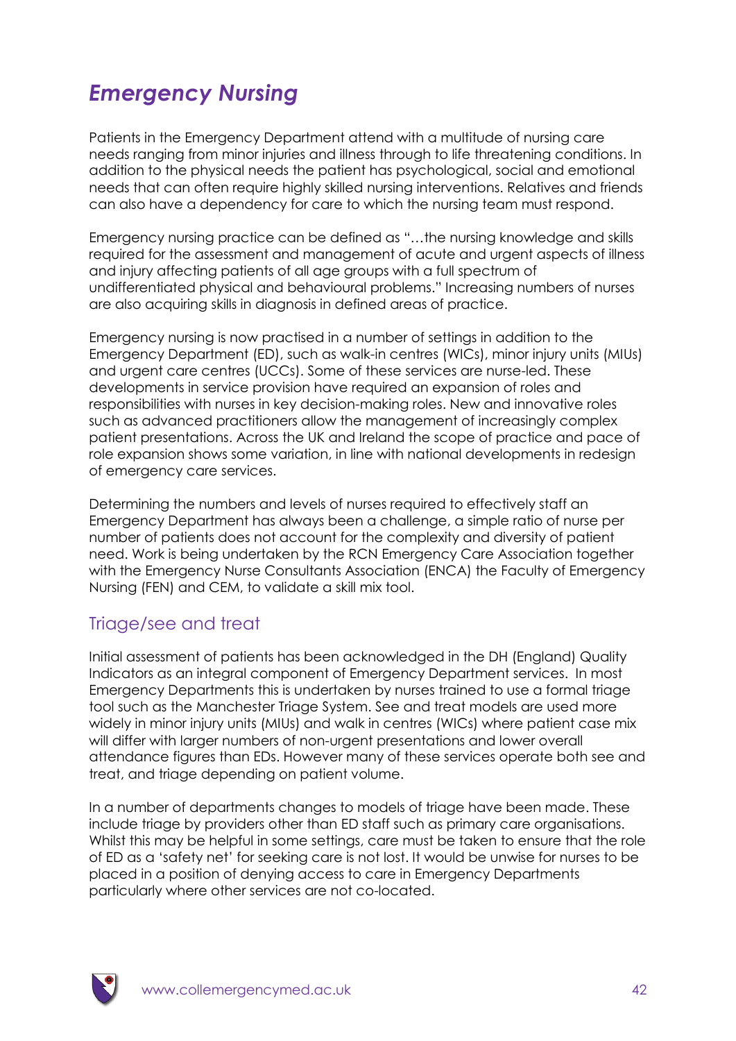# *Emergency Nursing*

Patients in the Emergency Department attend with a multitude of nursing care needs ranging from minor injuries and illness through to life threatening conditions. In addition to the physical needs the patient has psychological, social and emotional needs that can often require highly skilled nursing interventions. Relatives and friends can also have a dependency for care to which the nursing team must respond.

Emergency nursing practice can be defined as "…the nursing knowledge and skills required for the assessment and management of acute and urgent aspects of illness and injury affecting patients of all age groups with a full spectrum of undifferentiated physical and behavioural problems." Increasing numbers of nurses are also acquiring skills in diagnosis in defined areas of practice.

Emergency nursing is now practised in a number of settings in addition to the Emergency Department (ED), such as walk-in centres (WICs), minor injury units (MIUs) and urgent care centres (UCCs). Some of these services are nurse-led. These developments in service provision have required an expansion of roles and responsibilities with nurses in key decision-making roles. New and innovative roles such as advanced practitioners allow the management of increasingly complex patient presentations. Across the UK and Ireland the scope of practice and pace of role expansion shows some variation, in line with national developments in redesign of emergency care services.

Determining the numbers and levels of nurses required to effectively staff an Emergency Department has always been a challenge, a simple ratio of nurse per number of patients does not account for the complexity and diversity of patient need. Work is being undertaken by the RCN Emergency Care Association together with the Emergency Nurse Consultants Association (ENCA) the Faculty of Emergency Nursing (FEN) and CEM, to validate a skill mix tool.

## Triage/see and treat

Initial assessment of patients has been acknowledged in the DH (England) Quality Indicators as an integral component of Emergency Department services. In most Emergency Departments this is undertaken by nurses trained to use a formal triage tool such as the Manchester Triage System. See and treat models are used more widely in minor injury units (MIUs) and walk in centres (WICs) where patient case mix will differ with larger numbers of non-urgent presentations and lower overall attendance figures than EDs. However many of these services operate both see and treat, and triage depending on patient volume.

In a number of departments changes to models of triage have been made. These include triage by providers other than ED staff such as primary care organisations. Whilst this may be helpful in some settings, care must be taken to ensure that the role of ED as a 'safety net' for seeking care is not lost. It would be unwise for nurses to be placed in a position of denying access to care in Emergency Departments particularly where other services are not co-located.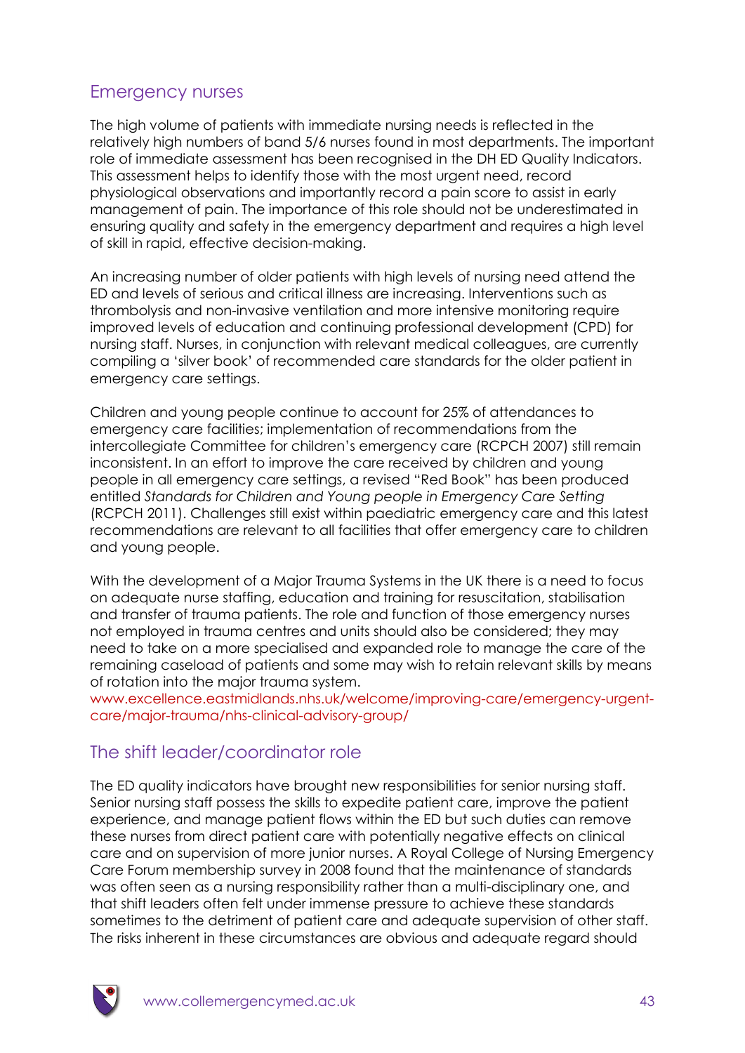## Emergency nurses

The high volume of patients with immediate nursing needs is reflected in the relatively high numbers of band 5/6 nurses found in most departments. The important role of immediate assessment has been recognised in the DH ED Quality Indicators. This assessment helps to identify those with the most urgent need, record physiological observations and importantly record a pain score to assist in early management of pain. The importance of this role should not be underestimated in ensuring quality and safety in the emergency department and requires a high level of skill in rapid, effective decision-making.

An increasing number of older patients with high levels of nursing need attend the ED and levels of serious and critical illness are increasing. Interventions such as thrombolysis and non-invasive ventilation and more intensive monitoring require improved levels of education and continuing professional development (CPD) for nursing staff. Nurses, in conjunction with relevant medical colleagues, are currently compiling a 'silver book' of recommended care standards for the older patient in emergency care settings.

Children and young people continue to account for 25% of attendances to emergency care facilities; implementation of recommendations from the intercollegiate Committee for children's emergency care (RCPCH 2007) still remain inconsistent. In an effort to improve the care received by children and young people in all emergency care settings, a revised "Red Book" has been produced entitled *Standards for Children and Young people in Emergency Care Setting* (RCPCH 2011). Challenges still exist within paediatric emergency care and this latest recommendations are relevant to all facilities that offer emergency care to children and young people.

With the development of a Major Trauma Systems in the UK there is a need to focus on adequate nurse staffing, education and training for resuscitation, stabilisation and transfer of trauma patients. The role and function of those emergency nurses not employed in trauma centres and units should also be considered; they may need to take on a more specialised and expanded role to manage the care of the remaining caseload of patients and some may wish to retain relevant skills by means of rotation into the major trauma system.
www.excellence.eastmidlands.nhs.uk/welcome/improving-care/emergency-urgent-care/major-trauma/nhs-clinical-advisory-group/

## The shift leader/coordinator role

The ED quality indicators have brought new responsibilities for senior nursing staff. Senior nursing staff possess the skills to expedite patient care, improve the patient experience, and manage patient flows within the ED but such duties can remove these nurses from direct patient care with potentially negative effects on clinical care and on supervision of more junior nurses. A Royal College of Nursing Emergency Care Forum membership survey in 2008 found that the maintenance of standards was often seen as a nursing responsibility rather than a multi-disciplinary one, and that shift leaders often felt under immense pressure to achieve these standards sometimes to the detriment of patient care and adequate supervision of other staff. The risks inherent in these circumstances are obvious and adequate regard should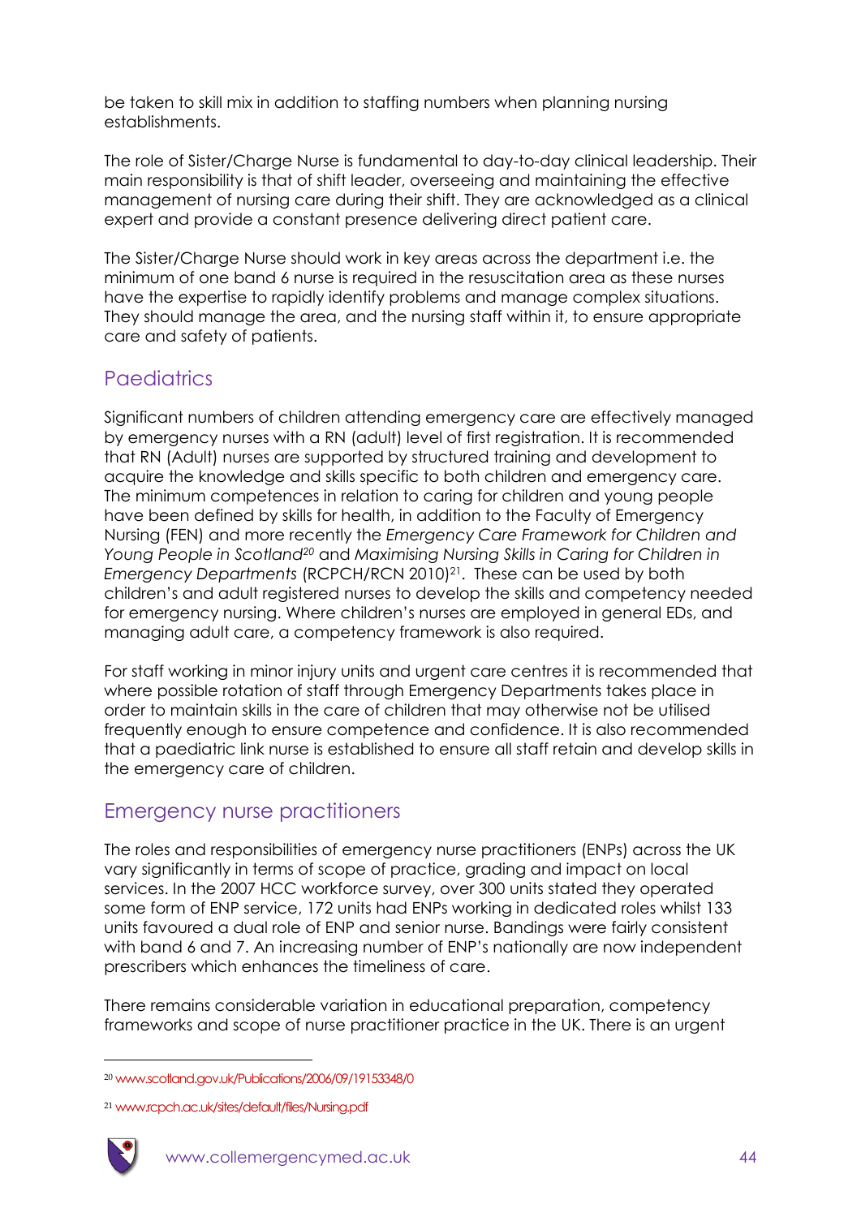be taken to skill mix in addition to staffing numbers when planning nursing establishments.

The role of Sister/Charge Nurse is fundamental to day-to-day clinical leadership. Their main responsibility is that of shift leader, overseeing and maintaining the effective management of nursing care during their shift. They are acknowledged as a clinical expert and provide a constant presence delivering direct patient care.

The Sister/Charge Nurse should work in key areas across the department i.e. the minimum of one band 6 nurse is required in the resuscitation area as these nurses have the expertise to rapidly identify problems and manage complex situations. They should manage the area, and the nursing staff within it, to ensure appropriate care and safety of patients.

## Paediatrics

Significant numbers of children attending emergency care are effectively managed by emergency nurses with a RN (adult) level of first registration. It is recommended that RN (Adult) nurses are supported by structured training and development to acquire the knowledge and skills specific to both children and emergency care. The minimum competences in relation to caring for children and young people have been defined by skills for health, in addition to the Faculty of Emergency Nursing (FEN) and more recently the *Emergency Care Framework for Children and Young People in Scotland*[20] and *Maximising Nursing Skills in Caring for Children in Emergency Departments* (RCPCH/RCN 2010)[21]. These can be used by both children's and adult registered nurses to develop the skills and competency needed for emergency nursing. Where children's nurses are employed in general EDs, and managing adult care, a competency framework is also required.

For staff working in minor injury units and urgent care centres it is recommended that where possible rotation of staff through Emergency Departments takes place in order to maintain skills in the care of children that may otherwise not be utilised frequently enough to ensure competence and confidence. It is also recommended that a paediatric link nurse is established to ensure all staff retain and develop skills in the emergency care of children.

## Emergency nurse practitioners

The roles and responsibilities of emergency nurse practitioners (ENPs) across the UK vary significantly in terms of scope of practice, grading and impact on local services. In the 2007 HCC workforce survey, over 300 units stated they operated some form of ENP service, 172 units had ENPs working in dedicated roles whilst 133 units favoured a dual role of ENP and senior nurse. Bandings were fairly consistent with band 6 and 7. An increasing number of ENP's nationally are now independent prescribers which enhances the timeliness of care.

There remains considerable variation in educational preparation, competency frameworks and scope of nurse practitioner practice in the UK. There is an urgent

---

[20] www.scotland.gov.uk/Publications/2006/09/19153348/0

[21] www.rcpch.ac.uk/sites/default/files/Nursing.pdf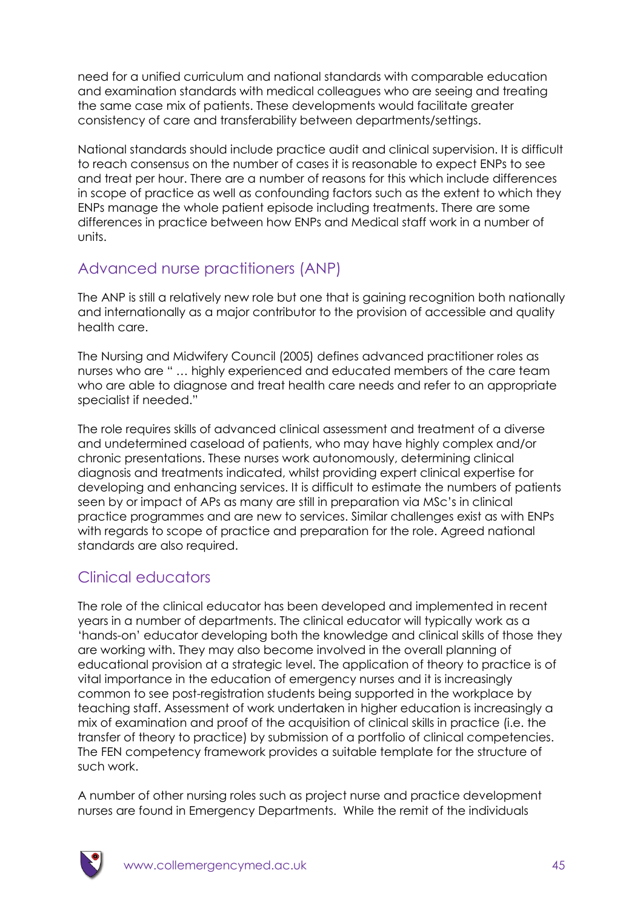need for a unified curriculum and national standards with comparable education and examination standards with medical colleagues who are seeing and treating the same case mix of patients. These developments would facilitate greater consistency of care and transferability between departments/settings.

National standards should include practice audit and clinical supervision. It is difficult to reach consensus on the number of cases it is reasonable to expect ENPs to see and treat per hour. There are a number of reasons for this which include differences in scope of practice as well as confounding factors such as the extent to which they ENPs manage the whole patient episode including treatments. There are some differences in practice between how ENPs and Medical staff work in a number of units.

## Advanced nurse practitioners (ANP)

The ANP is still a relatively new role but one that is gaining recognition both nationally and internationally as a major contributor to the provision of accessible and quality health care.

The Nursing and Midwifery Council (2005) defines advanced practitioner roles as nurses who are " … highly experienced and educated members of the care team who are able to diagnose and treat health care needs and refer to an appropriate specialist if needed."

The role requires skills of advanced clinical assessment and treatment of a diverse and undetermined caseload of patients, who may have highly complex and/or chronic presentations. These nurses work autonomously, determining clinical diagnosis and treatments indicated, whilst providing expert clinical expertise for developing and enhancing services. It is difficult to estimate the numbers of patients seen by or impact of APs as many are still in preparation via MSc's in clinical practice programmes and are new to services. Similar challenges exist as with ENPs with regards to scope of practice and preparation for the role. Agreed national standards are also required.

## Clinical educators

The role of the clinical educator has been developed and implemented in recent years in a number of departments. The clinical educator will typically work as a 'hands-on' educator developing both the knowledge and clinical skills of those they are working with. They may also become involved in the overall planning of educational provision at a strategic level. The application of theory to practice is of vital importance in the education of emergency nurses and it is increasingly common to see post-registration students being supported in the workplace by teaching staff. Assessment of work undertaken in higher education is increasingly a mix of examination and proof of the acquisition of clinical skills in practice (i.e. the transfer of theory to practice) by submission of a portfolio of clinical competencies. The FEN competency framework provides a suitable template for the structure of such work.

A number of other nursing roles such as project nurse and practice development nurses are found in Emergency Departments. While the remit of the individuals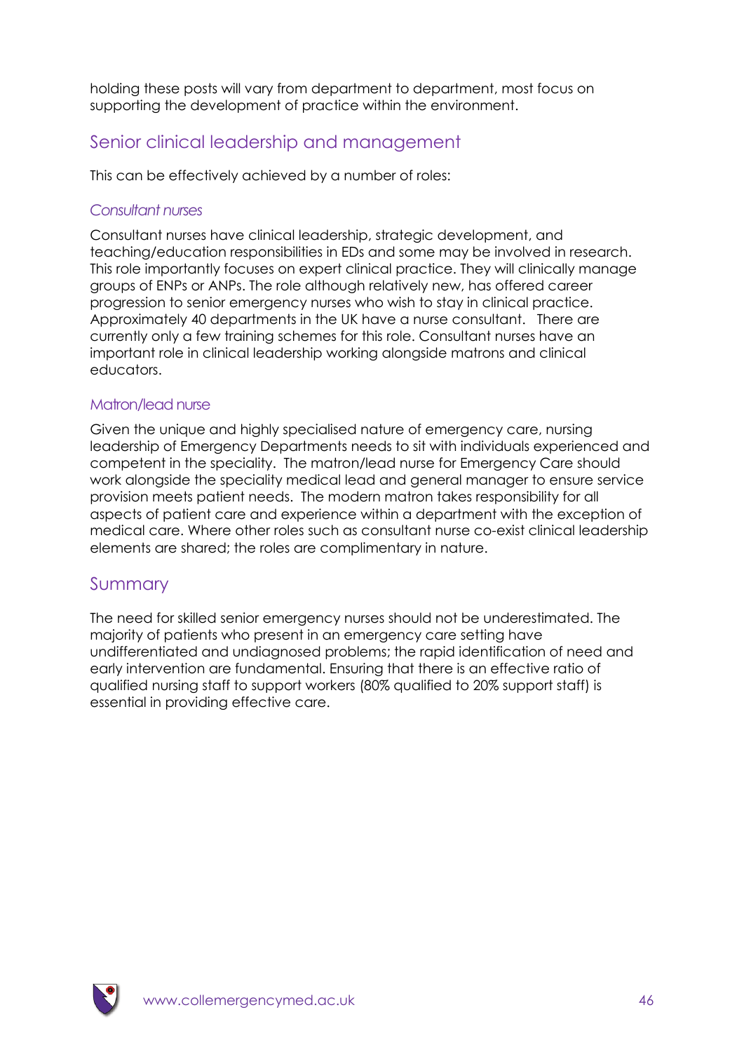holding these posts will vary from department to department, most focus on supporting the development of practice within the environment.

## Senior clinical leadership and management

This can be effectively achieved by a number of roles:

### *Consultant nurses*

Consultant nurses have clinical leadership, strategic development, and teaching/education responsibilities in EDs and some may be involved in research. This role importantly focuses on expert clinical practice. They will clinically manage groups of ENPs or ANPs. The role although relatively new, has offered career progression to senior emergency nurses who wish to stay in clinical practice. Approximately 40 departments in the UK have a nurse consultant. There are currently only a few training schemes for this role. Consultant nurses have an important role in clinical leadership working alongside matrons and clinical educators.

### *Matron/lead nurse*

Given the unique and highly specialised nature of emergency care, nursing leadership of Emergency Departments needs to sit with individuals experienced and competent in the speciality. The matron/lead nurse for Emergency Care should work alongside the speciality medical lead and general manager to ensure service provision meets patient needs. The modern matron takes responsibility for all aspects of patient care and experience within a department with the exception of medical care. Where other roles such as consultant nurse co-exist clinical leadership elements are shared; the roles are complimentary in nature.

## Summary

The need for skilled senior emergency nurses should not be underestimated. The majority of patients who present in an emergency care setting have undifferentiated and undiagnosed problems; the rapid identification of need and early intervention are fundamental. Ensuring that there is an effective ratio of qualified nursing staff to support workers (80% qualified to 20% support staff) is essential in providing effective care.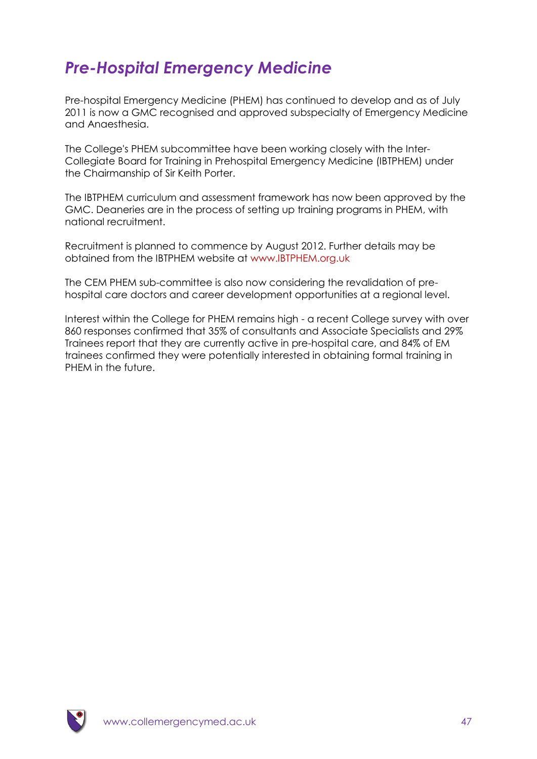# *Pre-Hospital Emergency Medicine*

Pre-hospital Emergency Medicine (PHEM) has continued to develop and as of July 2011 is now a GMC recognised and approved subspecialty of Emergency Medicine and Anaesthesia.

The College's PHEM subcommittee have been working closely with the Inter-Collegiate Board for Training in Prehospital Emergency Medicine (IBTPHEM) under the Chairmanship of Sir Keith Porter.

The IBTPHEM curriculum and assessment framework has now been approved by the GMC. Deaneries are in the process of setting up training programs in PHEM, with national recruitment.

Recruitment is planned to commence by August 2012. Further details may be obtained from the IBTPHEM website at www.IBTPHEM.org.uk

The CEM PHEM sub-committee is also now considering the revalidation of pre-hospital care doctors and career development opportunities at a regional level.

Interest within the College for PHEM remains high - a recent College survey with over 860 responses confirmed that 35% of consultants and Associate Specialists and 29% Trainees report that they are currently active in pre-hospital care, and 84% of EM trainees confirmed they were potentially interested in obtaining formal training in PHEM in the future.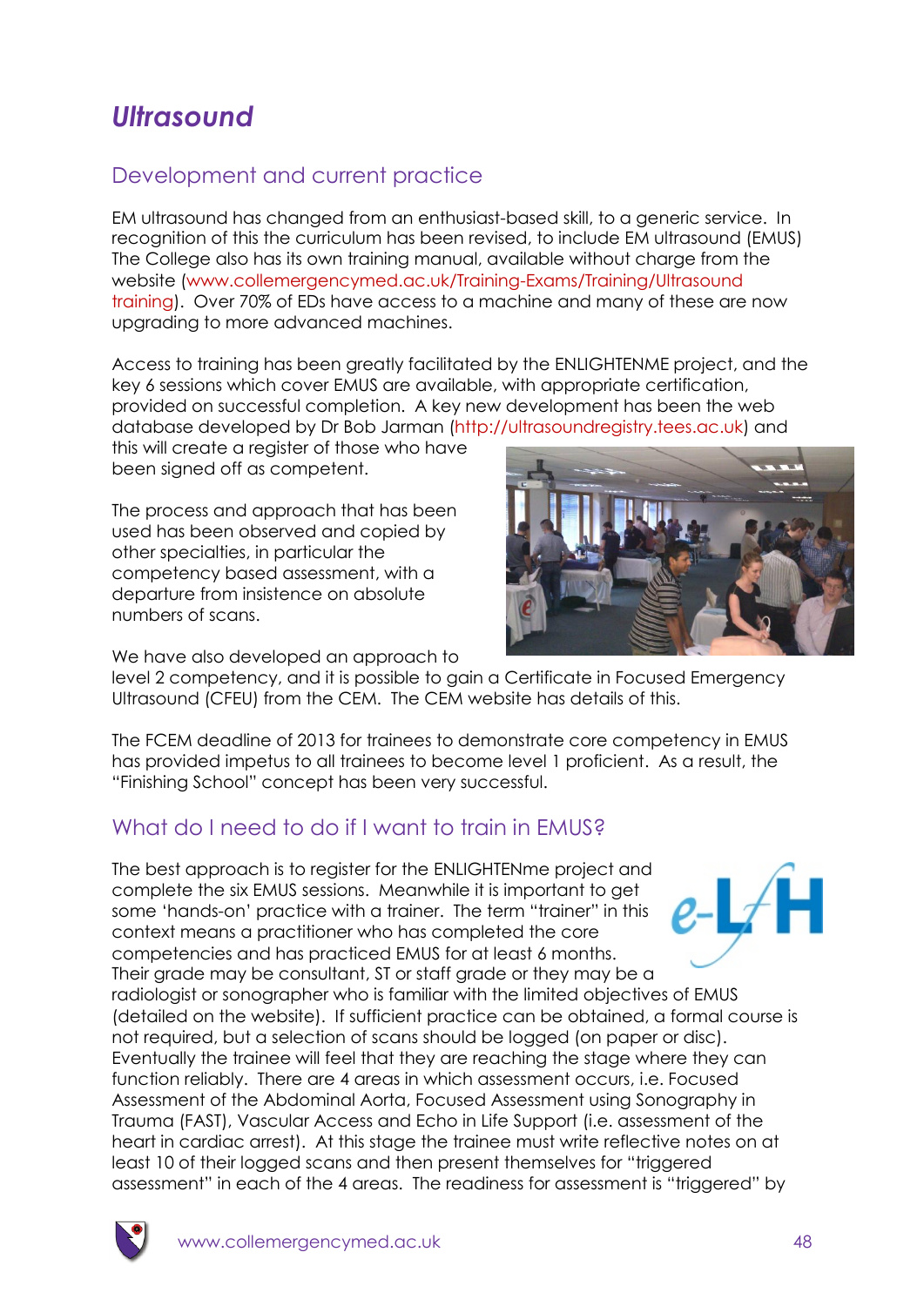# *Ultrasound*

## Development and current practice

EM ultrasound has changed from an enthusiast-based skill, to a generic service. In recognition of this the curriculum has been revised, to include EM ultrasound (EMUS) The College also has its own training manual, available without charge from the website (www.collemergencymed.ac.uk/Training-Exams/Training/Ultrasound training). Over 70% of EDs have access to a machine and many of these are now upgrading to more advanced machines.

Access to training has been greatly facilitated by the ENLIGHTENME project, and the key 6 sessions which cover EMUS are available, with appropriate certification, provided on successful completion. A key new development has been the web database developed by Dr Bob Jarman (http://ultrasoundregistry.tees.ac.uk) and this will create a register of those who have been signed off as competent.

The process and approach that has been used has been observed and copied by other specialties, in particular the competency based assessment, with a departure from insistence on absolute numbers of scans.

We have also developed an approach to level 2 competency, and it is possible to gain a Certificate in Focused Emergency Ultrasound (CFEU) from the CEM. The CEM website has details of this.

The FCEM deadline of 2013 for trainees to demonstrate core competency in EMUS has provided impetus to all trainees to become level 1 proficient. As a result, the "Finishing School" concept has been very successful.

## What do I need to do if I want to train in EMUS?

The best approach is to register for the ENLIGHTENme project and complete the six EMUS sessions. Meanwhile it is important to get some 'hands-on' practice with a trainer. The term "trainer" in this context means a practitioner who has completed the core competencies and has practiced EMUS for at least 6 months. Their grade may be consultant, ST or staff grade or they may be a radiologist or sonographer who is familiar with the limited objectives of EMUS (detailed on the website). If sufficient practice can be obtained, a formal course is not required, but a selection of scans should be logged (on paper or disc). Eventually the trainee will feel that they are reaching the stage where they can function reliably. There are 4 areas in which assessment occurs, i.e. Focused Assessment of the Abdominal Aorta, Focused Assessment using Sonography in Trauma (FAST), Vascular Access and Echo in Life Support (i.e. assessment of the heart in cardiac arrest). At this stage the trainee must write reflective notes on at least 10 of their logged scans and then present themselves for "triggered assessment" in each of the 4 areas. The readiness for assessment is "triggered" by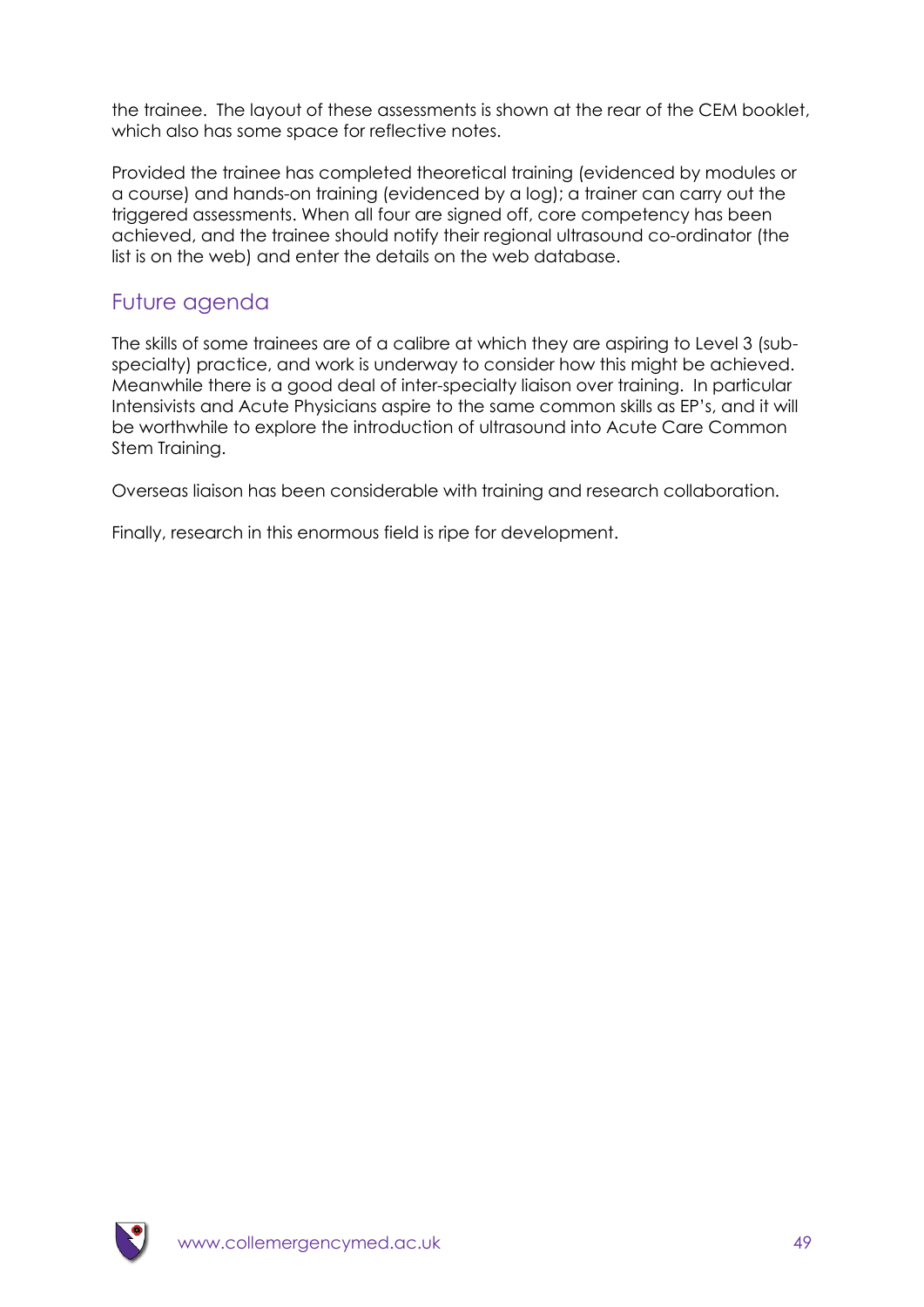the trainee. The layout of these assessments is shown at the rear of the CEM booklet, which also has some space for reflective notes.

Provided the trainee has completed theoretical training (evidenced by modules or a course) and hands-on training (evidenced by a log); a trainer can carry out the triggered assessments. When all four are signed off, core competency has been achieved, and the trainee should notify their regional ultrasound co-ordinator (the list is on the web) and enter the details on the web database.

## Future agenda

The skills of some trainees are of a calibre at which they are aspiring to Level 3 (sub-specialty) practice, and work is underway to consider how this might be achieved. Meanwhile there is a good deal of inter-specialty liaison over training. In particular Intensivists and Acute Physicians aspire to the same common skills as EP's, and it will be worthwhile to explore the introduction of ultrasound into Acute Care Common Stem Training.

Overseas liaison has been considerable with training and research collaboration.

Finally, research in this enormous field is ripe for development.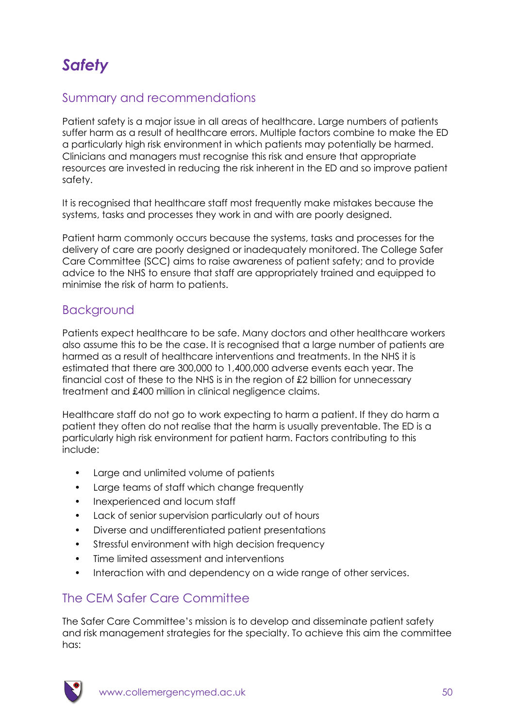# *Safety*

## Summary and recommendations

Patient safety is a major issue in all areas of healthcare. Large numbers of patients suffer harm as a result of healthcare errors. Multiple factors combine to make the ED a particularly high risk environment in which patients may potentially be harmed. Clinicians and managers must recognise this risk and ensure that appropriate resources are invested in reducing the risk inherent in the ED and so improve patient safety.

It is recognised that healthcare staff most frequently make mistakes because the systems, tasks and processes they work in and with are poorly designed.

Patient harm commonly occurs because the systems, tasks and processes for the delivery of care are poorly designed or inadequately monitored. The College Safer Care Committee (SCC) aims to raise awareness of patient safety; and to provide advice to the NHS to ensure that staff are appropriately trained and equipped to minimise the risk of harm to patients.

## Background

Patients expect healthcare to be safe. Many doctors and other healthcare workers also assume this to be the case. It is recognised that a large number of patients are harmed as a result of healthcare interventions and treatments. In the NHS it is estimated that there are 300,000 to 1,400,000 adverse events each year. The financial cost of these to the NHS is in the region of £2 billion for unnecessary treatment and £400 million in clinical negligence claims.

Healthcare staff do not go to work expecting to harm a patient. If they do harm a patient they often do not realise that the harm is usually preventable. The ED is a particularly high risk environment for patient harm. Factors contributing to this include:

- Large and unlimited volume of patients
- Large teams of staff which change frequently
- Inexperienced and locum staff
- Lack of senior supervision particularly out of hours
- Diverse and undifferentiated patient presentations
- Stressful environment with high decision frequency
- Time limited assessment and interventions
- Interaction with and dependency on a wide range of other services.

## The CEM Safer Care Committee

The Safer Care Committee's mission is to develop and disseminate patient safety and risk management strategies for the specialty. To achieve this aim the committee has: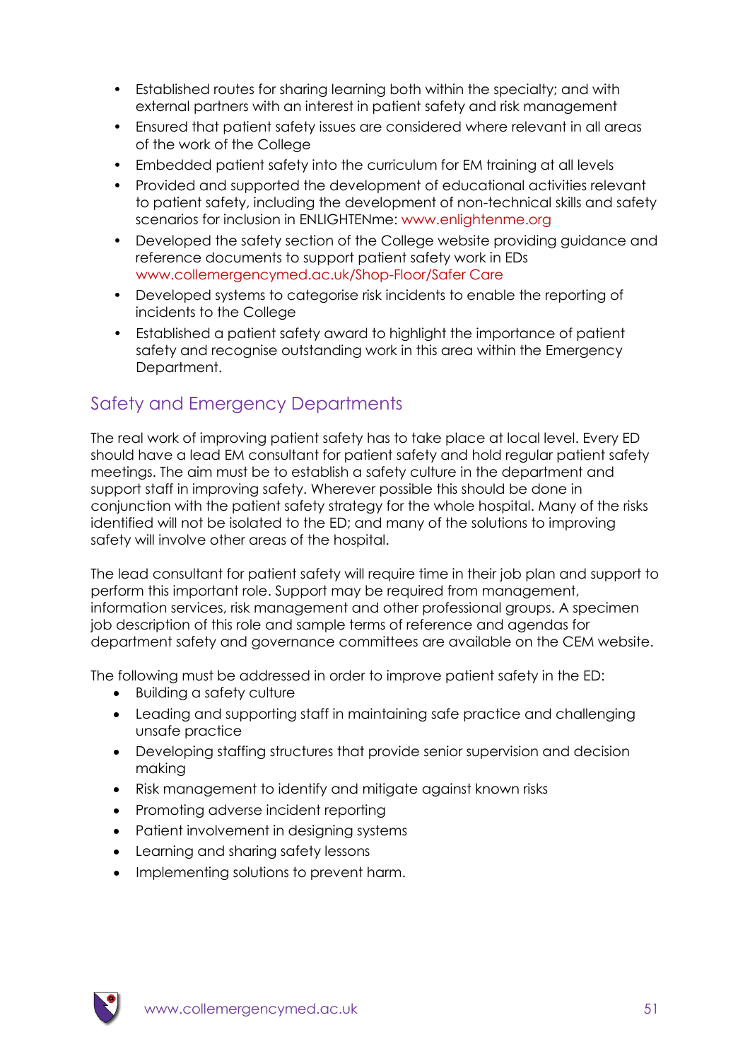- Established routes for sharing learning both within the specialty; and with external partners with an interest in patient safety and risk management
- Ensured that patient safety issues are considered where relevant in all areas of the work of the College
- Embedded patient safety into the curriculum for EM training at all levels
- Provided and supported the development of educational activities relevant to patient safety, including the development of non-technical skills and safety scenarios for inclusion in ENLIGHTENme: www.enlightenme.org
- Developed the safety section of the College website providing guidance and reference documents to support patient safety work in EDs www.collemergencymed.ac.uk/Shop-Floor/Safer Care
- Developed systems to categorise risk incidents to enable the reporting of incidents to the College
- Established a patient safety award to highlight the importance of patient safety and recognise outstanding work in this area within the Emergency Department.

## Safety and Emergency Departments

The real work of improving patient safety has to take place at local level. Every ED should have a lead EM consultant for patient safety and hold regular patient safety meetings. The aim must be to establish a safety culture in the department and support staff in improving safety. Wherever possible this should be done in conjunction with the patient safety strategy for the whole hospital. Many of the risks identified will not be isolated to the ED; and many of the solutions to improving safety will involve other areas of the hospital.

The lead consultant for patient safety will require time in their job plan and support to perform this important role. Support may be required from management, information services, risk management and other professional groups. A specimen job description of this role and sample terms of reference and agendas for department safety and governance committees are available on the CEM website.

The following must be addressed in order to improve patient safety in the ED:

- Building a safety culture
- Leading and supporting staff in maintaining safe practice and challenging unsafe practice
- Developing staffing structures that provide senior supervision and decision making
- Risk management to identify and mitigate against known risks
- Promoting adverse incident reporting
- Patient involvement in designing systems
- Learning and sharing safety lessons
- Implementing solutions to prevent harm.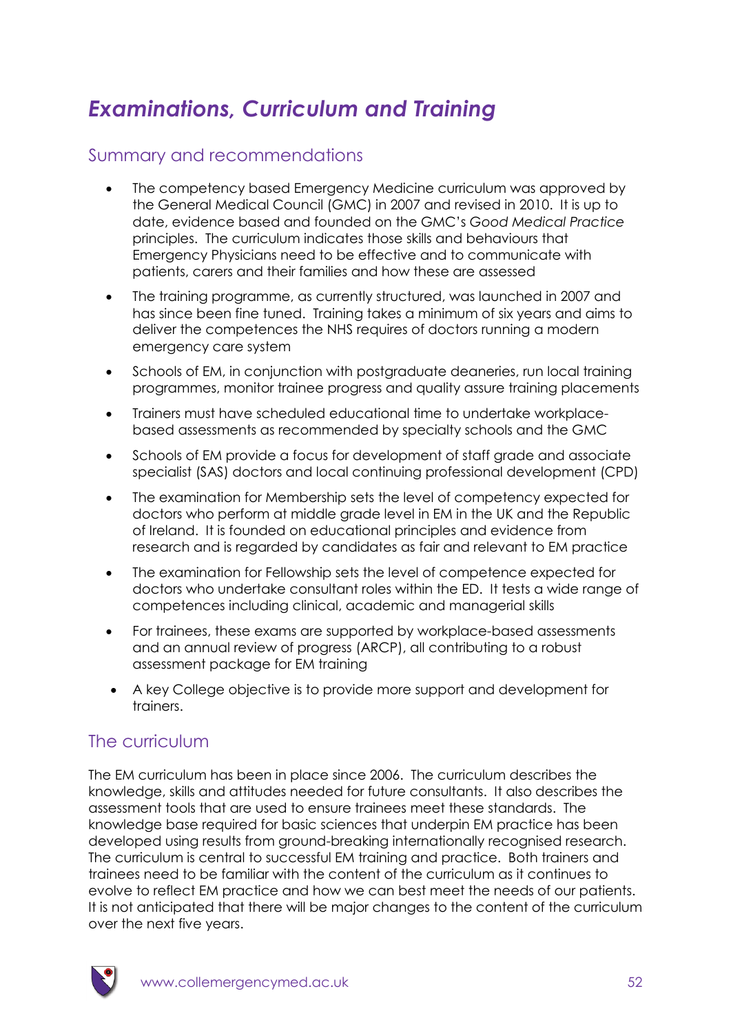# *Examinations, Curriculum and Training*

## Summary and recommendations

- The competency based Emergency Medicine curriculum was approved by the General Medical Council (GMC) in 2007 and revised in 2010. It is up to date, evidence based and founded on the GMC's *Good Medical Practice* principles. The curriculum indicates those skills and behaviours that Emergency Physicians need to be effective and to communicate with patients, carers and their families and how these are assessed
- The training programme, as currently structured, was launched in 2007 and has since been fine tuned. Training takes a minimum of six years and aims to deliver the competences the NHS requires of doctors running a modern emergency care system
- Schools of EM, in conjunction with postgraduate deaneries, run local training programmes, monitor trainee progress and quality assure training placements
- Trainers must have scheduled educational time to undertake workplace-based assessments as recommended by specialty schools and the GMC
- Schools of EM provide a focus for development of staff grade and associate specialist (SAS) doctors and local continuing professional development (CPD)
- The examination for Membership sets the level of competency expected for doctors who perform at middle grade level in EM in the UK and the Republic of Ireland. It is founded on educational principles and evidence from research and is regarded by candidates as fair and relevant to EM practice
- The examination for Fellowship sets the level of competence expected for doctors who undertake consultant roles within the ED. It tests a wide range of competences including clinical, academic and managerial skills
- For trainees, these exams are supported by workplace-based assessments and an annual review of progress (ARCP), all contributing to a robust assessment package for EM training
- A key College objective is to provide more support and development for trainers.

## The curriculum

The EM curriculum has been in place since 2006. The curriculum describes the knowledge, skills and attitudes needed for future consultants. It also describes the assessment tools that are used to ensure trainees meet these standards. The knowledge base required for basic sciences that underpin EM practice has been developed using results from ground-breaking internationally recognised research. The curriculum is central to successful EM training and practice. Both trainers and trainees need to be familiar with the content of the curriculum as it continues to evolve to reflect EM practice and how we can best meet the needs of our patients. It is not anticipated that there will be major changes to the content of the curriculum over the next five years.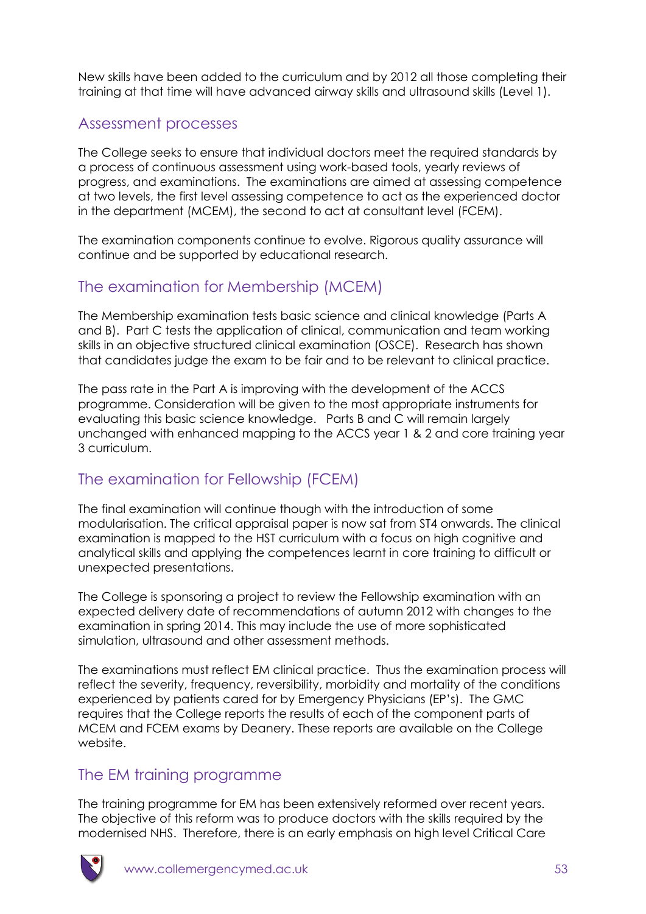New skills have been added to the curriculum and by 2012 all those completing their training at that time will have advanced airway skills and ultrasound skills (Level 1).

## Assessment processes

The College seeks to ensure that individual doctors meet the required standards by a process of continuous assessment using work-based tools, yearly reviews of progress, and examinations. The examinations are aimed at assessing competence at two levels, the first level assessing competence to act as the experienced doctor in the department (MCEM), the second to act at consultant level (FCEM).

The examination components continue to evolve. Rigorous quality assurance will continue and be supported by educational research.

## The examination for Membership (MCEM)

The Membership examination tests basic science and clinical knowledge (Parts A and B). Part C tests the application of clinical, communication and team working skills in an objective structured clinical examination (OSCE). Research has shown that candidates judge the exam to be fair and to be relevant to clinical practice.

The pass rate in the Part A is improving with the development of the ACCS programme. Consideration will be given to the most appropriate instruments for evaluating this basic science knowledge. Parts B and C will remain largely unchanged with enhanced mapping to the ACCS year 1 & 2 and core training year 3 curriculum.

## The examination for Fellowship (FCEM)

The final examination will continue though with the introduction of some modularisation. The critical appraisal paper is now sat from ST4 onwards. The clinical examination is mapped to the HST curriculum with a focus on high cognitive and analytical skills and applying the competences learnt in core training to difficult or unexpected presentations.

The College is sponsoring a project to review the Fellowship examination with an expected delivery date of recommendations of autumn 2012 with changes to the examination in spring 2014. This may include the use of more sophisticated simulation, ultrasound and other assessment methods.

The examinations must reflect EM clinical practice. Thus the examination process will reflect the severity, frequency, reversibility, morbidity and mortality of the conditions experienced by patients cared for by Emergency Physicians (EP's). The GMC requires that the College reports the results of each of the component parts of MCEM and FCEM exams by Deanery. These reports are available on the College website.

## The EM training programme

The training programme for EM has been extensively reformed over recent years. The objective of this reform was to produce doctors with the skills required by the modernised NHS. Therefore, there is an early emphasis on high level Critical Care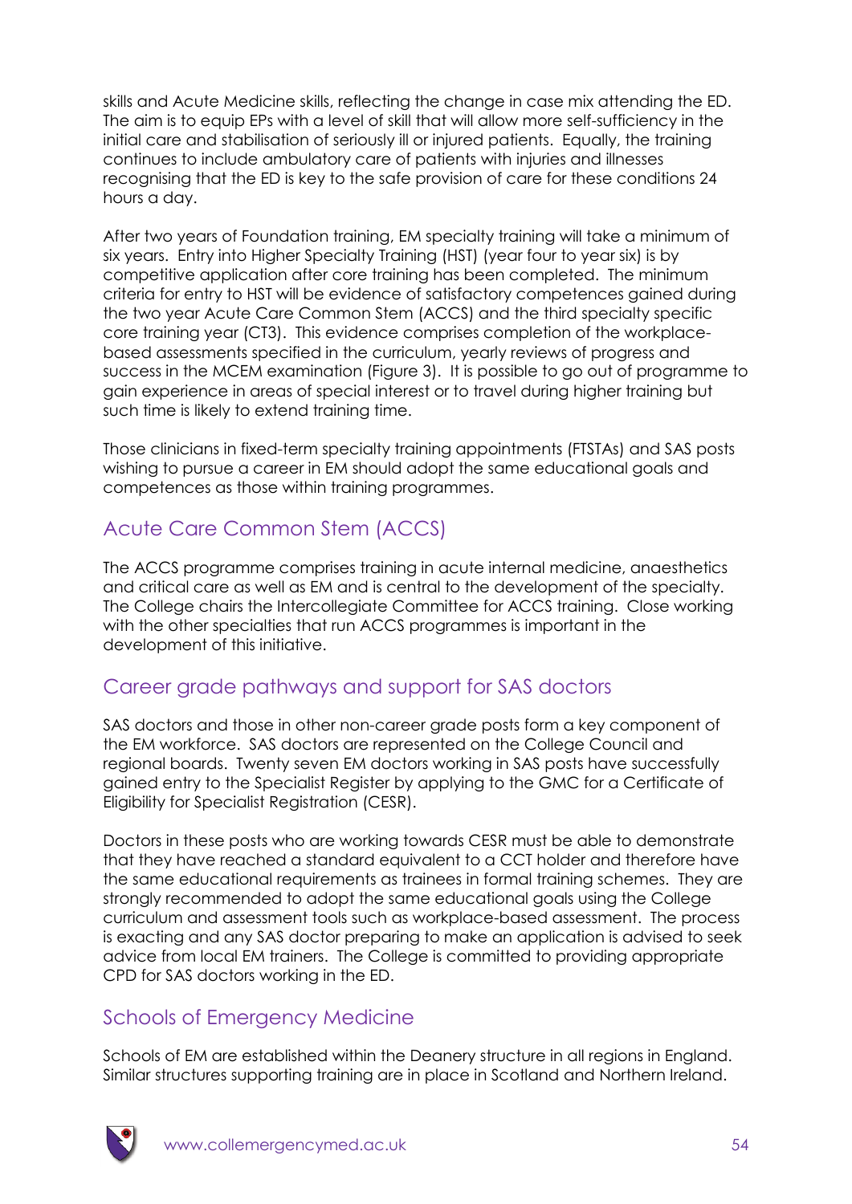skills and Acute Medicine skills, reflecting the change in case mix attending the ED. The aim is to equip EPs with a level of skill that will allow more self-sufficiency in the initial care and stabilisation of seriously ill or injured patients. Equally, the training continues to include ambulatory care of patients with injuries and illnesses recognising that the ED is key to the safe provision of care for these conditions 24 hours a day.

After two years of Foundation training, EM specialty training will take a minimum of six years. Entry into Higher Specialty Training (HST) (year four to year six) is by competitive application after core training has been completed. The minimum criteria for entry to HST will be evidence of satisfactory competences gained during the two year Acute Care Common Stem (ACCS) and the third specialty specific core training year (CT3). This evidence comprises completion of the workplace-based assessments specified in the curriculum, yearly reviews of progress and success in the MCEM examination (Figure 3). It is possible to go out of programme to gain experience in areas of special interest or to travel during higher training but such time is likely to extend training time.

Those clinicians in fixed-term specialty training appointments (FTSTAs) and SAS posts wishing to pursue a career in EM should adopt the same educational goals and competences as those within training programmes.

## Acute Care Common Stem (ACCS)

The ACCS programme comprises training in acute internal medicine, anaesthetics and critical care as well as EM and is central to the development of the specialty. The College chairs the Intercollegiate Committee for ACCS training. Close working with the other specialties that run ACCS programmes is important in the development of this initiative.

## Career grade pathways and support for SAS doctors

SAS doctors and those in other non-career grade posts form a key component of the EM workforce. SAS doctors are represented on the College Council and regional boards. Twenty seven EM doctors working in SAS posts have successfully gained entry to the Specialist Register by applying to the GMC for a Certificate of Eligibility for Specialist Registration (CESR).

Doctors in these posts who are working towards CESR must be able to demonstrate that they have reached a standard equivalent to a CCT holder and therefore have the same educational requirements as trainees in formal training schemes. They are strongly recommended to adopt the same educational goals using the College curriculum and assessment tools such as workplace-based assessment. The process is exacting and any SAS doctor preparing to make an application is advised to seek advice from local EM trainers. The College is committed to providing appropriate CPD for SAS doctors working in the ED.

## Schools of Emergency Medicine

Schools of EM are established within the Deanery structure in all regions in England. Similar structures supporting training are in place in Scotland and Northern Ireland.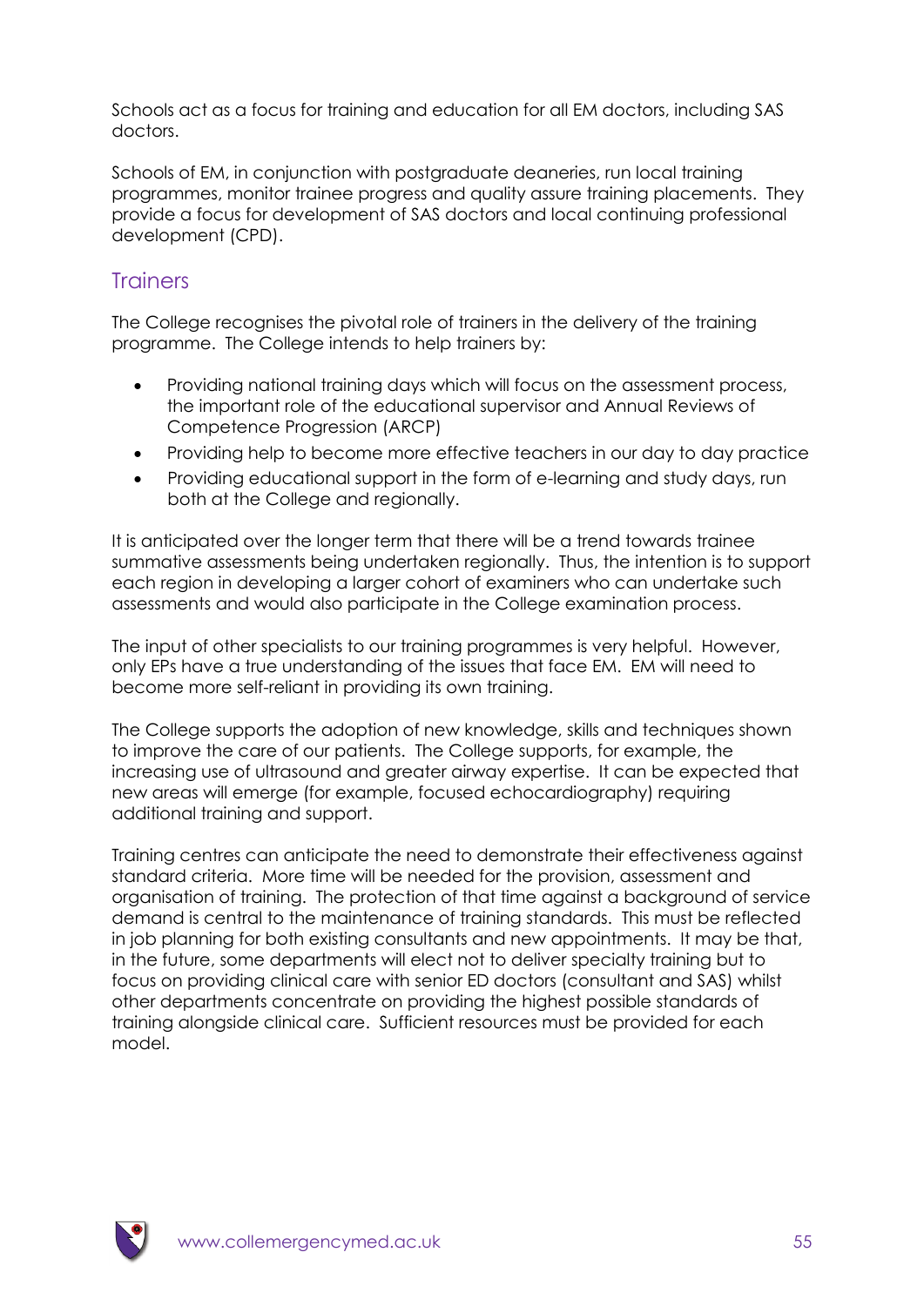Schools act as a focus for training and education for all EM doctors, including SAS doctors.

Schools of EM, in conjunction with postgraduate deaneries, run local training programmes, monitor trainee progress and quality assure training placements. They provide a focus for development of SAS doctors and local continuing professional development (CPD).

## Trainers

The College recognises the pivotal role of trainers in the delivery of the training programme. The College intends to help trainers by:

- Providing national training days which will focus on the assessment process, the important role of the educational supervisor and Annual Reviews of Competence Progression (ARCP)
- Providing help to become more effective teachers in our day to day practice
- Providing educational support in the form of e-learning and study days, run both at the College and regionally.

It is anticipated over the longer term that there will be a trend towards trainee summative assessments being undertaken regionally. Thus, the intention is to support each region in developing a larger cohort of examiners who can undertake such assessments and would also participate in the College examination process.

The input of other specialists to our training programmes is very helpful. However, only EPs have a true understanding of the issues that face EM. EM will need to become more self-reliant in providing its own training.

The College supports the adoption of new knowledge, skills and techniques shown to improve the care of our patients. The College supports, for example, the increasing use of ultrasound and greater airway expertise. It can be expected that new areas will emerge (for example, focused echocardiography) requiring additional training and support.

Training centres can anticipate the need to demonstrate their effectiveness against standard criteria. More time will be needed for the provision, assessment and organisation of training. The protection of that time against a background of service demand is central to the maintenance of training standards. This must be reflected in job planning for both existing consultants and new appointments. It may be that, in the future, some departments will elect not to deliver specialty training but to focus on providing clinical care with senior ED doctors (consultant and SAS) whilst other departments concentrate on providing the highest possible standards of training alongside clinical care. Sufficient resources must be provided for each model.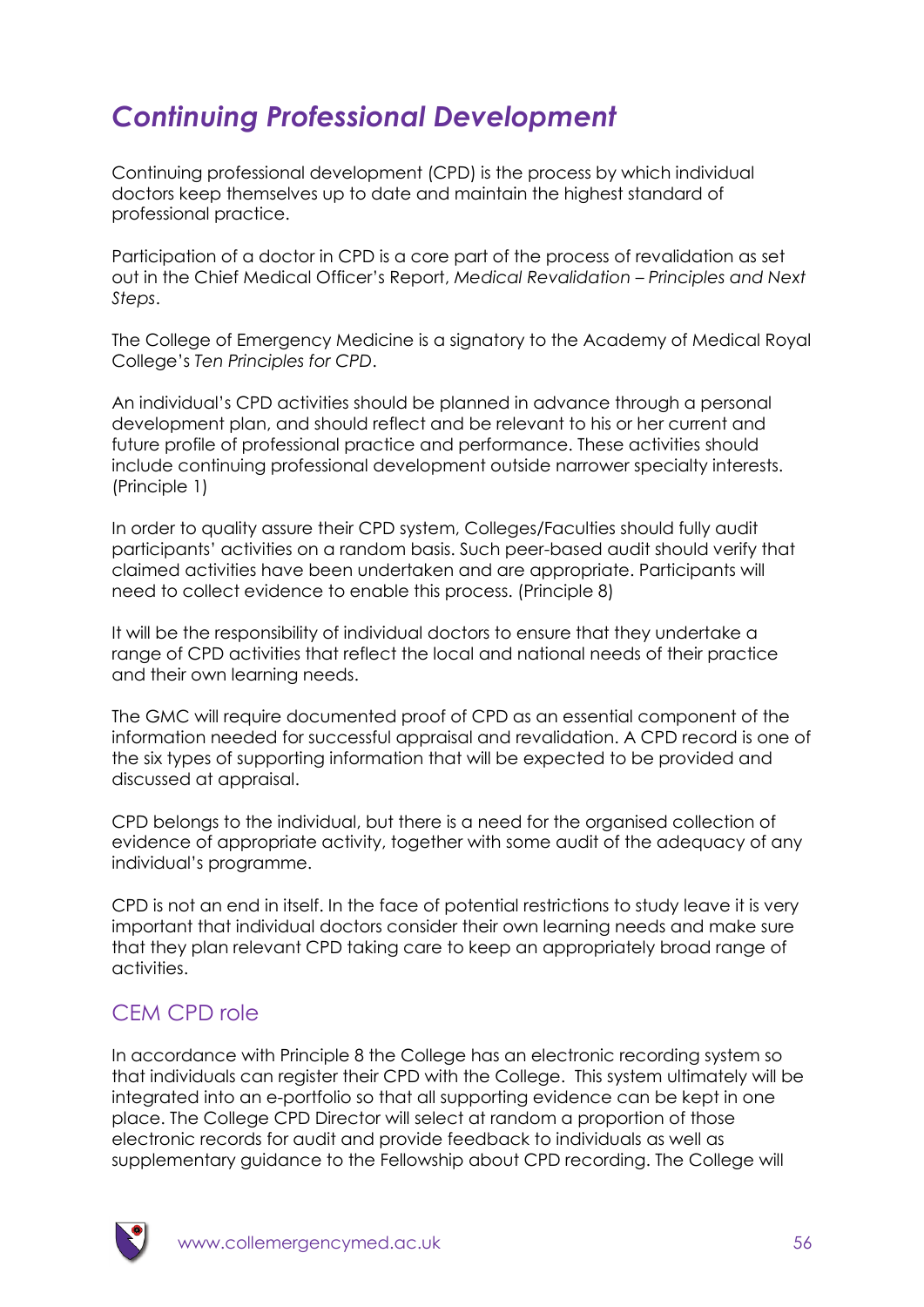# *Continuing Professional Development*

Continuing professional development (CPD) is the process by which individual doctors keep themselves up to date and maintain the highest standard of professional practice.

Participation of a doctor in CPD is a core part of the process of revalidation as set out in the Chief Medical Officer's Report, *Medical Revalidation – Principles and Next Steps*.

The College of Emergency Medicine is a signatory to the Academy of Medical Royal College's *Ten Principles for CPD*.

An individual's CPD activities should be planned in advance through a personal development plan, and should reflect and be relevant to his or her current and future profile of professional practice and performance. These activities should include continuing professional development outside narrower specialty interests. (Principle 1)

In order to quality assure their CPD system, Colleges/Faculties should fully audit participants' activities on a random basis. Such peer-based audit should verify that claimed activities have been undertaken and are appropriate. Participants will need to collect evidence to enable this process. (Principle 8)

It will be the responsibility of individual doctors to ensure that they undertake a range of CPD activities that reflect the local and national needs of their practice and their own learning needs.

The GMC will require documented proof of CPD as an essential component of the information needed for successful appraisal and revalidation. A CPD record is one of the six types of supporting information that will be expected to be provided and discussed at appraisal.

CPD belongs to the individual, but there is a need for the organised collection of evidence of appropriate activity, together with some audit of the adequacy of any individual's programme.

CPD is not an end in itself. In the face of potential restrictions to study leave it is very important that individual doctors consider their own learning needs and make sure that they plan relevant CPD taking care to keep an appropriately broad range of activities.

## CEM CPD role

In accordance with Principle 8 the College has an electronic recording system so that individuals can register their CPD with the College. This system ultimately will be integrated into an e-portfolio so that all supporting evidence can be kept in one place. The College CPD Director will select at random a proportion of those electronic records for audit and provide feedback to individuals as well as supplementary guidance to the Fellowship about CPD recording. The College will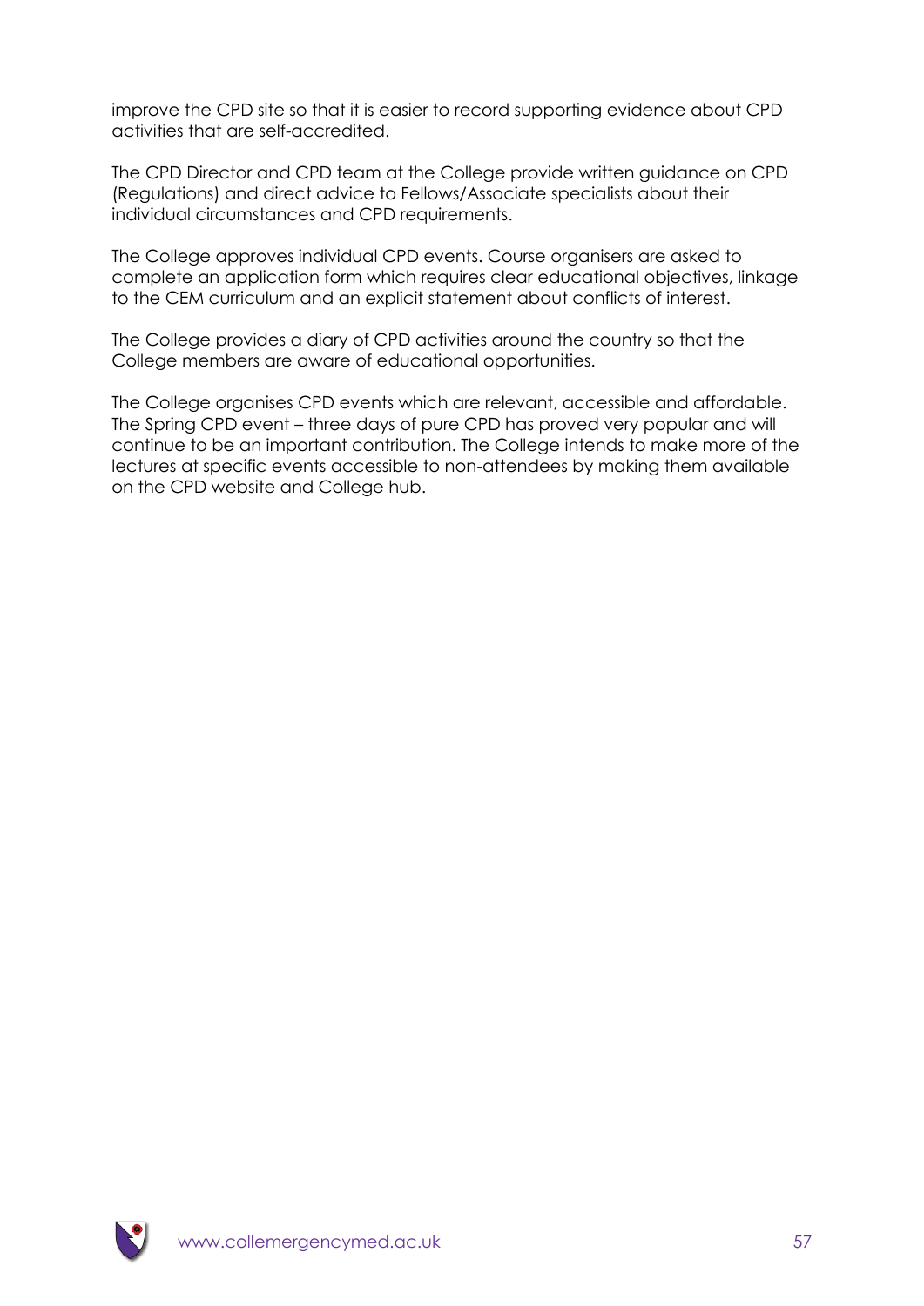improve the CPD site so that it is easier to record supporting evidence about CPD activities that are self-accredited.

The CPD Director and CPD team at the College provide written guidance on CPD (Regulations) and direct advice to Fellows/Associate specialists about their individual circumstances and CPD requirements.

The College approves individual CPD events. Course organisers are asked to complete an application form which requires clear educational objectives, linkage to the CEM curriculum and an explicit statement about conflicts of interest.

The College provides a diary of CPD activities around the country so that the College members are aware of educational opportunities.

The College organises CPD events which are relevant, accessible and affordable. The Spring CPD event – three days of pure CPD has proved very popular and will continue to be an important contribution. The College intends to make more of the lectures at specific events accessible to non-attendees by making them available on the CPD website and College hub.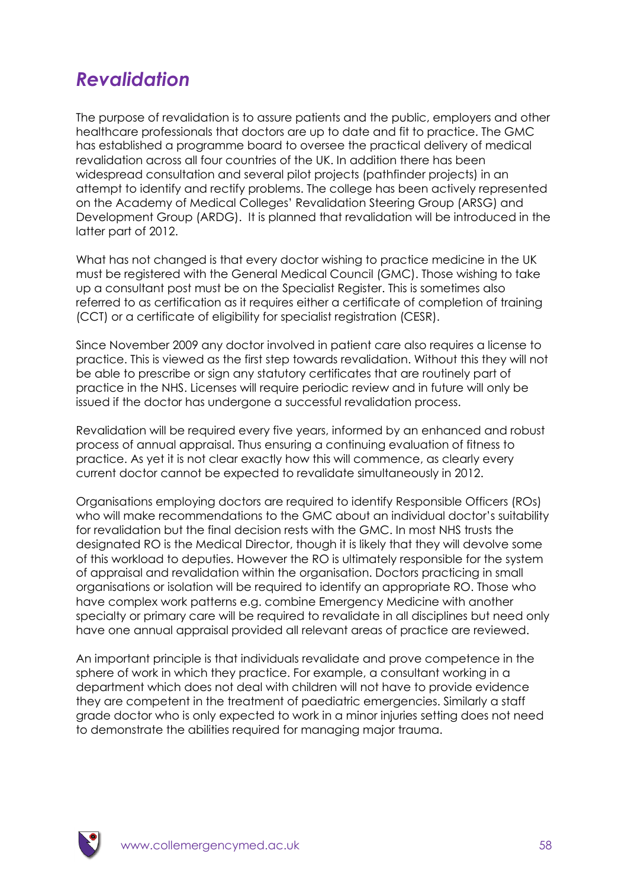## *Revalidation*

The purpose of revalidation is to assure patients and the public, employers and other healthcare professionals that doctors are up to date and fit to practice. The GMC has established a programme board to oversee the practical delivery of medical revalidation across all four countries of the UK. In addition there has been widespread consultation and several pilot projects (pathfinder projects) in an attempt to identify and rectify problems. The college has been actively represented on the Academy of Medical Colleges' Revalidation Steering Group (ARSG) and Development Group (ARDG). It is planned that revalidation will be introduced in the latter part of 2012.

What has not changed is that every doctor wishing to practice medicine in the UK must be registered with the General Medical Council (GMC). Those wishing to take up a consultant post must be on the Specialist Register. This is sometimes also referred to as certification as it requires either a certificate of completion of training (CCT) or a certificate of eligibility for specialist registration (CESR).

Since November 2009 any doctor involved in patient care also requires a license to practice. This is viewed as the first step towards revalidation. Without this they will not be able to prescribe or sign any statutory certificates that are routinely part of practice in the NHS. Licenses will require periodic review and in future will only be issued if the doctor has undergone a successful revalidation process.

Revalidation will be required every five years, informed by an enhanced and robust process of annual appraisal. Thus ensuring a continuing evaluation of fitness to practice. As yet it is not clear exactly how this will commence, as clearly every current doctor cannot be expected to revalidate simultaneously in 2012.

Organisations employing doctors are required to identify Responsible Officers (ROs) who will make recommendations to the GMC about an individual doctor's suitability for revalidation but the final decision rests with the GMC. In most NHS trusts the designated RO is the Medical Director, though it is likely that they will devolve some of this workload to deputies. However the RO is ultimately responsible for the system of appraisal and revalidation within the organisation. Doctors practicing in small organisations or isolation will be required to identify an appropriate RO. Those who have complex work patterns e.g. combine Emergency Medicine with another specialty or primary care will be required to revalidate in all disciplines but need only have one annual appraisal provided all relevant areas of practice are reviewed.

An important principle is that individuals revalidate and prove competence in the sphere of work in which they practice. For example, a consultant working in a department which does not deal with children will not have to provide evidence they are competent in the treatment of paediatric emergencies. Similarly a staff grade doctor who is only expected to work in a minor injuries setting does not need to demonstrate the abilities required for managing major trauma.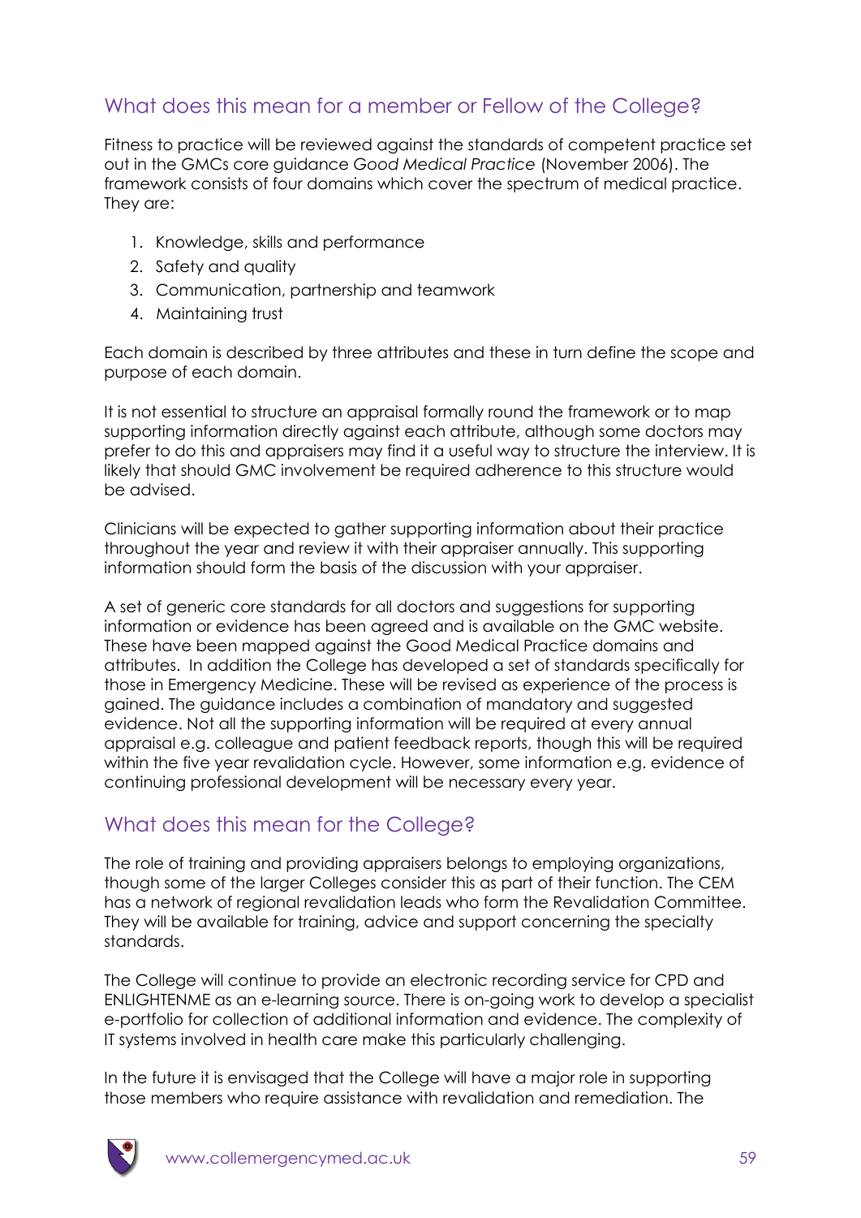## What does this mean for a member or Fellow of the College?

Fitness to practice will be reviewed against the standards of competent practice set out in the GMCs core guidance *Good Medical Practice* (November 2006). The framework consists of four domains which cover the spectrum of medical practice. They are:

1. Knowledge, skills and performance
2. Safety and quality
3. Communication, partnership and teamwork
4. Maintaining trust

Each domain is described by three attributes and these in turn define the scope and purpose of each domain.

It is not essential to structure an appraisal formally round the framework or to map supporting information directly against each attribute, although some doctors may prefer to do this and appraisers may find it a useful way to structure the interview. It is likely that should GMC involvement be required adherence to this structure would be advised.

Clinicians will be expected to gather supporting information about their practice throughout the year and review it with their appraiser annually. This supporting information should form the basis of the discussion with your appraiser.

A set of generic core standards for all doctors and suggestions for supporting information or evidence has been agreed and is available on the GMC website. These have been mapped against the Good Medical Practice domains and attributes. In addition the College has developed a set of standards specifically for those in Emergency Medicine. These will be revised as experience of the process is gained. The guidance includes a combination of mandatory and suggested evidence. Not all the supporting information will be required at every annual appraisal e.g. colleague and patient feedback reports, though this will be required within the five year revalidation cycle. However, some information e.g. evidence of continuing professional development will be necessary every year.

## What does this mean for the College?

The role of training and providing appraisers belongs to employing organizations, though some of the larger Colleges consider this as part of their function. The CEM has a network of regional revalidation leads who form the Revalidation Committee. They will be available for training, advice and support concerning the specialty standards.

The College will continue to provide an electronic recording service for CPD and ENLIGHTENME as an e-learning source. There is on-going work to develop a specialist e-portfolio for collection of additional information and evidence. The complexity of IT systems involved in health care make this particularly challenging.

In the future it is envisaged that the College will have a major role in supporting those members who require assistance with revalidation and remediation. The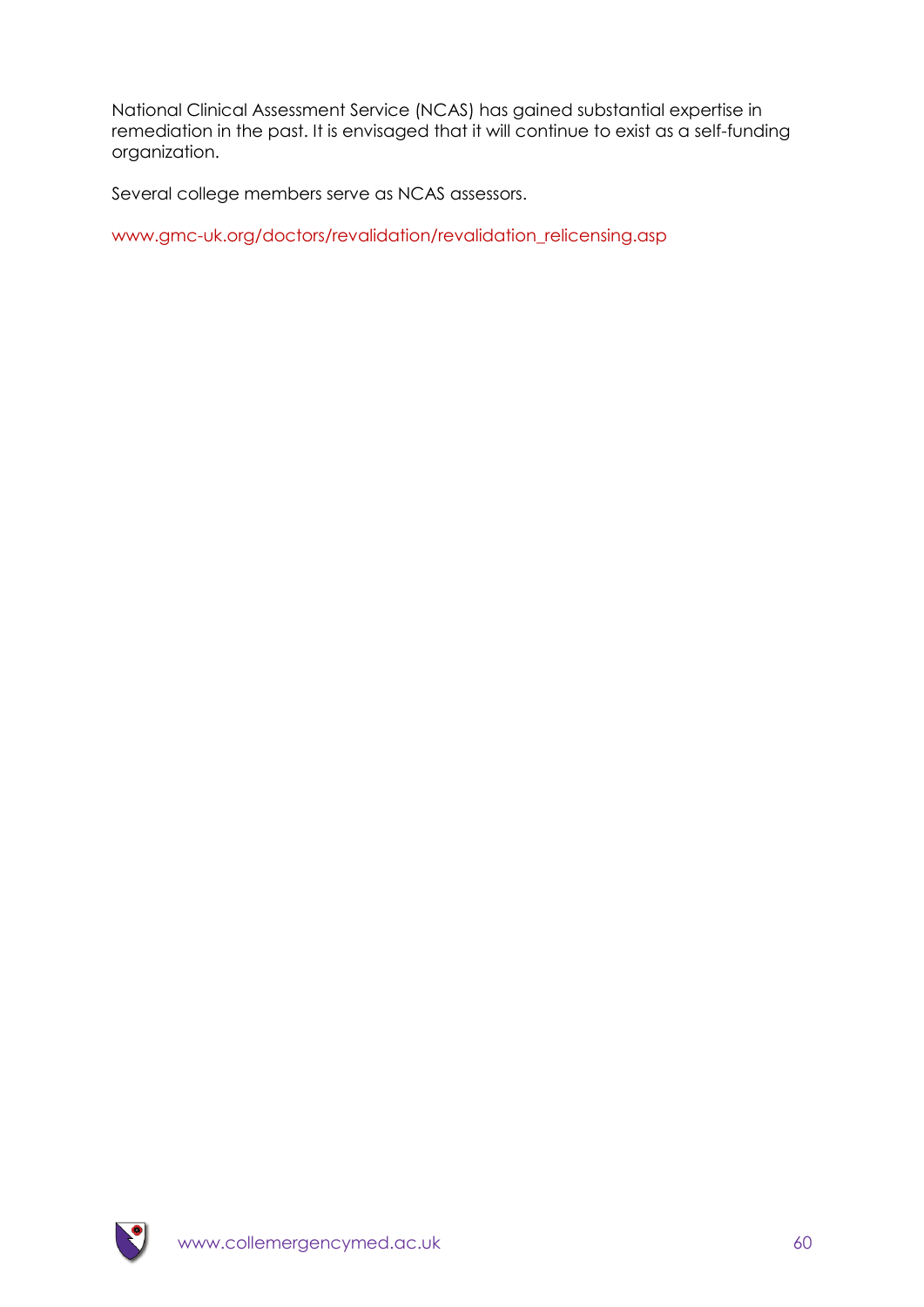National Clinical Assessment Service (NCAS) has gained substantial expertise in remediation in the past. It is envisaged that it will continue to exist as a self-funding organization.

Several college members serve as NCAS assessors.

www.gmc-uk.org/doctors/revalidation/revalidation_relicensing.asp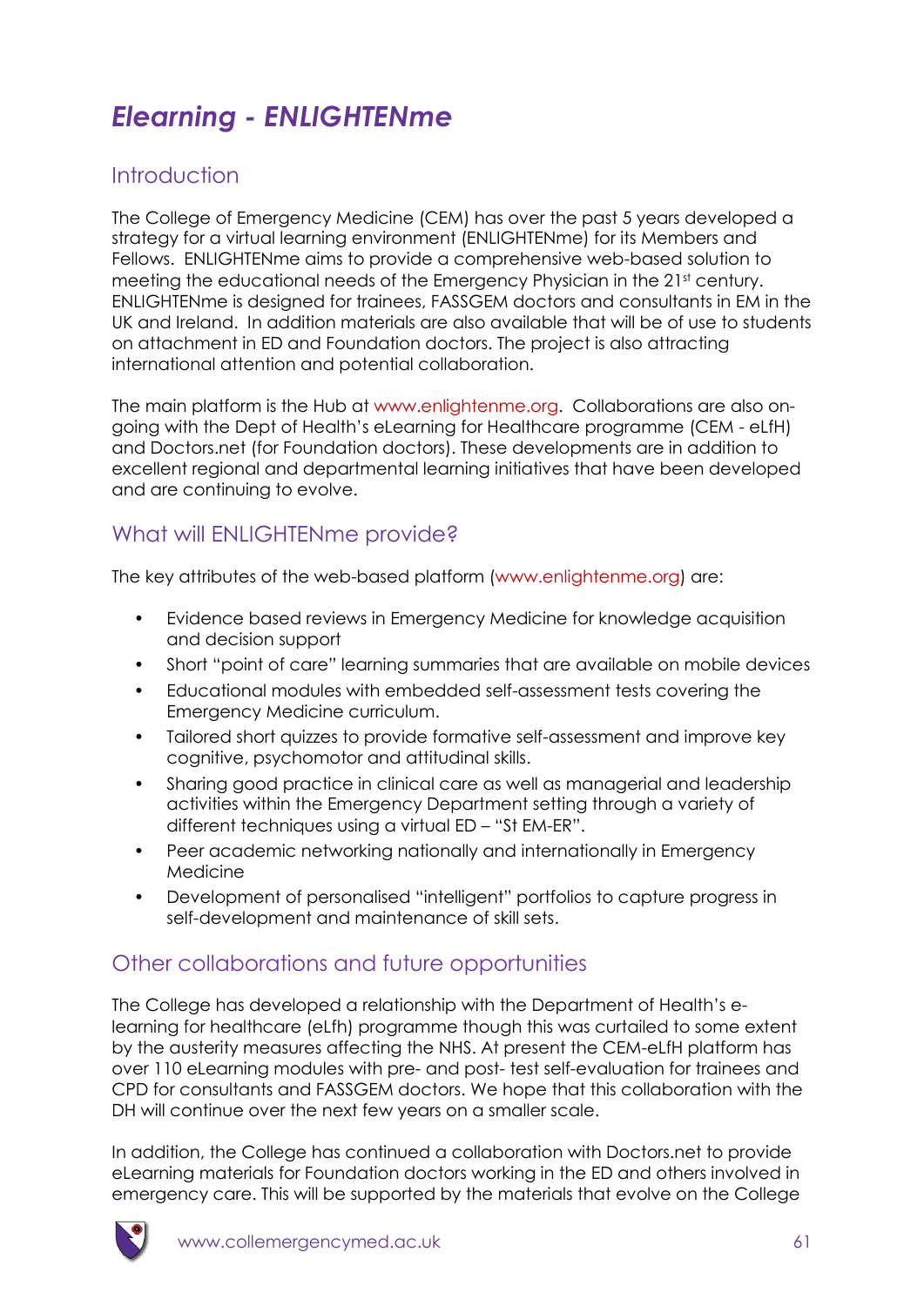# *Elearning - ENLIGHTENme*

## Introduction

The College of Emergency Medicine (CEM) has over the past 5 years developed a strategy for a virtual learning environment (ENLIGHTENme) for its Members and Fellows. ENLIGHTENme aims to provide a comprehensive web-based solution to meeting the educational needs of the Emergency Physician in the 21st century. ENLIGHTENme is designed for trainees, FASSGEM doctors and consultants in EM in the UK and Ireland. In addition materials are also available that will be of use to students on attachment in ED and Foundation doctors. The project is also attracting international attention and potential collaboration.

The main platform is the Hub at www.enlightenme.org. Collaborations are also on-going with the Dept of Health's eLearning for Healthcare programme (CEM - eLfH) and Doctors.net (for Foundation doctors). These developments are in addition to excellent regional and departmental learning initiatives that have been developed and are continuing to evolve.

## What will ENLIGHTENme provide?

The key attributes of the web-based platform (www.enlightenme.org) are:

- Evidence based reviews in Emergency Medicine for knowledge acquisition and decision support
- Short "point of care" learning summaries that are available on mobile devices
- Educational modules with embedded self-assessment tests covering the Emergency Medicine curriculum.
- Tailored short quizzes to provide formative self-assessment and improve key cognitive, psychomotor and attitudinal skills.
- Sharing good practice in clinical care as well as managerial and leadership activities within the Emergency Department setting through a variety of different techniques using a virtual ED – "St EM-ER".
- Peer academic networking nationally and internationally in Emergency Medicine
- Development of personalised "intelligent" portfolios to capture progress in self-development and maintenance of skill sets.

## Other collaborations and future opportunities

The College has developed a relationship with the Department of Health's e-learning for healthcare (eLfh) programme though this was curtailed to some extent by the austerity measures affecting the NHS. At present the CEM-eLfH platform has over 110 eLearning modules with pre- and post- test self-evaluation for trainees and CPD for consultants and FASSGEM doctors. We hope that this collaboration with the DH will continue over the next few years on a smaller scale.

In addition, the College has continued a collaboration with Doctors.net to provide eLearning materials for Foundation doctors working in the ED and others involved in emergency care. This will be supported by the materials that evolve on the College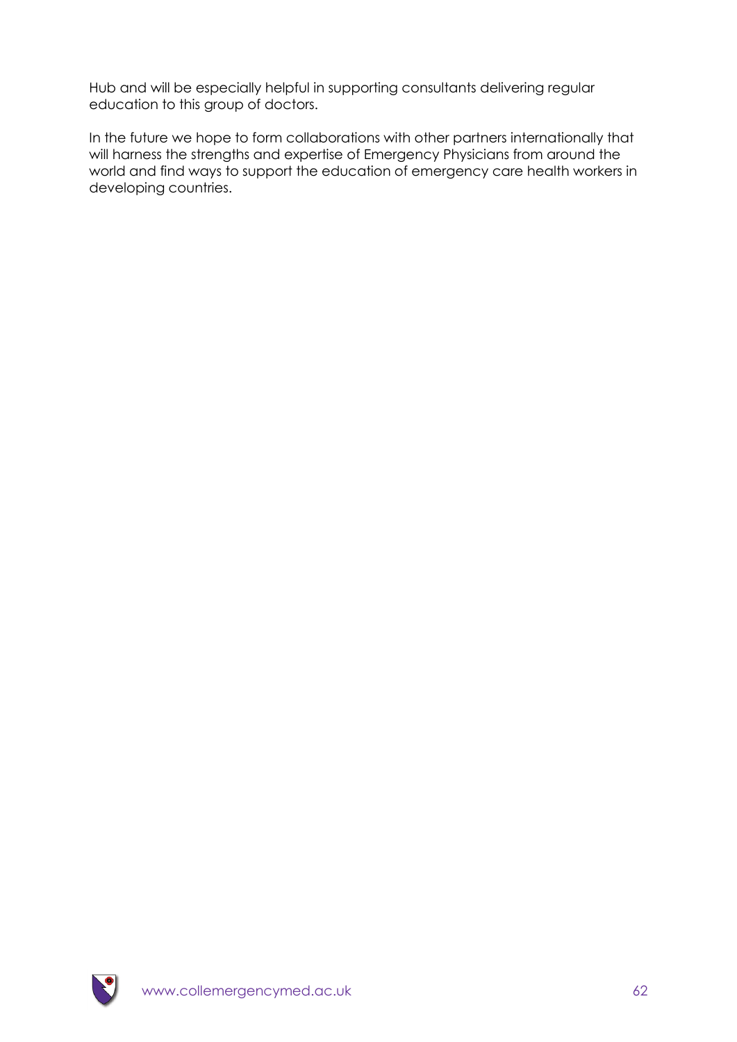Hub and will be especially helpful in supporting consultants delivering regular education to this group of doctors.

In the future we hope to form collaborations with other partners internationally that will harness the strengths and expertise of Emergency Physicians from around the world and find ways to support the education of emergency care health workers in developing countries.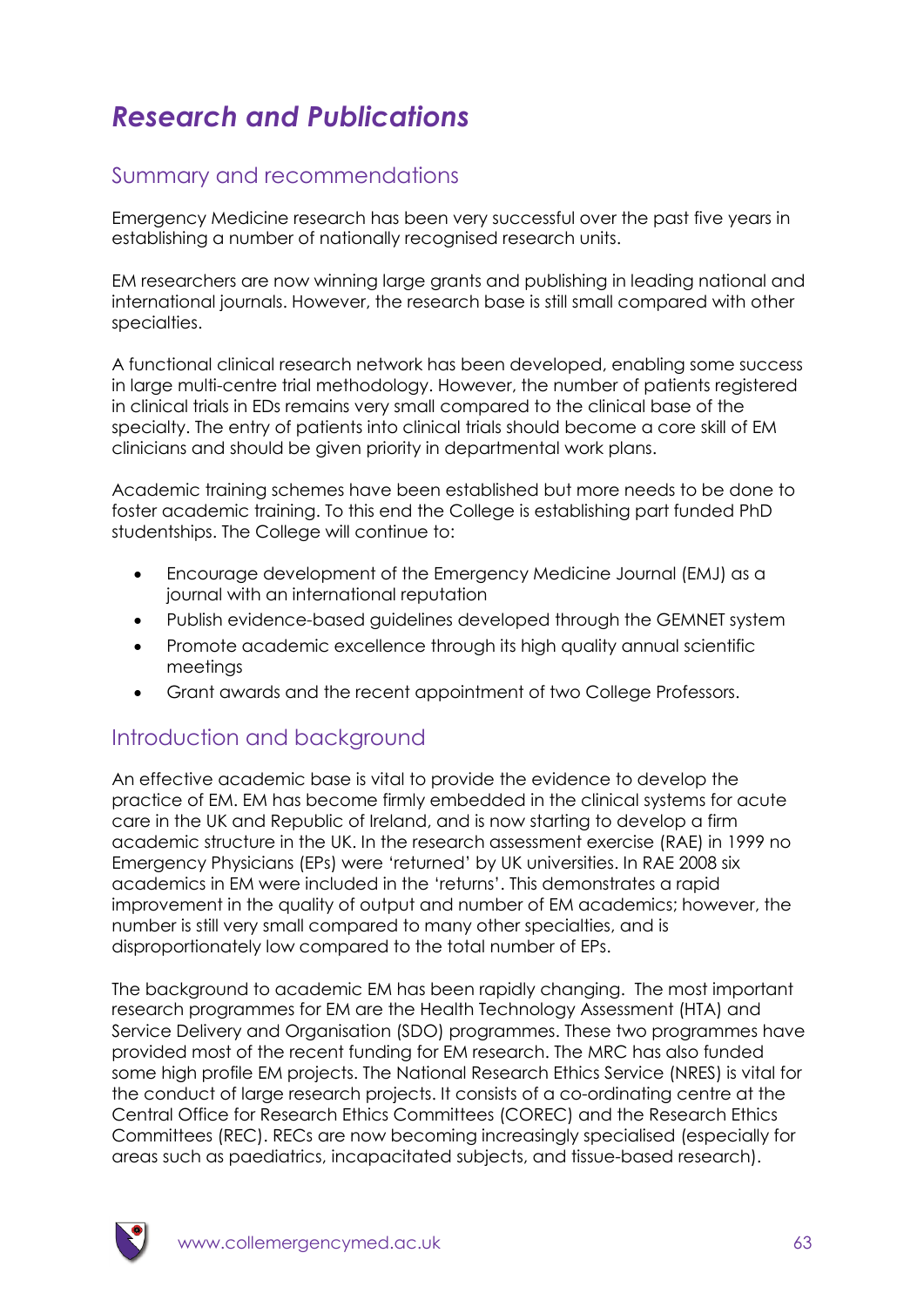# Research and Publications

## Summary and recommendations

Emergency Medicine research has been very successful over the past five years in establishing a number of nationally recognised research units.

EM researchers are now winning large grants and publishing in leading national and international journals. However, the research base is still small compared with other specialties.

A functional clinical research network has been developed, enabling some success in large multi-centre trial methodology. However, the number of patients registered in clinical trials in EDs remains very small compared to the clinical base of the specialty. The entry of patients into clinical trials should become a core skill of EM clinicians and should be given priority in departmental work plans.

Academic training schemes have been established but more needs to be done to foster academic training. To this end the College is establishing part funded PhD studentships. The College will continue to:

- Encourage development of the Emergency Medicine Journal (EMJ) as a journal with an international reputation
- Publish evidence-based guidelines developed through the GEMNET system
- Promote academic excellence through its high quality annual scientific meetings
- Grant awards and the recent appointment of two College Professors.

## Introduction and background

An effective academic base is vital to provide the evidence to develop the practice of EM. EM has become firmly embedded in the clinical systems for acute care in the UK and Republic of Ireland, and is now starting to develop a firm academic structure in the UK. In the research assessment exercise (RAE) in 1999 no Emergency Physicians (EPs) were 'returned' by UK universities. In RAE 2008 six academics in EM were included in the 'returns'. This demonstrates a rapid improvement in the quality of output and number of EM academics; however, the number is still very small compared to many other specialties, and is disproportionately low compared to the total number of EPs.

The background to academic EM has been rapidly changing. The most important research programmes for EM are the Health Technology Assessment (HTA) and Service Delivery and Organisation (SDO) programmes. These two programmes have provided most of the recent funding for EM research. The MRC has also funded some high profile EM projects. The National Research Ethics Service (NRES) is vital for the conduct of large research projects. It consists of a co-ordinating centre at the Central Office for Research Ethics Committees (COREC) and the Research Ethics Committees (REC). RECs are now becoming increasingly specialised (especially for areas such as paediatrics, incapacitated subjects, and tissue-based research).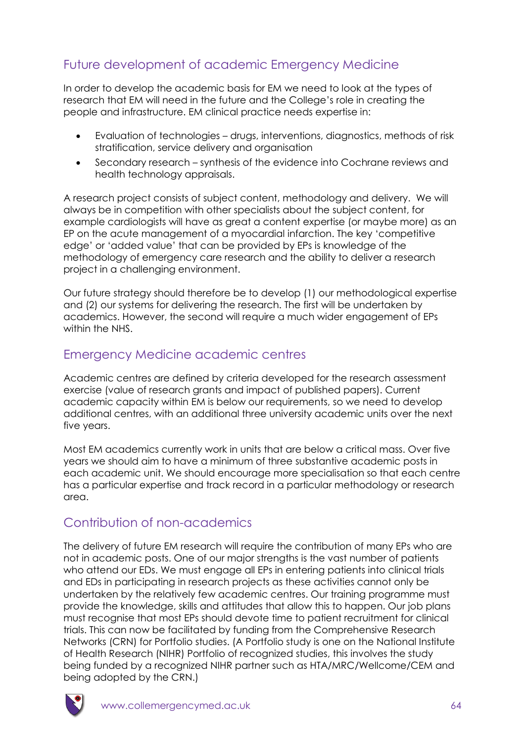## Future development of academic Emergency Medicine

In order to develop the academic basis for EM we need to look at the types of research that EM will need in the future and the College's role in creating the people and infrastructure. EM clinical practice needs expertise in:

- Evaluation of technologies – drugs, interventions, diagnostics, methods of risk stratification, service delivery and organisation
- Secondary research – synthesis of the evidence into Cochrane reviews and health technology appraisals.

A research project consists of subject content, methodology and delivery. We will always be in competition with other specialists about the subject content, for example cardiologists will have as great a content expertise (or maybe more) as an EP on the acute management of a myocardial infarction. The key 'competitive edge' or 'added value' that can be provided by EPs is knowledge of the methodology of emergency care research and the ability to deliver a research project in a challenging environment.

Our future strategy should therefore be to develop (1) our methodological expertise and (2) our systems for delivering the research. The first will be undertaken by academics. However, the second will require a much wider engagement of EPs within the NHS.

## Emergency Medicine academic centres

Academic centres are defined by criteria developed for the research assessment exercise (value of research grants and impact of published papers). Current academic capacity within EM is below our requirements, so we need to develop additional centres, with an additional three university academic units over the next five years.

Most EM academics currently work in units that are below a critical mass. Over five years we should aim to have a minimum of three substantive academic posts in each academic unit. We should encourage more specialisation so that each centre has a particular expertise and track record in a particular methodology or research area.

## Contribution of non-academics

The delivery of future EM research will require the contribution of many EPs who are not in academic posts. One of our major strengths is the vast number of patients who attend our EDs. We must engage all EPs in entering patients into clinical trials and EDs in participating in research projects as these activities cannot only be undertaken by the relatively few academic centres. Our training programme must provide the knowledge, skills and attitudes that allow this to happen. Our job plans must recognise that most EPs should devote time to patient recruitment for clinical trials. This can now be facilitated by funding from the Comprehensive Research Networks (CRN) for Portfolio studies. (A Portfolio study is one on the National Institute of Health Research (NIHR) Portfolio of recognized studies, this involves the study being funded by a recognized NIHR partner such as HTA/MRC/Wellcome/CEM and being adopted by the CRN.)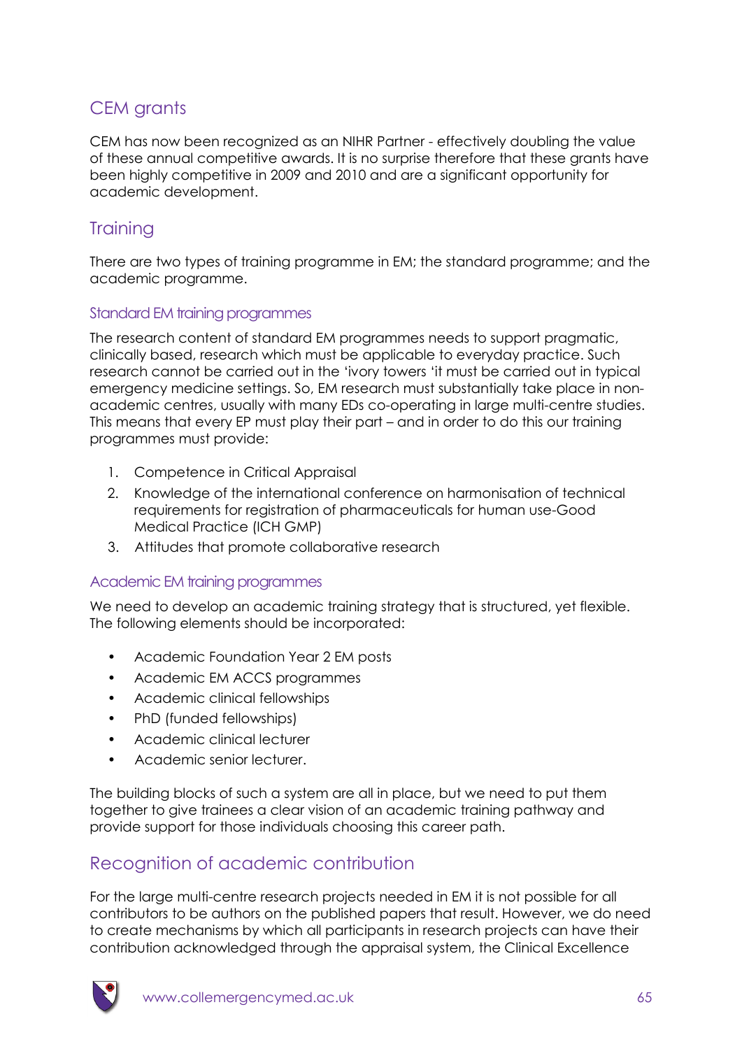## CEM grants

CEM has now been recognized as an NIHR Partner - effectively doubling the value of these annual competitive awards. It is no surprise therefore that these grants have been highly competitive in 2009 and 2010 and are a significant opportunity for academic development.

## Training

There are two types of training programme in EM; the standard programme; and the academic programme.

### Standard EM training programmes

The research content of standard EM programmes needs to support pragmatic, clinically based, research which must be applicable to everyday practice. Such research cannot be carried out in the 'ivory towers 'it must be carried out in typical emergency medicine settings. So, EM research must substantially take place in non-academic centres, usually with many EDs co-operating in large multi-centre studies. This means that every EP must play their part – and in order to do this our training programmes must provide:

1. Competence in Critical Appraisal
2. Knowledge of the international conference on harmonisation of technical requirements for registration of pharmaceuticals for human use-Good Medical Practice (ICH GMP)
3. Attitudes that promote collaborative research

### Academic EM training programmes

We need to develop an academic training strategy that is structured, yet flexible. The following elements should be incorporated:

- Academic Foundation Year 2 EM posts
- Academic EM ACCS programmes
- Academic clinical fellowships
- PhD (funded fellowships)
- Academic clinical lecturer
- Academic senior lecturer.

The building blocks of such a system are all in place, but we need to put them together to give trainees a clear vision of an academic training pathway and provide support for those individuals choosing this career path.

## Recognition of academic contribution

For the large multi-centre research projects needed in EM it is not possible for all contributors to be authors on the published papers that result. However, we do need to create mechanisms by which all participants in research projects can have their contribution acknowledged through the appraisal system, the Clinical Excellence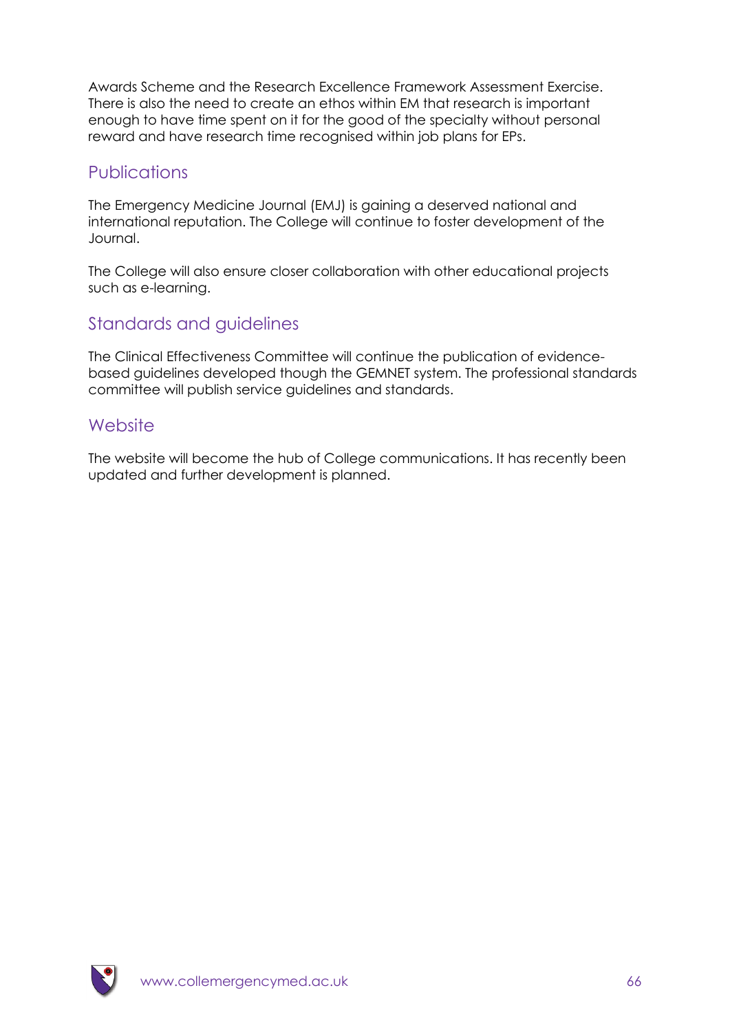Awards Scheme and the Research Excellence Framework Assessment Exercise. There is also the need to create an ethos within EM that research is important enough to have time spent on it for the good of the specialty without personal reward and have research time recognised within job plans for EPs.

## Publications

The Emergency Medicine Journal (EMJ) is gaining a deserved national and international reputation. The College will continue to foster development of the Journal.

The College will also ensure closer collaboration with other educational projects such as e-learning.

## Standards and guidelines

The Clinical Effectiveness Committee will continue the publication of evidence-based guidelines developed though the GEMNET system. The professional standards committee will publish service guidelines and standards.

## Website

The website will become the hub of College communications. It has recently been updated and further development is planned.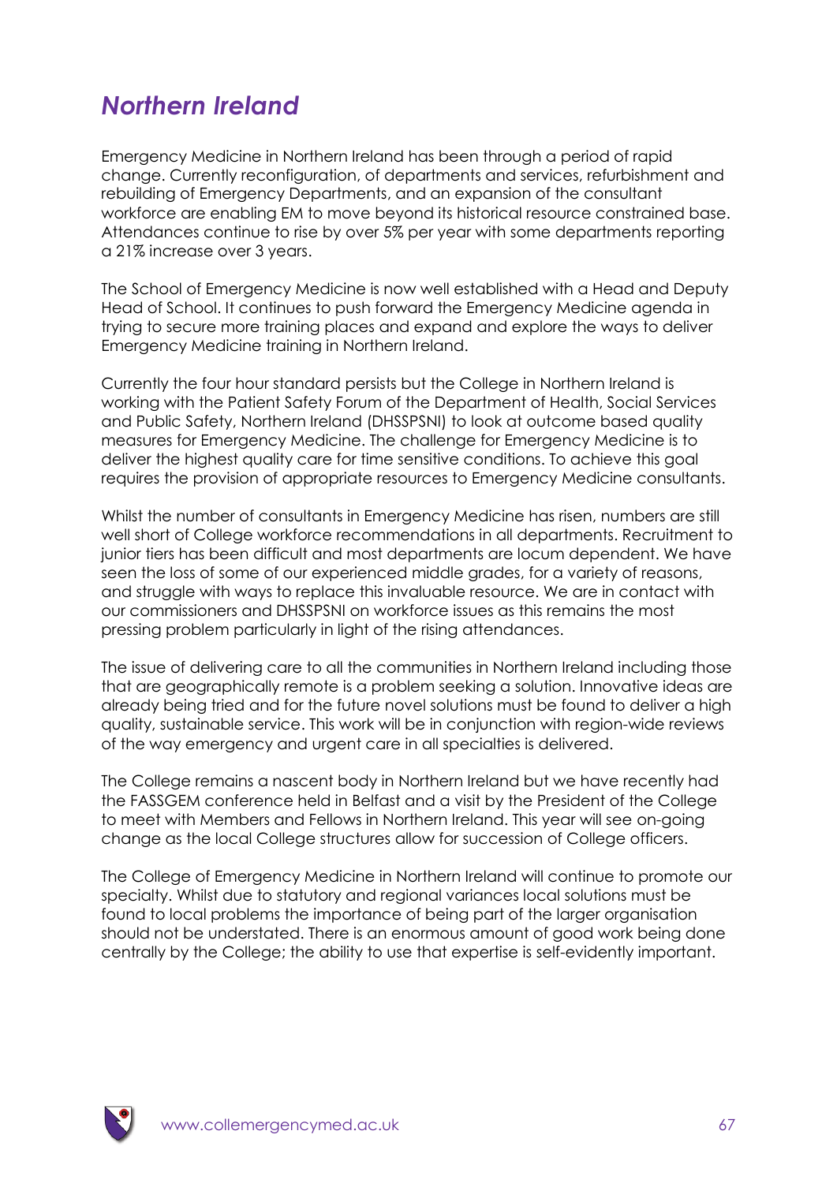## *Northern Ireland*

Emergency Medicine in Northern Ireland has been through a period of rapid change. Currently reconfiguration, of departments and services, refurbishment and rebuilding of Emergency Departments, and an expansion of the consultant workforce are enabling EM to move beyond its historical resource constrained base. Attendances continue to rise by over 5% per year with some departments reporting a 21% increase over 3 years.

The School of Emergency Medicine is now well established with a Head and Deputy Head of School. It continues to push forward the Emergency Medicine agenda in trying to secure more training places and expand and explore the ways to deliver Emergency Medicine training in Northern Ireland.

Currently the four hour standard persists but the College in Northern Ireland is working with the Patient Safety Forum of the Department of Health, Social Services and Public Safety, Northern Ireland (DHSSPSNI) to look at outcome based quality measures for Emergency Medicine. The challenge for Emergency Medicine is to deliver the highest quality care for time sensitive conditions. To achieve this goal requires the provision of appropriate resources to Emergency Medicine consultants.

Whilst the number of consultants in Emergency Medicine has risen, numbers are still well short of College workforce recommendations in all departments. Recruitment to junior tiers has been difficult and most departments are locum dependent. We have seen the loss of some of our experienced middle grades, for a variety of reasons, and struggle with ways to replace this invaluable resource. We are in contact with our commissioners and DHSSPSNI on workforce issues as this remains the most pressing problem particularly in light of the rising attendances.

The issue of delivering care to all the communities in Northern Ireland including those that are geographically remote is a problem seeking a solution. Innovative ideas are already being tried and for the future novel solutions must be found to deliver a high quality, sustainable service. This work will be in conjunction with region-wide reviews of the way emergency and urgent care in all specialties is delivered.

The College remains a nascent body in Northern Ireland but we have recently had the FASSGEM conference held in Belfast and a visit by the President of the College to meet with Members and Fellows in Northern Ireland. This year will see on-going change as the local College structures allow for succession of College officers.

The College of Emergency Medicine in Northern Ireland will continue to promote our specialty. Whilst due to statutory and regional variances local solutions must be found to local problems the importance of being part of the larger organisation should not be understated. There is an enormous amount of good work being done centrally by the College; the ability to use that expertise is self-evidently important.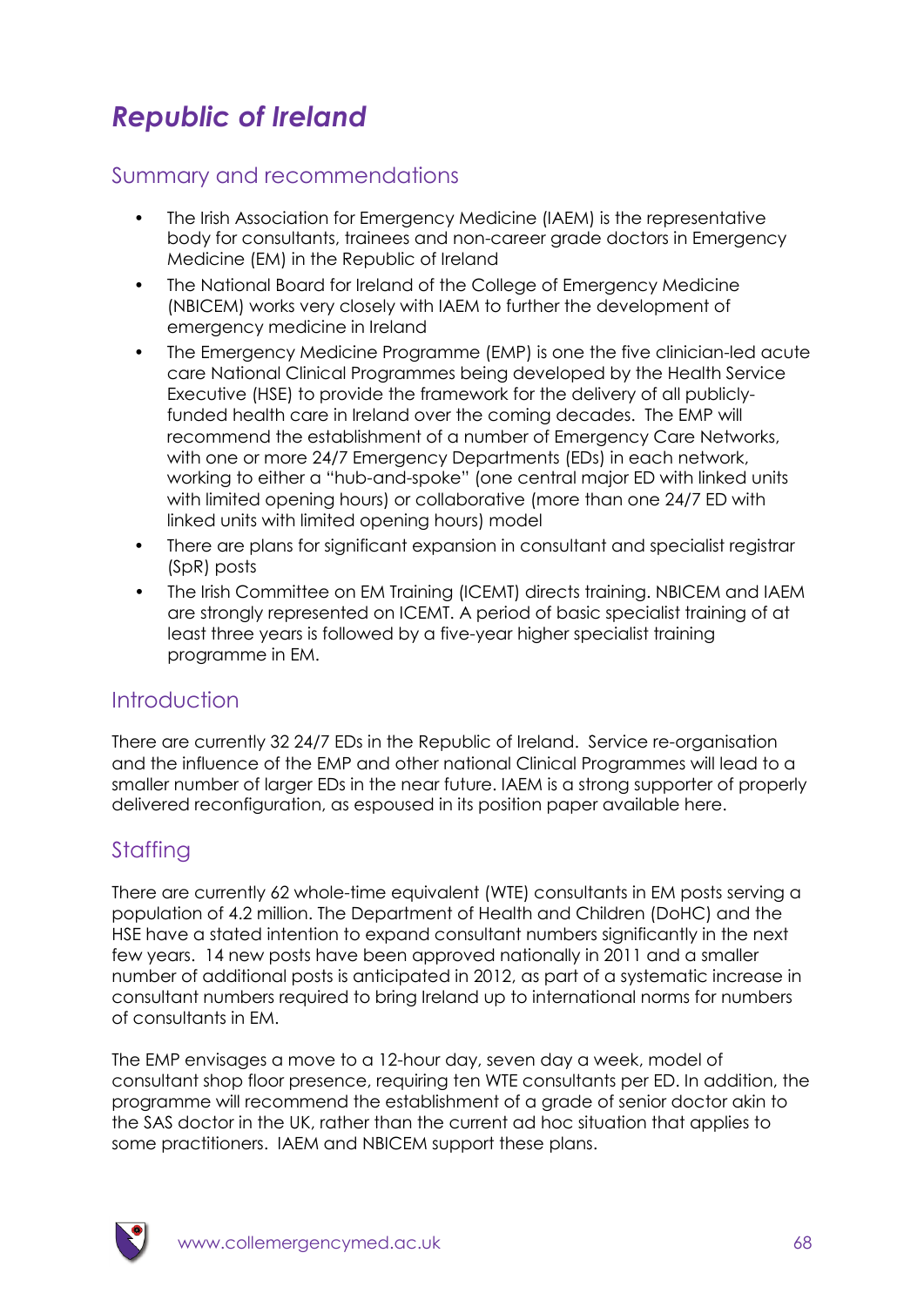# *Republic of Ireland*

## Summary and recommendations

- The Irish Association for Emergency Medicine (IAEM) is the representative body for consultants, trainees and non-career grade doctors in Emergency Medicine (EM) in the Republic of Ireland
- The National Board for Ireland of the College of Emergency Medicine (NBICEM) works very closely with IAEM to further the development of emergency medicine in Ireland
- The Emergency Medicine Programme (EMP) is one the five clinician-led acute care National Clinical Programmes being developed by the Health Service Executive (HSE) to provide the framework for the delivery of all publicly-funded health care in Ireland over the coming decades. The EMP will recommend the establishment of a number of Emergency Care Networks, with one or more 24/7 Emergency Departments (EDs) in each network, working to either a "hub-and-spoke" (one central major ED with linked units with limited opening hours) or collaborative (more than one 24/7 ED with linked units with limited opening hours) model
- There are plans for significant expansion in consultant and specialist registrar (SpR) posts
- The Irish Committee on EM Training (ICEMT) directs training. NBICEM and IAEM are strongly represented on ICEMT. A period of basic specialist training of at least three years is followed by a five-year higher specialist training programme in EM.

## Introduction

There are currently 32 24/7 EDs in the Republic of Ireland. Service re-organisation and the influence of the EMP and other national Clinical Programmes will lead to a smaller number of larger EDs in the near future. IAEM is a strong supporter of properly delivered reconfiguration, as espoused in its position paper available here.

## Staffing

There are currently 62 whole-time equivalent (WTE) consultants in EM posts serving a population of 4.2 million. The Department of Health and Children (DoHC) and the HSE have a stated intention to expand consultant numbers significantly in the next few years. 14 new posts have been approved nationally in 2011 and a smaller number of additional posts is anticipated in 2012, as part of a systematic increase in consultant numbers required to bring Ireland up to international norms for numbers of consultants in EM.

The EMP envisages a move to a 12-hour day, seven day a week, model of consultant shop floor presence, requiring ten WTE consultants per ED. In addition, the programme will recommend the establishment of a grade of senior doctor akin to the SAS doctor in the UK, rather than the current ad hoc situation that applies to some practitioners. IAEM and NBICEM support these plans.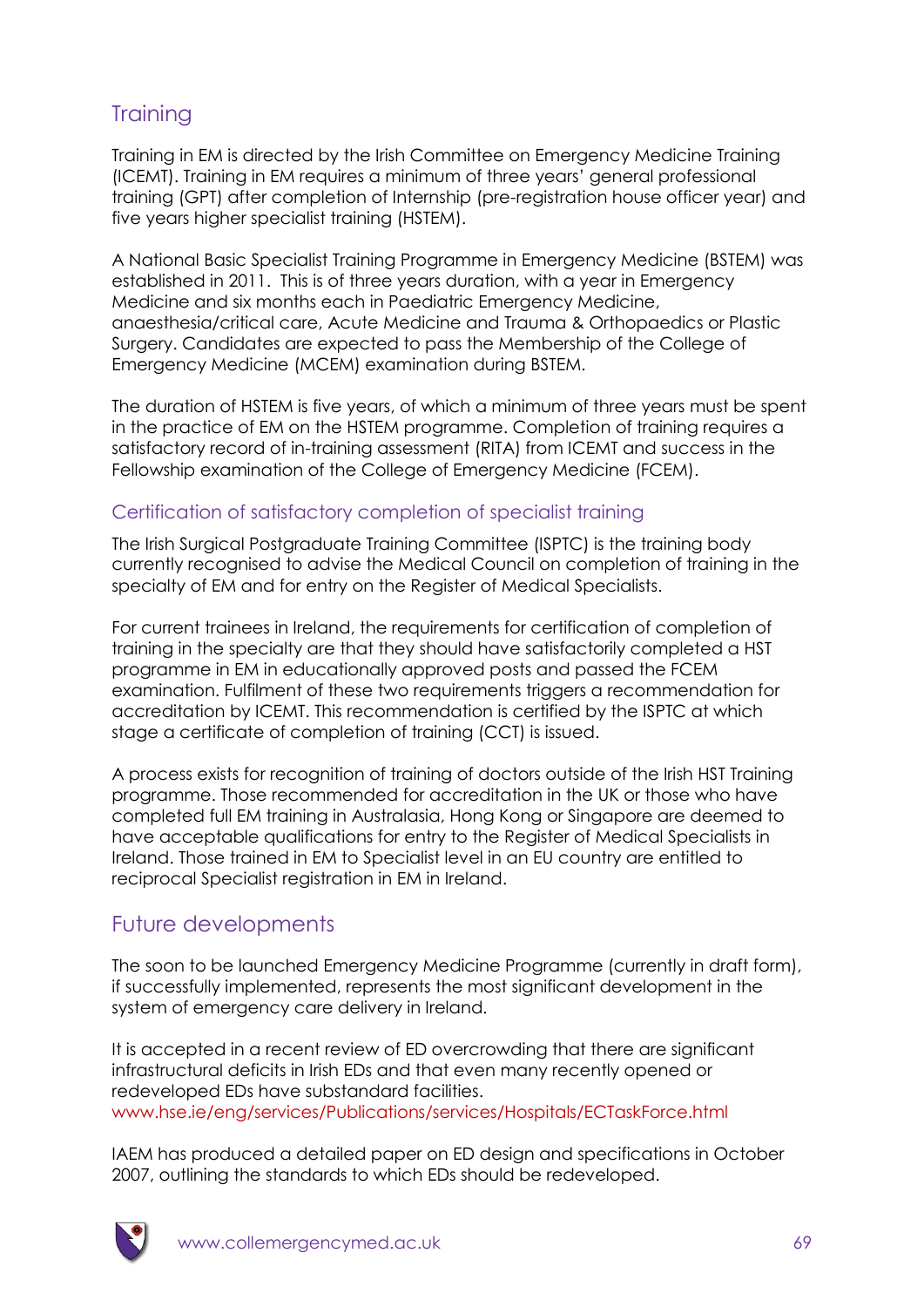## Training

Training in EM is directed by the Irish Committee on Emergency Medicine Training (ICEMT). Training in EM requires a minimum of three years' general professional training (GPT) after completion of Internship (pre-registration house officer year) and five years higher specialist training (HSTEM).

A National Basic Specialist Training Programme in Emergency Medicine (BSTEM) was established in 2011. This is of three years duration, with a year in Emergency Medicine and six months each in Paediatric Emergency Medicine, anaesthesia/critical care, Acute Medicine and Trauma & Orthopaedics or Plastic Surgery. Candidates are expected to pass the Membership of the College of Emergency Medicine (MCEM) examination during BSTEM.

The duration of HSTEM is five years, of which a minimum of three years must be spent in the practice of EM on the HSTEM programme. Completion of training requires a satisfactory record of in-training assessment (RITA) from ICEMT and success in the Fellowship examination of the College of Emergency Medicine (FCEM).

### Certification of satisfactory completion of specialist training

The Irish Surgical Postgraduate Training Committee (ISPTC) is the training body currently recognised to advise the Medical Council on completion of training in the specialty of EM and for entry on the Register of Medical Specialists.

For current trainees in Ireland, the requirements for certification of completion of training in the specialty are that they should have satisfactorily completed a HST programme in EM in educationally approved posts and passed the FCEM examination. Fulfilment of these two requirements triggers a recommendation for accreditation by ICEMT. This recommendation is certified by the ISPTC at which stage a certificate of completion of training (CCT) is issued.

A process exists for recognition of training of doctors outside of the Irish HST Training programme. Those recommended for accreditation in the UK or those who have completed full EM training in Australasia, Hong Kong or Singapore are deemed to have acceptable qualifications for entry to the Register of Medical Specialists in Ireland. Those trained in EM to Specialist level in an EU country are entitled to reciprocal Specialist registration in EM in Ireland.

## Future developments

The soon to be launched Emergency Medicine Programme (currently in draft form), if successfully implemented, represents the most significant development in the system of emergency care delivery in Ireland.

It is accepted in a recent review of ED overcrowding that there are significant infrastructural deficits in Irish EDs and that even many recently opened or redeveloped EDs have substandard facilities.
www.hse.ie/eng/services/Publications/services/Hospitals/ECTaskForce.html

IAEM has produced a detailed paper on ED design and specifications in October 2007, outlining the standards to which EDs should be redeveloped.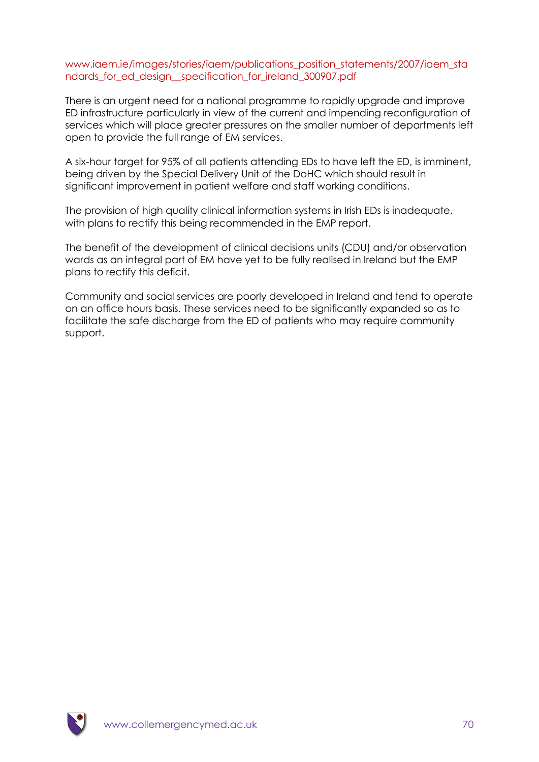www.iaem.ie/images/stories/iaem/publications_position_statements/2007/iaem_standards_for_ed_design__specification_for_ireland_300907.pdf

There is an urgent need for a national programme to rapidly upgrade and improve ED infrastructure particularly in view of the current and impending reconfiguration of services which will place greater pressures on the smaller number of departments left open to provide the full range of EM services.

A six-hour target for 95% of all patients attending EDs to have left the ED, is imminent, being driven by the Special Delivery Unit of the DoHC which should result in significant improvement in patient welfare and staff working conditions.

The provision of high quality clinical information systems in Irish EDs is inadequate, with plans to rectify this being recommended in the EMP report.

The benefit of the development of clinical decisions units (CDU) and/or observation wards as an integral part of EM have yet to be fully realised in Ireland but the EMP plans to rectify this deficit.

Community and social services are poorly developed in Ireland and tend to operate on an office hours basis. These services need to be significantly expanded so as to facilitate the safe discharge from the ED of patients who may require community support.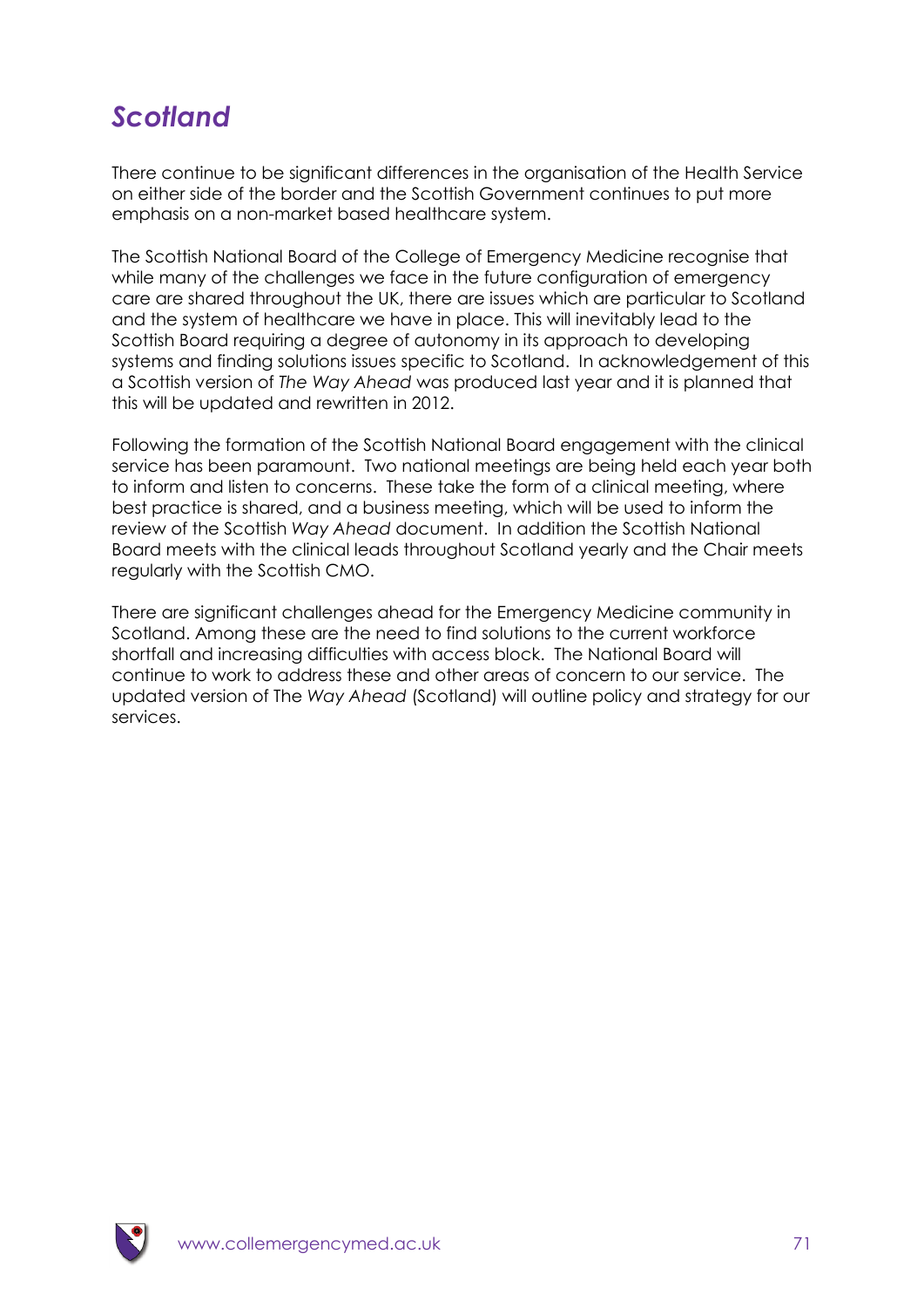## *Scotland*

There continue to be significant differences in the organisation of the Health Service on either side of the border and the Scottish Government continues to put more emphasis on a non-market based healthcare system.

The Scottish National Board of the College of Emergency Medicine recognise that while many of the challenges we face in the future configuration of emergency care are shared throughout the UK, there are issues which are particular to Scotland and the system of healthcare we have in place. This will inevitably lead to the Scottish Board requiring a degree of autonomy in its approach to developing systems and finding solutions issues specific to Scotland. In acknowledgement of this a Scottish version of *The Way Ahead* was produced last year and it is planned that this will be updated and rewritten in 2012.

Following the formation of the Scottish National Board engagement with the clinical service has been paramount. Two national meetings are being held each year both to inform and listen to concerns. These take the form of a clinical meeting, where best practice is shared, and a business meeting, which will be used to inform the review of the Scottish *Way Ahead* document. In addition the Scottish National Board meets with the clinical leads throughout Scotland yearly and the Chair meets regularly with the Scottish CMO.

There are significant challenges ahead for the Emergency Medicine community in Scotland. Among these are the need to find solutions to the current workforce shortfall and increasing difficulties with access block. The National Board will continue to work to address these and other areas of concern to our service. The updated version of The *Way Ahead* (Scotland) will outline policy and strategy for our services.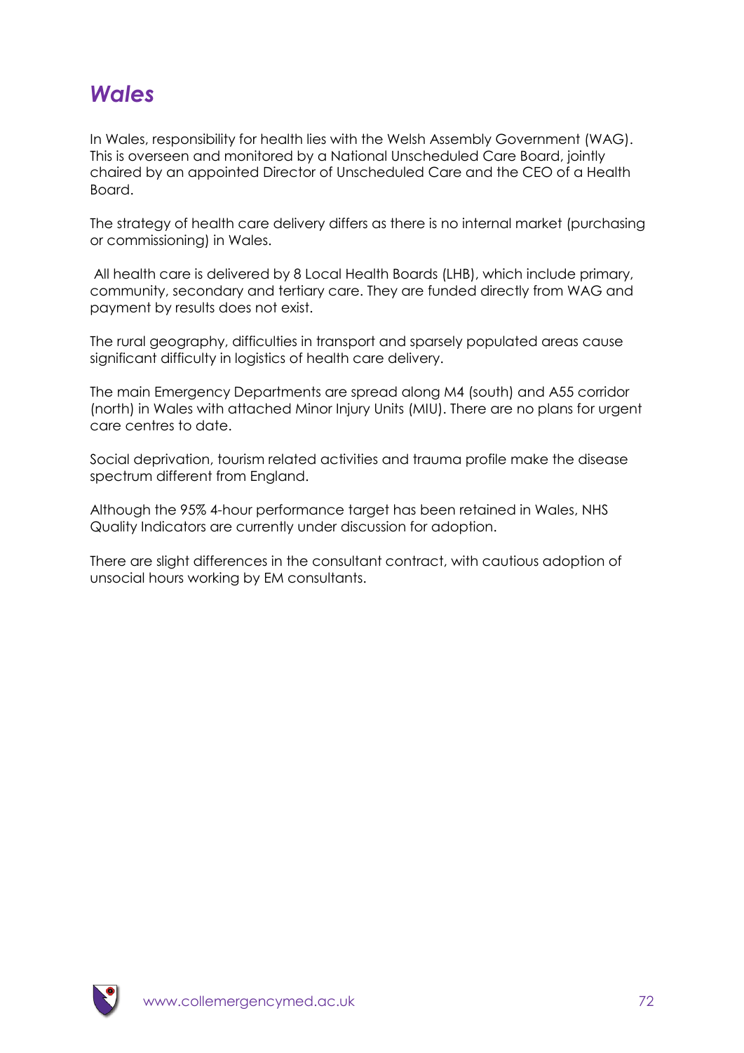## *Wales*

In Wales, responsibility for health lies with the Welsh Assembly Government (WAG). This is overseen and monitored by a National Unscheduled Care Board, jointly chaired by an appointed Director of Unscheduled Care and the CEO of a Health Board.

The strategy of health care delivery differs as there is no internal market (purchasing or commissioning) in Wales.

All health care is delivered by 8 Local Health Boards (LHB), which include primary, community, secondary and tertiary care. They are funded directly from WAG and payment by results does not exist.

The rural geography, difficulties in transport and sparsely populated areas cause significant difficulty in logistics of health care delivery.

The main Emergency Departments are spread along M4 (south) and A55 corridor (north) in Wales with attached Minor Injury Units (MIU). There are no plans for urgent care centres to date.

Social deprivation, tourism related activities and trauma profile make the disease spectrum different from England.

Although the 95% 4-hour performance target has been retained in Wales, NHS Quality Indicators are currently under discussion for adoption.

There are slight differences in the consultant contract, with cautious adoption of unsocial hours working by EM consultants.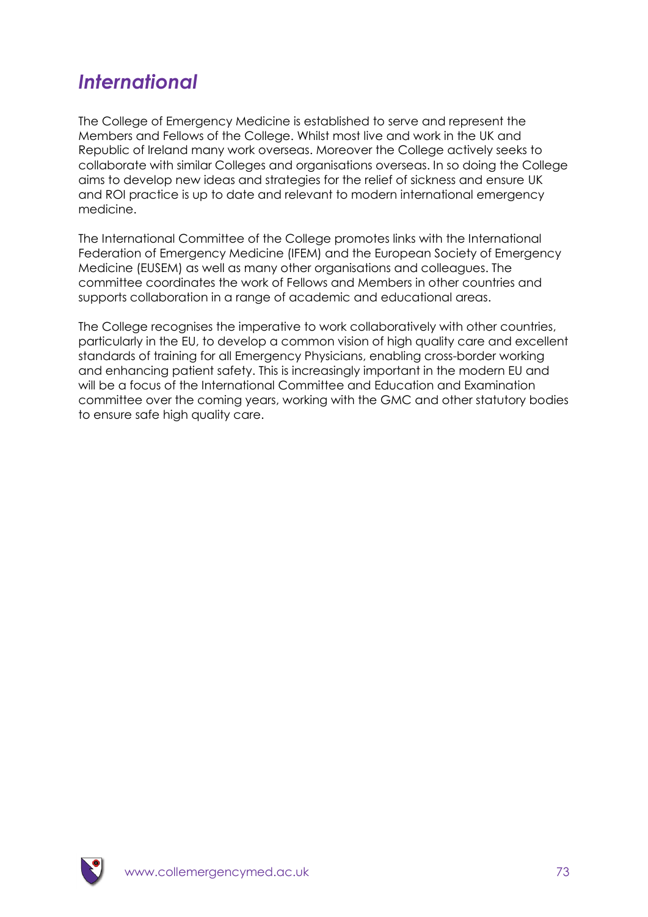## *International*

The College of Emergency Medicine is established to serve and represent the Members and Fellows of the College. Whilst most live and work in the UK and Republic of Ireland many work overseas. Moreover the College actively seeks to collaborate with similar Colleges and organisations overseas. In so doing the College aims to develop new ideas and strategies for the relief of sickness and ensure UK and ROI practice is up to date and relevant to modern international emergency medicine.

The International Committee of the College promotes links with the International Federation of Emergency Medicine (IFEM) and the European Society of Emergency Medicine (EUSEM) as well as many other organisations and colleagues. The committee coordinates the work of Fellows and Members in other countries and supports collaboration in a range of academic and educational areas.

The College recognises the imperative to work collaboratively with other countries, particularly in the EU, to develop a common vision of high quality care and excellent standards of training for all Emergency Physicians, enabling cross-border working and enhancing patient safety. This is increasingly important in the modern EU and will be a focus of the International Committee and Education and Examination committee over the coming years, working with the GMC and other statutory bodies to ensure safe high quality care.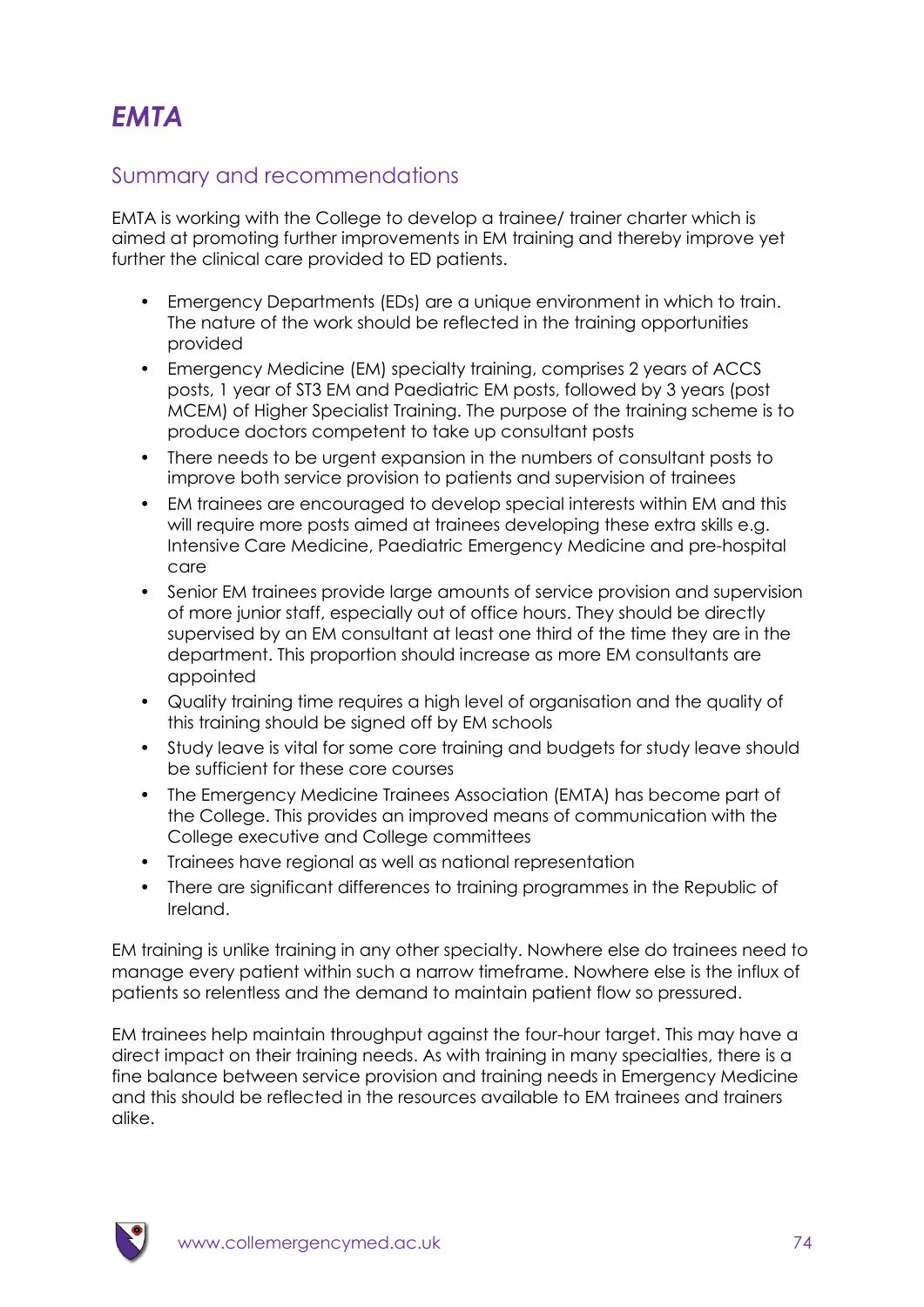# *EMTA*

## Summary and recommendations

EMTA is working with the College to develop a trainee/ trainer charter which is aimed at promoting further improvements in EM training and thereby improve yet further the clinical care provided to ED patients.

- Emergency Departments (EDs) are a unique environment in which to train. The nature of the work should be reflected in the training opportunities provided
- Emergency Medicine (EM) specialty training, comprises 2 years of ACCS posts, 1 year of ST3 EM and Paediatric EM posts, followed by 3 years (post MCEM) of Higher Specialist Training. The purpose of the training scheme is to produce doctors competent to take up consultant posts
- There needs to be urgent expansion in the numbers of consultant posts to improve both service provision to patients and supervision of trainees
- EM trainees are encouraged to develop special interests within EM and this will require more posts aimed at trainees developing these extra skills e.g. Intensive Care Medicine, Paediatric Emergency Medicine and pre-hospital care
- Senior EM trainees provide large amounts of service provision and supervision of more junior staff, especially out of office hours. They should be directly supervised by an EM consultant at least one third of the time they are in the department. This proportion should increase as more EM consultants are appointed
- Quality training time requires a high level of organisation and the quality of this training should be signed off by EM schools
- Study leave is vital for some core training and budgets for study leave should be sufficient for these core courses
- The Emergency Medicine Trainees Association (EMTA) has become part of the College. This provides an improved means of communication with the College executive and College committees
- Trainees have regional as well as national representation
- There are significant differences to training programmes in the Republic of Ireland.

EM training is unlike training in any other specialty. Nowhere else do trainees need to manage every patient within such a narrow timeframe. Nowhere else is the influx of patients so relentless and the demand to maintain patient flow so pressured.

EM trainees help maintain throughput against the four-hour target. This may have a direct impact on their training needs. As with training in many specialties, there is a fine balance between service provision and training needs in Emergency Medicine and this should be reflected in the resources available to EM trainees and trainers alike.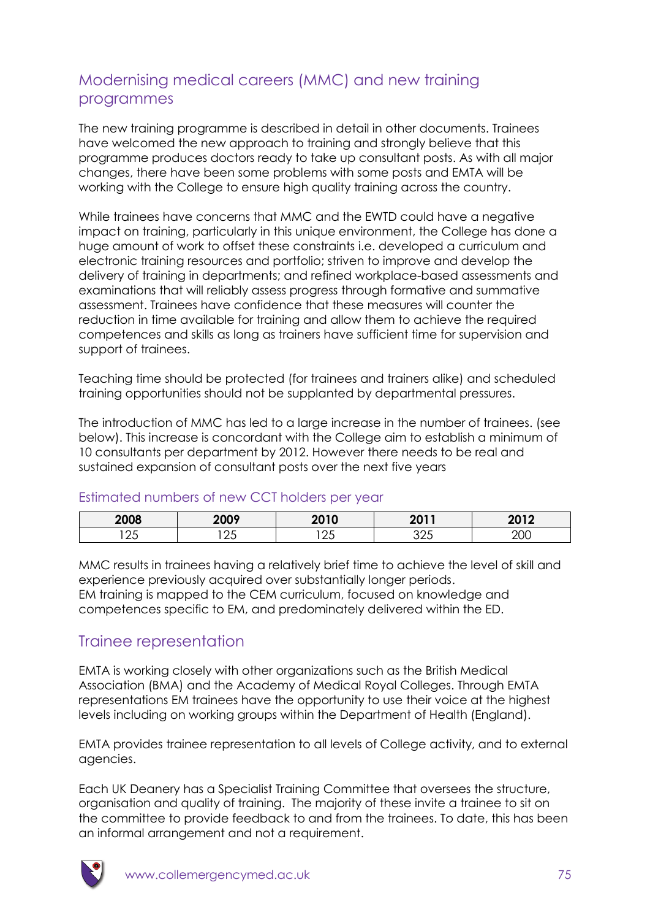## Modernising medical careers (MMC) and new training programmes

The new training programme is described in detail in other documents. Trainees have welcomed the new approach to training and strongly believe that this programme produces doctors ready to take up consultant posts. As with all major changes, there have been some problems with some posts and EMTA will be working with the College to ensure high quality training across the country.

While trainees have concerns that MMC and the EWTD could have a negative impact on training, particularly in this unique environment, the College has done a huge amount of work to offset these constraints i.e. developed a curriculum and electronic training resources and portfolio; striven to improve and develop the delivery of training in departments; and refined workplace-based assessments and examinations that will reliably assess progress through formative and summative assessment. Trainees have confidence that these measures will counter the reduction in time available for training and allow them to achieve the required competences and skills as long as trainers have sufficient time for supervision and support of trainees.

Teaching time should be protected (for trainees and trainers alike) and scheduled training opportunities should not be supplanted by departmental pressures.

The introduction of MMC has led to a large increase in the number of trainees. (see below). This increase is concordant with the College aim to establish a minimum of 10 consultants per department by 2012. However there needs to be real and sustained expansion of consultant posts over the next five years

### Estimated numbers of new CCT holders per year

| 2008 | 2009 | 2010 | 2011 | 2012 |
|---|---|---|---|---|
| 125 | 125 | 125 | 325 | 200 |

MMC results in trainees having a relatively brief time to achieve the level of skill and experience previously acquired over substantially longer periods.
EM training is mapped to the CEM curriculum, focused on knowledge and competences specific to EM, and predominately delivered within the ED.

## Trainee representation

EMTA is working closely with other organizations such as the British Medical Association (BMA) and the Academy of Medical Royal Colleges. Through EMTA representations EM trainees have the opportunity to use their voice at the highest levels including on working groups within the Department of Health (England).

EMTA provides trainee representation to all levels of College activity, and to external agencies.

Each UK Deanery has a Specialist Training Committee that oversees the structure, organisation and quality of training. The majority of these invite a trainee to sit on the committee to provide feedback to and from the trainees. To date, this has been an informal arrangement and not a requirement.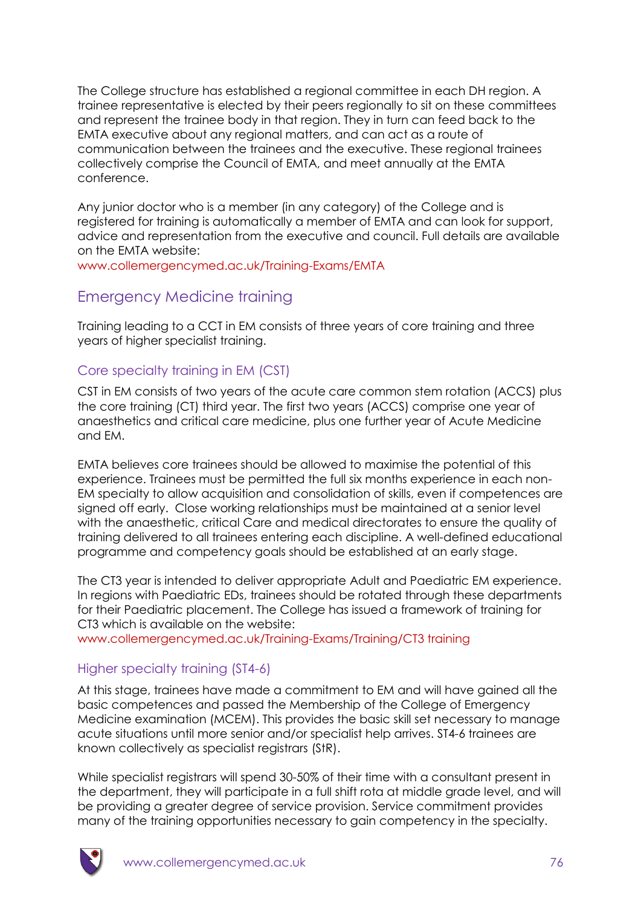The College structure has established a regional committee in each DH region. A trainee representative is elected by their peers regionally to sit on these committees and represent the trainee body in that region. They in turn can feed back to the EMTA executive about any regional matters, and can act as a route of communication between the trainees and the executive. These regional trainees collectively comprise the Council of EMTA, and meet annually at the EMTA conference.

Any junior doctor who is a member (in any category) of the College and is registered for training is automatically a member of EMTA and can look for support, advice and representation from the executive and council. Full details are available on the EMTA website:
www.collemergencymed.ac.uk/Training-Exams/EMTA

## Emergency Medicine training

Training leading to a CCT in EM consists of three years of core training and three years of higher specialist training.

### Core specialty training in EM (CST)

CST in EM consists of two years of the acute care common stem rotation (ACCS) plus the core training (CT) third year. The first two years (ACCS) comprise one year of anaesthetics and critical care medicine, plus one further year of Acute Medicine and EM.

EMTA believes core trainees should be allowed to maximise the potential of this experience. Trainees must be permitted the full six months experience in each non-EM specialty to allow acquisition and consolidation of skills, even if competences are signed off early. Close working relationships must be maintained at a senior level with the anaesthetic, critical Care and medical directorates to ensure the quality of training delivered to all trainees entering each discipline. A well-defined educational programme and competency goals should be established at an early stage.

The CT3 year is intended to deliver appropriate Adult and Paediatric EM experience. In regions with Paediatric EDs, trainees should be rotated through these departments for their Paediatric placement. The College has issued a framework of training for CT3 which is available on the website:
www.collemergencymed.ac.uk/Training-Exams/Training/CT3 training

### Higher specialty training (ST4-6)

At this stage, trainees have made a commitment to EM and will have gained all the basic competences and passed the Membership of the College of Emergency Medicine examination (MCEM). This provides the basic skill set necessary to manage acute situations until more senior and/or specialist help arrives. ST4-6 trainees are known collectively as specialist registrars (StR).

While specialist registrars will spend 30-50% of their time with a consultant present in the department, they will participate in a full shift rota at middle grade level, and will be providing a greater degree of service provision. Service commitment provides many of the training opportunities necessary to gain competency in the specialty.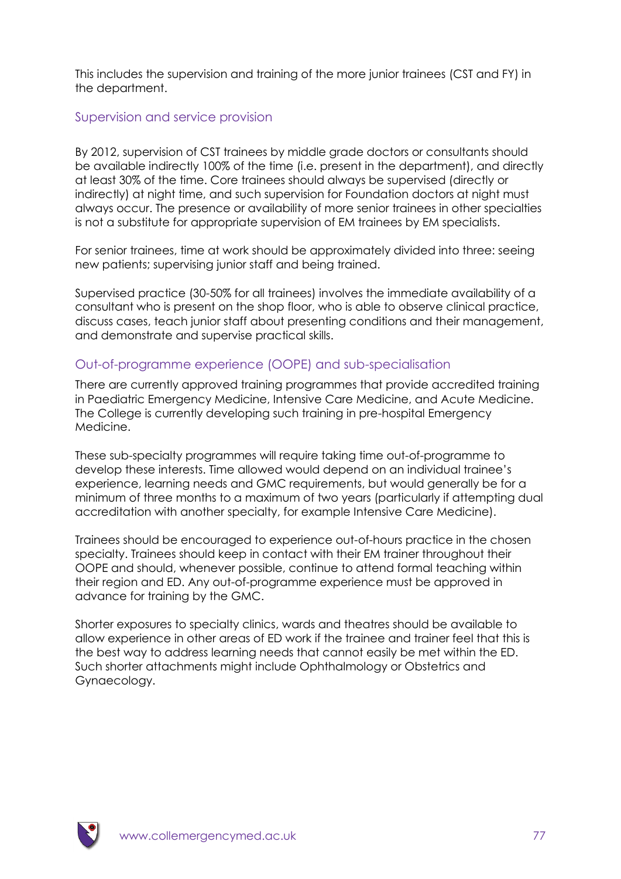This includes the supervision and training of the more junior trainees (CST and FY) in the department.

### Supervision and service provision

By 2012, supervision of CST trainees by middle grade doctors or consultants should be available indirectly 100% of the time (i.e. present in the department), and directly at least 30% of the time. Core trainees should always be supervised (directly or indirectly) at night time, and such supervision for Foundation doctors at night must always occur. The presence or availability of more senior trainees in other specialties is not a substitute for appropriate supervision of EM trainees by EM specialists.

For senior trainees, time at work should be approximately divided into three: seeing new patients; supervising junior staff and being trained.

Supervised practice (30-50% for all trainees) involves the immediate availability of a consultant who is present on the shop floor, who is able to observe clinical practice, discuss cases, teach junior staff about presenting conditions and their management, and demonstrate and supervise practical skills.

### Out-of-programme experience (OOPE) and sub-specialisation

There are currently approved training programmes that provide accredited training in Paediatric Emergency Medicine, Intensive Care Medicine, and Acute Medicine. The College is currently developing such training in pre-hospital Emergency Medicine.

These sub-specialty programmes will require taking time out-of-programme to develop these interests. Time allowed would depend on an individual trainee's experience, learning needs and GMC requirements, but would generally be for a minimum of three months to a maximum of two years (particularly if attempting dual accreditation with another specialty, for example Intensive Care Medicine).

Trainees should be encouraged to experience out-of-hours practice in the chosen specialty. Trainees should keep in contact with their EM trainer throughout their OOPE and should, whenever possible, continue to attend formal teaching within their region and ED. Any out-of-programme experience must be approved in advance for training by the GMC.

Shorter exposures to specialty clinics, wards and theatres should be available to allow experience in other areas of ED work if the trainee and trainer feel that this is the best way to address learning needs that cannot easily be met within the ED. Such shorter attachments might include Ophthalmology or Obstetrics and Gynaecology.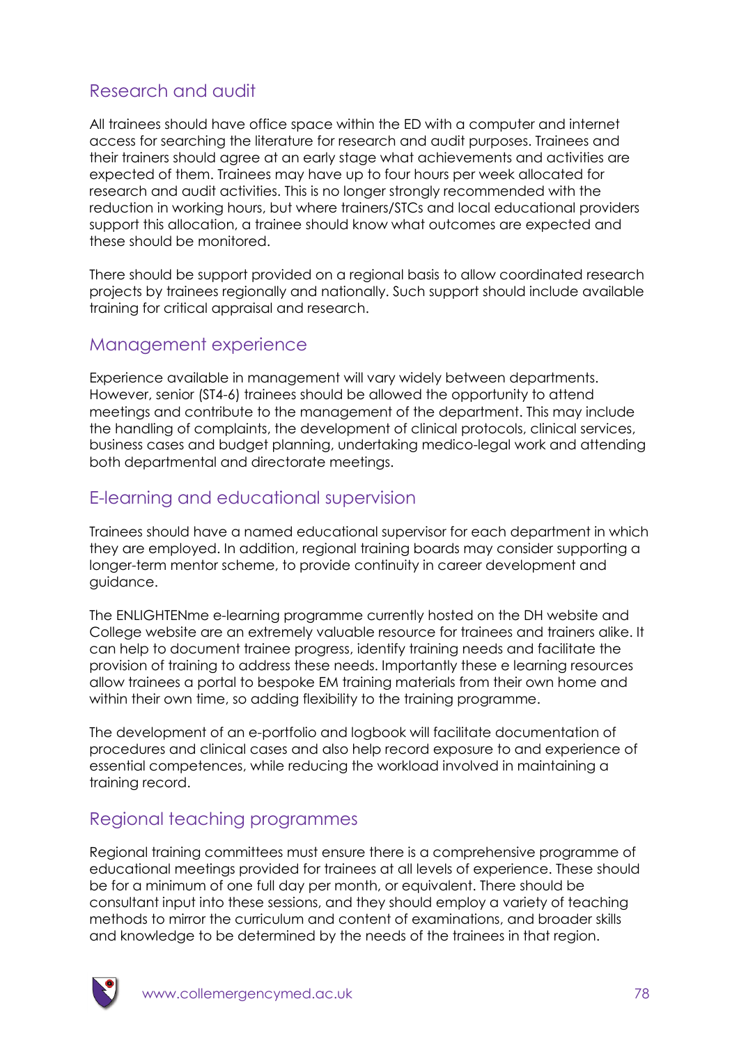## Research and audit

All trainees should have office space within the ED with a computer and internet access for searching the literature for research and audit purposes. Trainees and their trainers should agree at an early stage what achievements and activities are expected of them. Trainees may have up to four hours per week allocated for research and audit activities. This is no longer strongly recommended with the reduction in working hours, but where trainers/STCs and local educational providers support this allocation, a trainee should know what outcomes are expected and these should be monitored.

There should be support provided on a regional basis to allow coordinated research projects by trainees regionally and nationally. Such support should include available training for critical appraisal and research.

## Management experience

Experience available in management will vary widely between departments. However, senior (ST4-6) trainees should be allowed the opportunity to attend meetings and contribute to the management of the department. This may include the handling of complaints, the development of clinical protocols, clinical services, business cases and budget planning, undertaking medico-legal work and attending both departmental and directorate meetings.

## E-learning and educational supervision

Trainees should have a named educational supervisor for each department in which they are employed. In addition, regional training boards may consider supporting a longer-term mentor scheme, to provide continuity in career development and guidance.

The ENLIGHTENme e-learning programme currently hosted on the DH website and College website are an extremely valuable resource for trainees and trainers alike. It can help to document trainee progress, identify training needs and facilitate the provision of training to address these needs. Importantly these e learning resources allow trainees a portal to bespoke EM training materials from their own home and within their own time, so adding flexibility to the training programme.

The development of an e-portfolio and logbook will facilitate documentation of procedures and clinical cases and also help record exposure to and experience of essential competences, while reducing the workload involved in maintaining a training record.

## Regional teaching programmes

Regional training committees must ensure there is a comprehensive programme of educational meetings provided for trainees at all levels of experience. These should be for a minimum of one full day per month, or equivalent. There should be consultant input into these sessions, and they should employ a variety of teaching methods to mirror the curriculum and content of examinations, and broader skills and knowledge to be determined by the needs of the trainees in that region.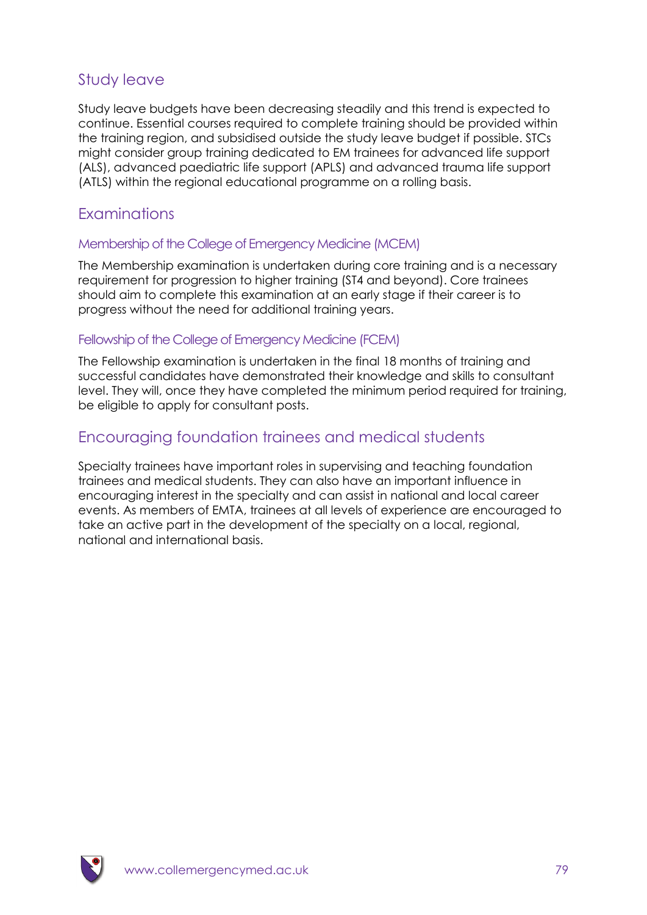## Study leave

Study leave budgets have been decreasing steadily and this trend is expected to continue. Essential courses required to complete training should be provided within the training region, and subsidised outside the study leave budget if possible. STCs might consider group training dedicated to EM trainees for advanced life support (ALS), advanced paediatric life support (APLS) and advanced trauma life support (ATLS) within the regional educational programme on a rolling basis.

## Examinations

### Membership of the College of Emergency Medicine (MCEM)

The Membership examination is undertaken during core training and is a necessary requirement for progression to higher training (ST4 and beyond). Core trainees should aim to complete this examination at an early stage if their career is to progress without the need for additional training years.

### Fellowship of the College of Emergency Medicine (FCEM)

The Fellowship examination is undertaken in the final 18 months of training and successful candidates have demonstrated their knowledge and skills to consultant level. They will, once they have completed the minimum period required for training, be eligible to apply for consultant posts.

## Encouraging foundation trainees and medical students

Specialty trainees have important roles in supervising and teaching foundation trainees and medical students. They can also have an important influence in encouraging interest in the specialty and can assist in national and local career events. As members of EMTA, trainees at all levels of experience are encouraged to take an active part in the development of the specialty on a local, regional, national and international basis.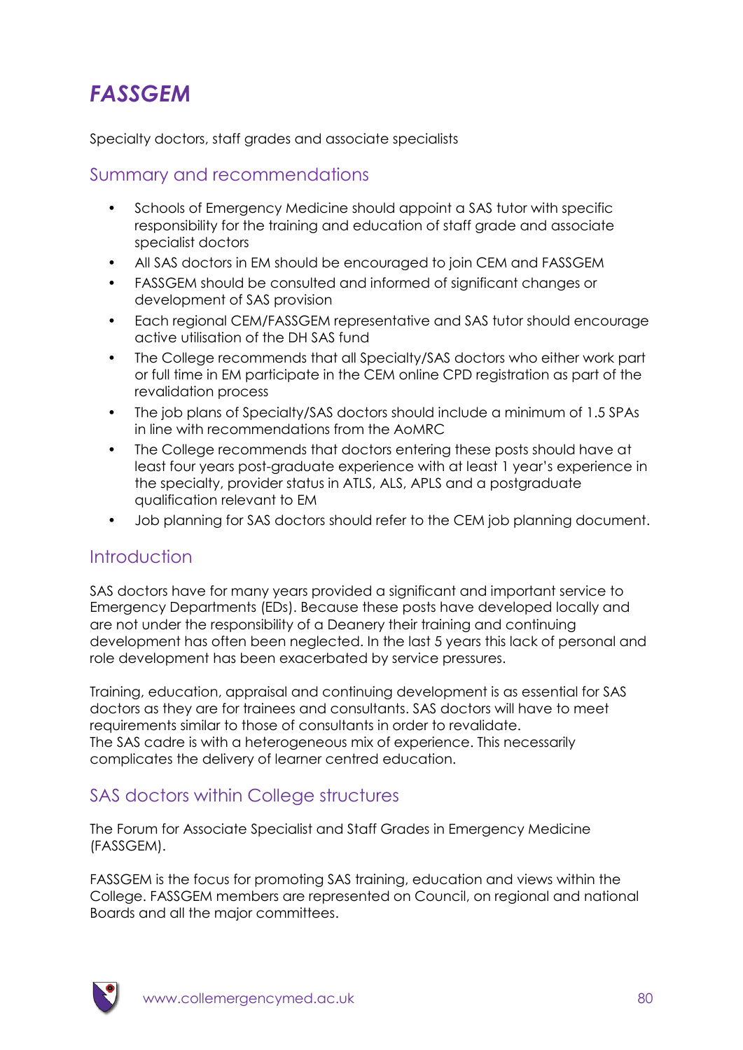# *FASSGEM*

Specialty doctors, staff grades and associate specialists

## Summary and recommendations

- Schools of Emergency Medicine should appoint a SAS tutor with specific responsibility for the training and education of staff grade and associate specialist doctors
- All SAS doctors in EM should be encouraged to join CEM and FASSGEM
- FASSGEM should be consulted and informed of significant changes or development of SAS provision
- Each regional CEM/FASSGEM representative and SAS tutor should encourage active utilisation of the DH SAS fund
- The College recommends that all Specialty/SAS doctors who either work part or full time in EM participate in the CEM online CPD registration as part of the revalidation process
- The job plans of Specialty/SAS doctors should include a minimum of 1.5 SPAs in line with recommendations from the AoMRC
- The College recommends that doctors entering these posts should have at least four years post-graduate experience with at least 1 year's experience in the specialty, provider status in ATLS, ALS, APLS and a postgraduate qualification relevant to EM
- Job planning for SAS doctors should refer to the CEM job planning document.

## Introduction

SAS doctors have for many years provided a significant and important service to Emergency Departments (EDs). Because these posts have developed locally and are not under the responsibility of a Deanery their training and continuing development has often been neglected. In the last 5 years this lack of personal and role development has been exacerbated by service pressures.

Training, education, appraisal and continuing development is as essential for SAS doctors as they are for trainees and consultants. SAS doctors will have to meet requirements similar to those of consultants in order to revalidate.
The SAS cadre is with a heterogeneous mix of experience. This necessarily complicates the delivery of learner centred education.

## SAS doctors within College structures

The Forum for Associate Specialist and Staff Grades in Emergency Medicine (FASSGEM).

FASSGEM is the focus for promoting SAS training, education and views within the College. FASSGEM members are represented on Council, on regional and national Boards and all the major committees.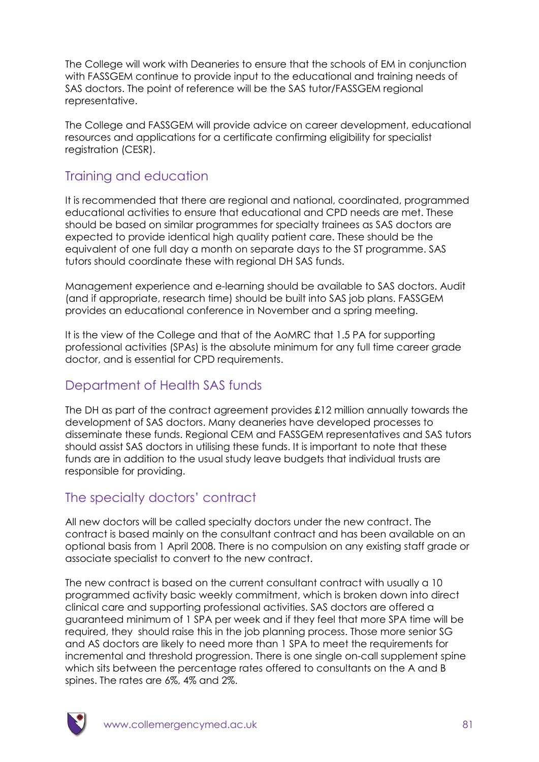The College will work with Deaneries to ensure that the schools of EM in conjunction with FASSGEM continue to provide input to the educational and training needs of SAS doctors. The point of reference will be the SAS tutor/FASSGEM regional representative.

The College and FASSGEM will provide advice on career development, educational resources and applications for a certificate confirming eligibility for specialist registration (CESR).

## Training and education

It is recommended that there are regional and national, coordinated, programmed educational activities to ensure that educational and CPD needs are met. These should be based on similar programmes for specialty trainees as SAS doctors are expected to provide identical high quality patient care. These should be the equivalent of one full day a month on separate days to the ST programme. SAS tutors should coordinate these with regional DH SAS funds.

Management experience and e-learning should be available to SAS doctors. Audit (and if appropriate, research time) should be built into SAS job plans. FASSGEM provides an educational conference in November and a spring meeting.

It is the view of the College and that of the AoMRC that 1.5 PA for supporting professional activities (SPAs) is the absolute minimum for any full time career grade doctor, and is essential for CPD requirements.

## Department of Health SAS funds

The DH as part of the contract agreement provides £12 million annually towards the development of SAS doctors. Many deaneries have developed processes to disseminate these funds. Regional CEM and FASSGEM representatives and SAS tutors should assist SAS doctors in utilising these funds. It is important to note that these funds are in addition to the usual study leave budgets that individual trusts are responsible for providing.

## The specialty doctors' contract

All new doctors will be called specialty doctors under the new contract. The contract is based mainly on the consultant contract and has been available on an optional basis from 1 April 2008. There is no compulsion on any existing staff grade or associate specialist to convert to the new contract.

The new contract is based on the current consultant contract with usually a 10 programmed activity basic weekly commitment, which is broken down into direct clinical care and supporting professional activities. SAS doctors are offered a guaranteed minimum of 1 SPA per week and if they feel that more SPA time will be required, they should raise this in the job planning process. Those more senior SG and AS doctors are likely to need more than 1 SPA to meet the requirements for incremental and threshold progression. There is one single on-call supplement spine which sits between the percentage rates offered to consultants on the A and B spines. The rates are 6%, 4% and 2%.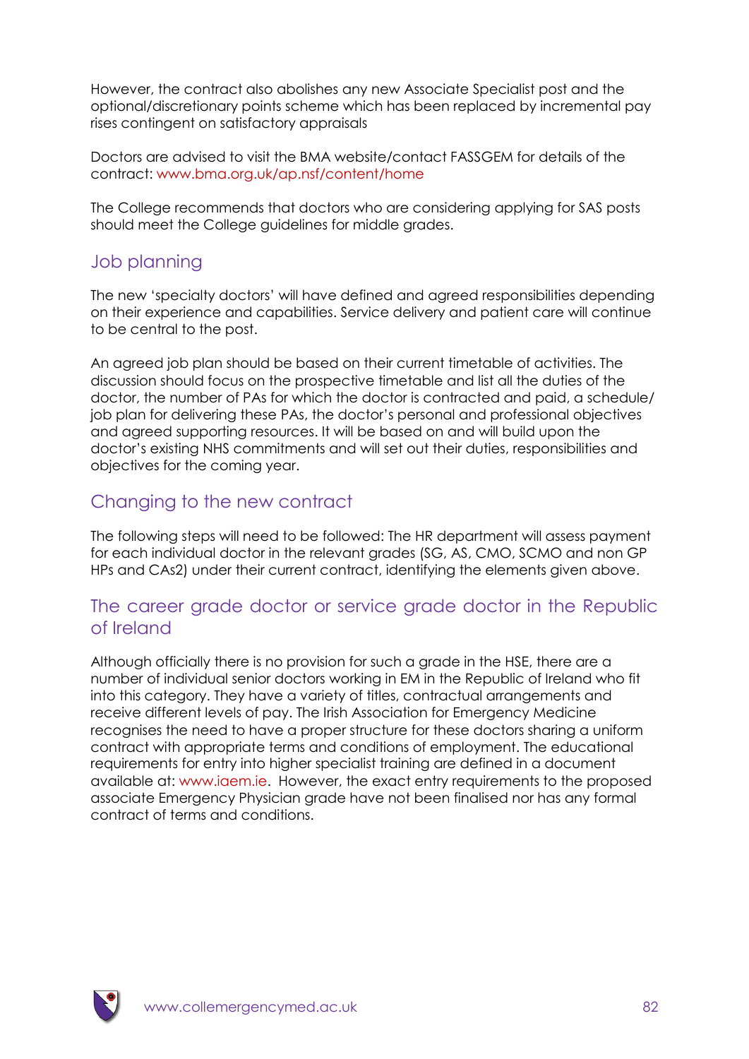However, the contract also abolishes any new Associate Specialist post and the optional/discretionary points scheme which has been replaced by incremental pay rises contingent on satisfactory appraisals

Doctors are advised to visit the BMA website/contact FASSGEM for details of the contract: www.bma.org.uk/ap.nsf/content/home

The College recommends that doctors who are considering applying for SAS posts should meet the College guidelines for middle grades.

## Job planning

The new 'specialty doctors' will have defined and agreed responsibilities depending on their experience and capabilities. Service delivery and patient care will continue to be central to the post.

An agreed job plan should be based on their current timetable of activities. The discussion should focus on the prospective timetable and list all the duties of the doctor, the number of PAs for which the doctor is contracted and paid, a schedule/job plan for delivering these PAs, the doctor's personal and professional objectives and agreed supporting resources. It will be based on and will build upon the doctor's existing NHS commitments and will set out their duties, responsibilities and objectives for the coming year.

## Changing to the new contract

The following steps will need to be followed: The HR department will assess payment for each individual doctor in the relevant grades (SG, AS, CMO, SCMO and non GP HPs and CAs2) under their current contract, identifying the elements given above.

## The career grade doctor or service grade doctor in the Republic of Ireland

Although officially there is no provision for such a grade in the HSE, there are a number of individual senior doctors working in EM in the Republic of Ireland who fit into this category. They have a variety of titles, contractual arrangements and receive different levels of pay. The Irish Association for Emergency Medicine recognises the need to have a proper structure for these doctors sharing a uniform contract with appropriate terms and conditions of employment. The educational requirements for entry into higher specialist training are defined in a document available at: www.iaem.ie. However, the exact entry requirements to the proposed associate Emergency Physician grade have not been finalised nor has any formal contract of terms and conditions.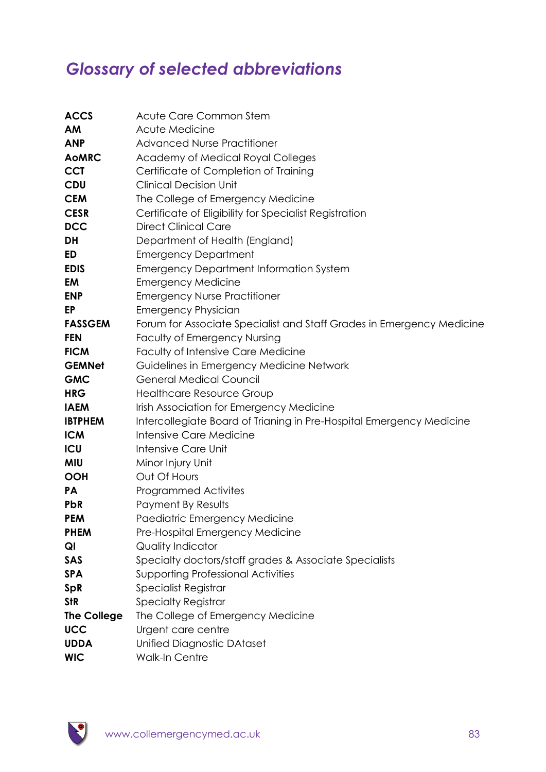# *Glossary of selected abbreviations*

| | |
|---|---|
| **ACCS** | Acute Care Common Stem |
| **AM** | Acute Medicine |
| **ANP** | Advanced Nurse Practitioner |
| **AoMRC** | Academy of Medical Royal Colleges |
| **CCT** | Certificate of Completion of Training |
| **CDU** | Clinical Decision Unit |
| **CEM** | The College of Emergency Medicine |
| **CESR** | Certificate of Eligibility for Specialist Registration |
| **DCC** | Direct Clinical Care |
| **DH** | Department of Health (England) |
| **ED** | Emergency Department |
| **EDIS** | Emergency Department Information System |
| **EM** | Emergency Medicine |
| **ENP** | Emergency Nurse Practitioner |
| **EP** | Emergency Physician |
| **FASSGEM** | Forum for Associate Specialist and Staff Grades in Emergency Medicine |
| **FEN** | Faculty of Emergency Nursing |
| **FICM** | Faculty of Intensive Care Medicine |
| **GEMNet** | Guidelines in Emergency Medicine Network |
| **GMC** | General Medical Council |
| **HRG** | Healthcare Resource Group |
| **IAEM** | Irish Association for Emergency Medicine |
| **IBTPHEM** | Intercollegiate Board of Trianing in Pre-Hospital Emergency Medicine |
| **ICM** | Intensive Care Medicine |
| **ICU** | Intensive Care Unit |
| **MIU** | Minor Injury Unit |
| **OOH** | Out Of Hours |
| **PA** | Programmed Activites |
| **PbR** | Payment By Results |
| **PEM** | Paediatric Emergency Medicine |
| **PHEM** | Pre-Hospital Emergency Medicine |
| **QI** | Quality Indicator |
| **SAS** | Specialty doctors/staff grades & Associate Specialists |
| **SPA** | Supporting Professional Activities |
| **SpR** | Specialist Registrar |
| **StR** | Specialty Registrar |
| **The College** | The College of Emergency Medicine |
| **UCC** | Urgent care centre |
| **UDDA** | Unified Diagnostic DAtaset |
| **WIC** | Walk-In Centre |